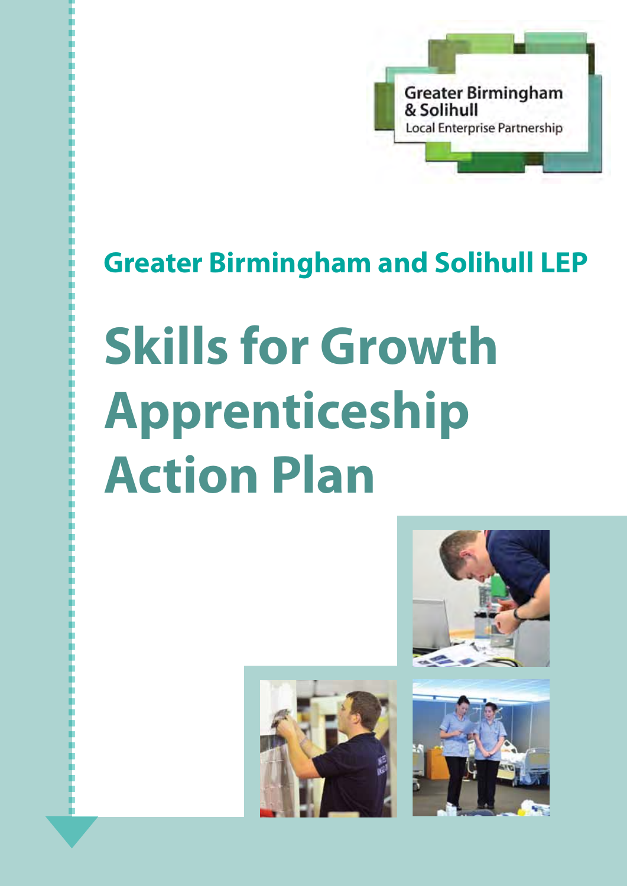Greater Birmingham & Solihull Local Enterprise Partnership

## Greater Birmingham and Solihull LEP

# Skills for Growth Apprenticeship Action Plan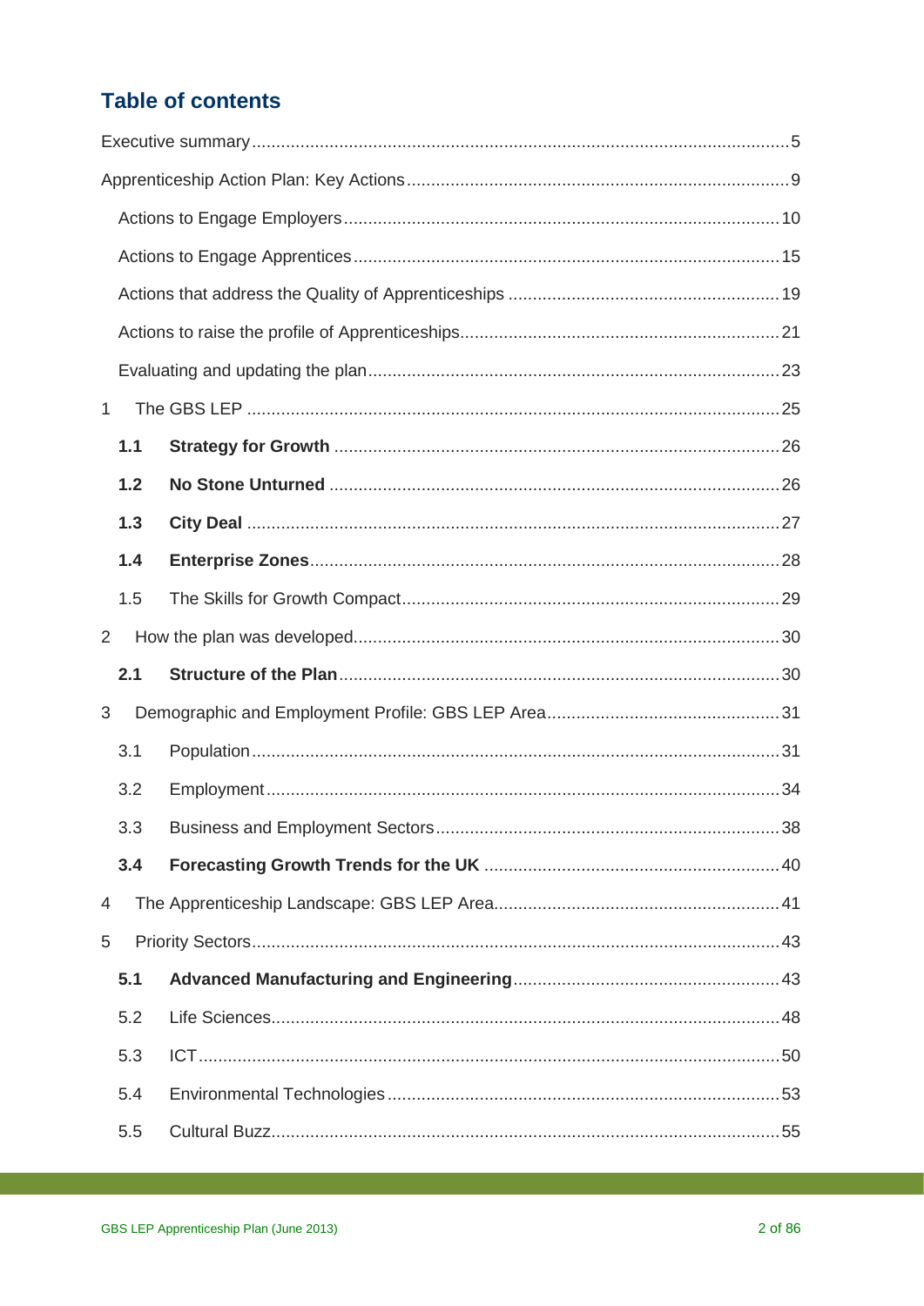## Table of contents

Executive summary ..... 5

Apprenticeship Action Plan: Key Actions ..... 9

- Actions to Engage Employers ..... 10
- Actions to Engage Apprentices ..... 15
- Actions that address the Quality of Apprenticeships ..... 19
- Actions to raise the profile of Apprenticeships ..... 21
- Evaluating and updating the plan ..... 23

1 The GBS LEP ..... 25

- **1.1 Strategy for Growth** ..... 26
- **1.2 No Stone Unturned** ..... 26
- **1.3 City Deal** ..... 27
- **1.4 Enterprise Zones** ..... 28
- 1.5 The Skills for Growth Compact ..... 29

2 How the plan was developed ..... 30

- **2.1 Structure of the Plan** ..... 30

3 Demographic and Employment Profile: GBS LEP Area ..... 31

- 3.1 Population ..... 31
- 3.2 Employment ..... 34
- 3.3 Business and Employment Sectors ..... 38
- **3.4 Forecasting Growth Trends for the UK** ..... 40

4 The Apprenticeship Landscape: GBS LEP Area ..... 41

5 Priority Sectors ..... 43

- **5.1 Advanced Manufacturing and Engineering** ..... 43
- 5.2 Life Sciences ..... 48
- 5.3 ICT ..... 50
- 5.4 Environmental Technologies ..... 53
- 5.5 Cultural Buzz ..... 55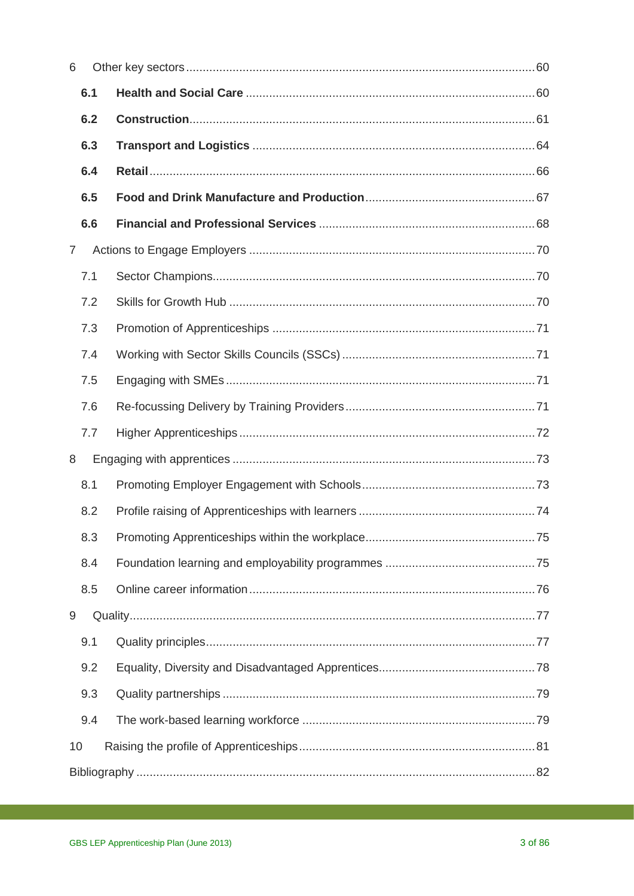6 Other key sectors ........ 60

**6.1 Health and Social Care** ........ 60

**6.2 Construction** ........ 61

**6.3 Transport and Logistics** ........ 64

**6.4 Retail** ........ 66

**6.5 Food and Drink Manufacture and Production** ........ 67

**6.6 Financial and Professional Services** ........ 68

7 Actions to Engage Employers ........ 70

7.1 Sector Champions ........ 70

7.2 Skills for Growth Hub ........ 70

7.3 Promotion of Apprenticeships ........ 71

7.4 Working with Sector Skills Councils (SSCs) ........ 71

7.5 Engaging with SMEs ........ 71

7.6 Re-focussing Delivery by Training Providers ........ 71

7.7 Higher Apprenticeships ........ 72

8 Engaging with apprentices ........ 73

8.1 Promoting Employer Engagement with Schools ........ 73

8.2 Profile raising of Apprenticeships with learners ........ 74

8.3 Promoting Apprenticeships within the workplace ........ 75

8.4 Foundation learning and employability programmes ........ 75

8.5 Online career information ........ 76

9 Quality ........ 77

9.1 Quality principles ........ 77

9.2 Equality, Diversity and Disadvantaged Apprentices ........ 78

9.3 Quality partnerships ........ 79

9.4 The work-based learning workforce ........ 79

10 Raising the profile of Apprenticeships ........ 81

Bibliography ........ 82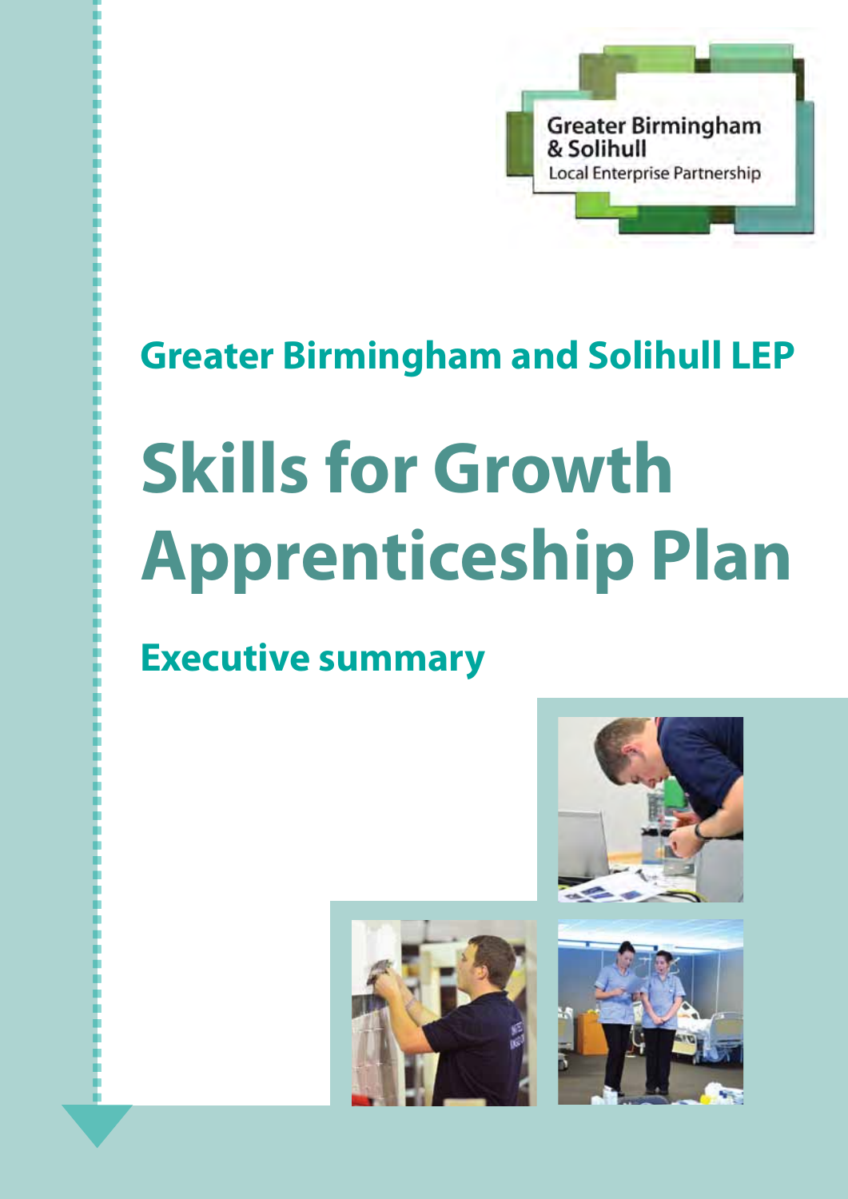Greater Birmingham & Solihull Local Enterprise Partnership

## Greater Birmingham and Solihull LEP

# Skills for Growth Apprenticeship Plan

## Executive summary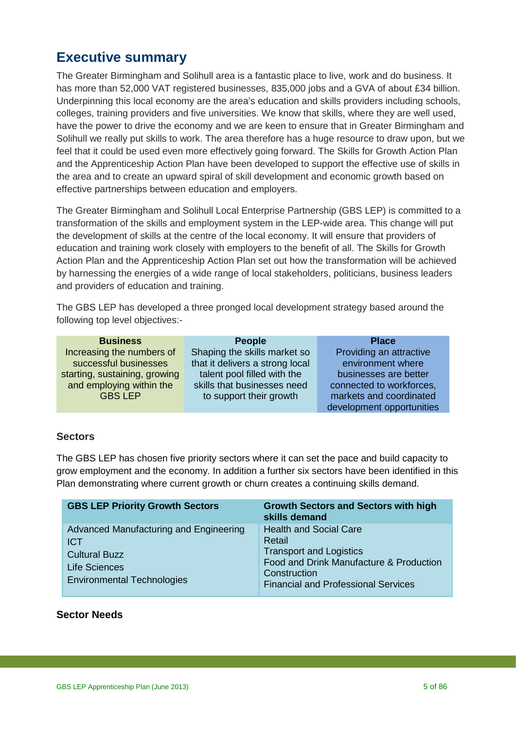## Executive summary

The Greater Birmingham and Solihull area is a fantastic place to live, work and do business. It has more than 52,000 VAT registered businesses, 835,000 jobs and a GVA of about £34 billion. Underpinning this local economy are the area's education and skills providers including schools, colleges, training providers and five universities. We know that skills, where they are well used, have the power to drive the economy and we are keen to ensure that in Greater Birmingham and Solihull we really put skills to work. The area therefore has a huge resource to draw upon, but we feel that it could be used even more effectively going forward. The Skills for Growth Action Plan and the Apprenticeship Action Plan have been developed to support the effective use of skills in the area and to create an upward spiral of skill development and economic growth based on effective partnerships between education and employers.

The Greater Birmingham and Solihull Local Enterprise Partnership (GBS LEP) is committed to a transformation of the skills and employment system in the LEP-wide area. This change will put the development of skills at the centre of the local economy. It will ensure that providers of education and training work closely with employers to the benefit of all. The Skills for Growth Action Plan and the Apprenticeship Action Plan set out how the transformation will be achieved by harnessing the energies of a wide range of local stakeholders, politicians, business leaders and providers of education and training.

The GBS LEP has developed a three pronged local development strategy based around the following top level objectives:-

| Business | People | Place |
|---|---|---|
| Increasing the numbers of successful businesses starting, sustaining, growing and employing within the GBS LEP | Shaping the skills market so that it delivers a strong local talent pool filled with the skills that businesses need to support their growth | Providing an attractive environment where businesses are better connected to workforces, markets and coordinated development opportunities |

### Sectors

The GBS LEP has chosen five priority sectors where it can set the pace and build capacity to grow employment and the economy. In addition a further six sectors have been identified in this Plan demonstrating where current growth or churn creates a continuing skills demand.

| GBS LEP Priority Growth Sectors | Growth Sectors and Sectors with high skills demand |
|---|---|
| Advanced Manufacturing and Engineering | Health and Social Care |
| ICT | Retail |
| Cultural Buzz | Transport and Logistics |
| Life Sciences | Food and Drink Manufacture & Production |
| Environmental Technologies | Construction |
| | Financial and Professional Services |

### Sector Needs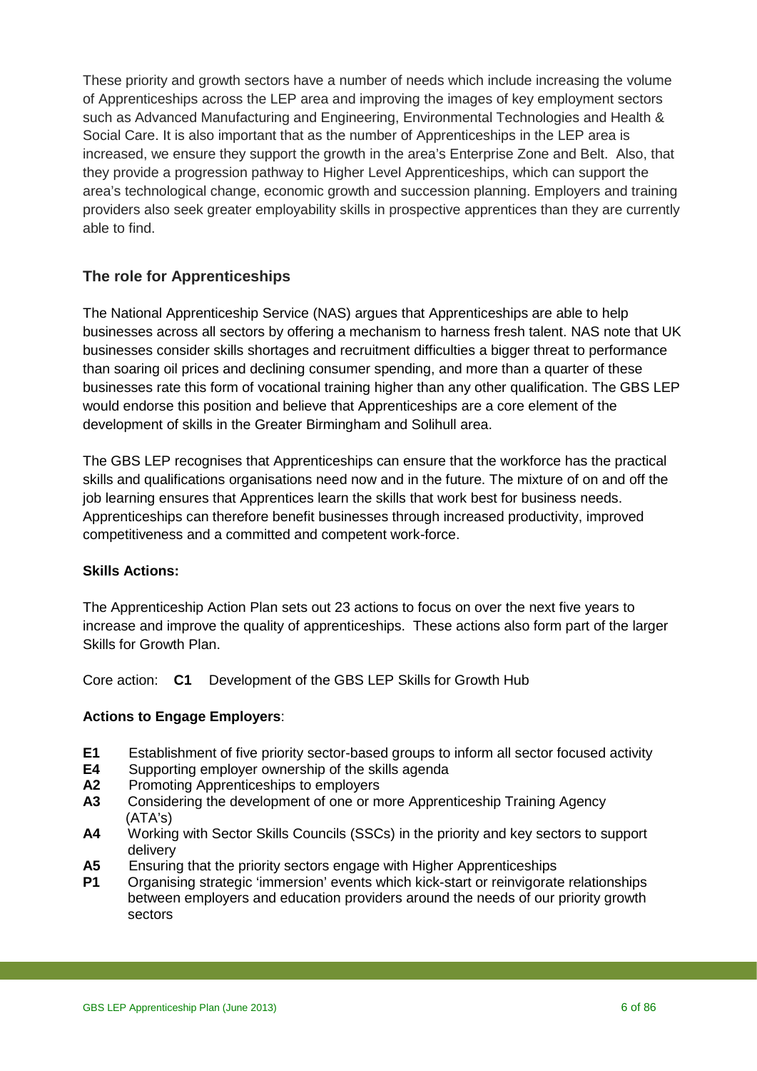These priority and growth sectors have a number of needs which include increasing the volume of Apprenticeships across the LEP area and improving the images of key employment sectors such as Advanced Manufacturing and Engineering, Environmental Technologies and Health & Social Care. It is also important that as the number of Apprenticeships in the LEP area is increased, we ensure they support the growth in the area's Enterprise Zone and Belt. Also, that they provide a progression pathway to Higher Level Apprenticeships, which can support the area's technological change, economic growth and succession planning. Employers and training providers also seek greater employability skills in prospective apprentices than they are currently able to find.

## The role for Apprenticeships

The National Apprenticeship Service (NAS) argues that Apprenticeships are able to help businesses across all sectors by offering a mechanism to harness fresh talent. NAS note that UK businesses consider skills shortages and recruitment difficulties a bigger threat to performance than soaring oil prices and declining consumer spending, and more than a quarter of these businesses rate this form of vocational training higher than any other qualification. The GBS LEP would endorse this position and believe that Apprenticeships are a core element of the development of skills in the Greater Birmingham and Solihull area.

The GBS LEP recognises that Apprenticeships can ensure that the workforce has the practical skills and qualifications organisations need now and in the future. The mixture of on and off the job learning ensures that Apprentices learn the skills that work best for business needs. Apprenticeships can therefore benefit businesses through increased productivity, improved competitiveness and a committed and competent work-force.

### Skills Actions:

The Apprenticeship Action Plan sets out 23 actions to focus on over the next five years to increase and improve the quality of apprenticeships. These actions also form part of the larger Skills for Growth Plan.

Core action: **C1** Development of the GBS LEP Skills for Growth Hub

### Actions to Engage Employers:

- **E1** Establishment of five priority sector-based groups to inform all sector focused activity
- **E4** Supporting employer ownership of the skills agenda
- **A2** Promoting Apprenticeships to employers
- **A3** Considering the development of one or more Apprenticeship Training Agency (ATA's)
- **A4** Working with Sector Skills Councils (SSCs) in the priority and key sectors to support delivery
- **A5** Ensuring that the priority sectors engage with Higher Apprenticeships
- **P1** Organising strategic 'immersion' events which kick-start or reinvigorate relationships between employers and education providers around the needs of our priority growth sectors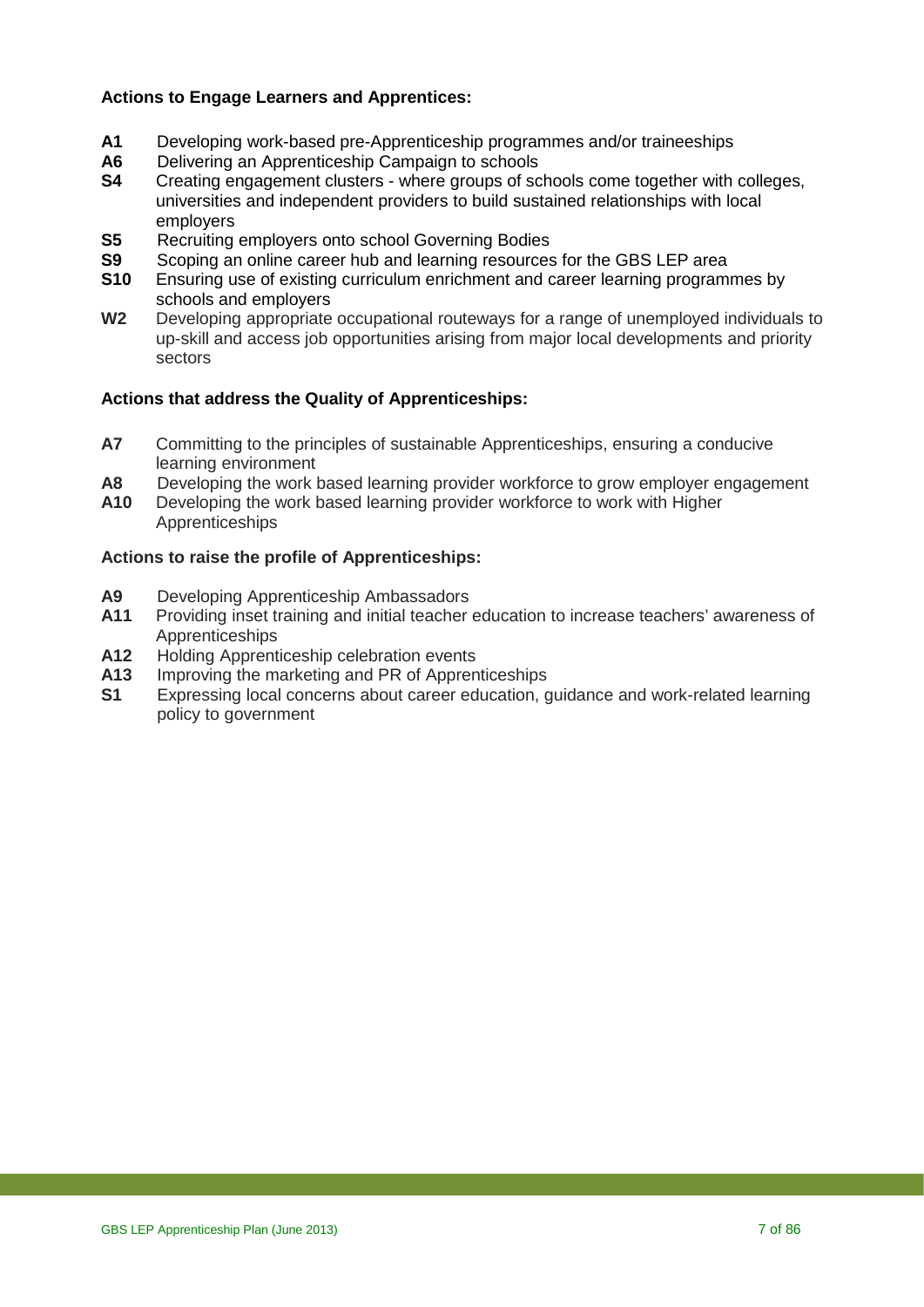**Actions to Engage Learners and Apprentices:**

**A1** Developing work-based pre-Apprenticeship programmes and/or traineeships
**A6** Delivering an Apprenticeship Campaign to schools
**S4** Creating engagement clusters - where groups of schools come together with colleges, universities and independent providers to build sustained relationships with local employers
**S5** Recruiting employers onto school Governing Bodies
**S9** Scoping an online career hub and learning resources for the GBS LEP area
**S10** Ensuring use of existing curriculum enrichment and career learning programmes by schools and employers
**W2** Developing appropriate occupational routeways for a range of unemployed individuals to up-skill and access job opportunities arising from major local developments and priority sectors

**Actions that address the Quality of Apprenticeships:**

**A7** Committing to the principles of sustainable Apprenticeships, ensuring a conducive learning environment
**A8** Developing the work based learning provider workforce to grow employer engagement
**A10** Developing the work based learning provider workforce to work with Higher Apprenticeships

**Actions to raise the profile of Apprenticeships:**

**A9** Developing Apprenticeship Ambassadors
**A11** Providing inset training and initial teacher education to increase teachers' awareness of Apprenticeships
**A12** Holding Apprenticeship celebration events
**A13** Improving the marketing and PR of Apprenticeships
**S1** Expressing local concerns about career education, guidance and work-related learning policy to government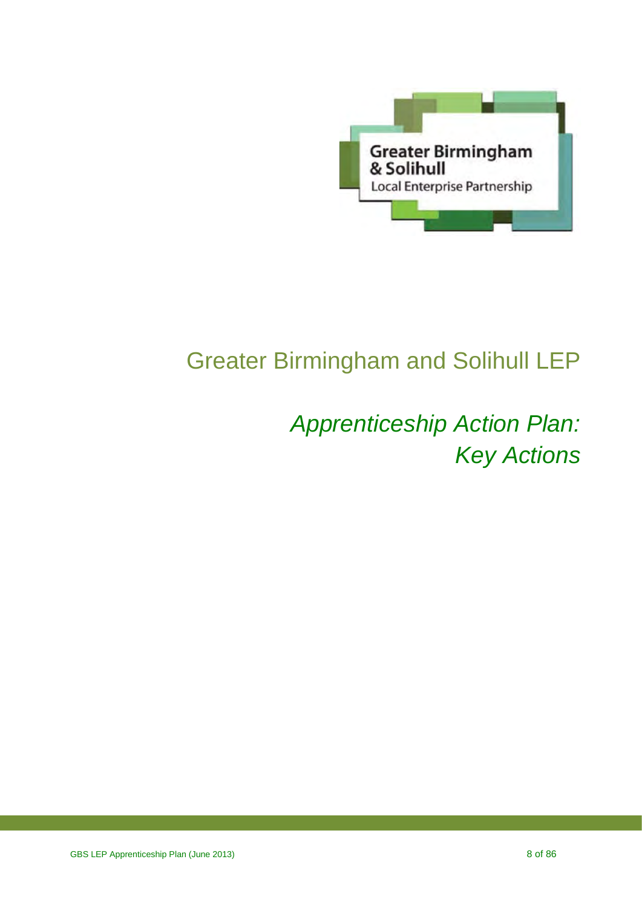Greater Birmingham & Solihull
Local Enterprise Partnership

# Greater Birmingham and Solihull LEP

## *Apprenticeship Action Plan: Key Actions*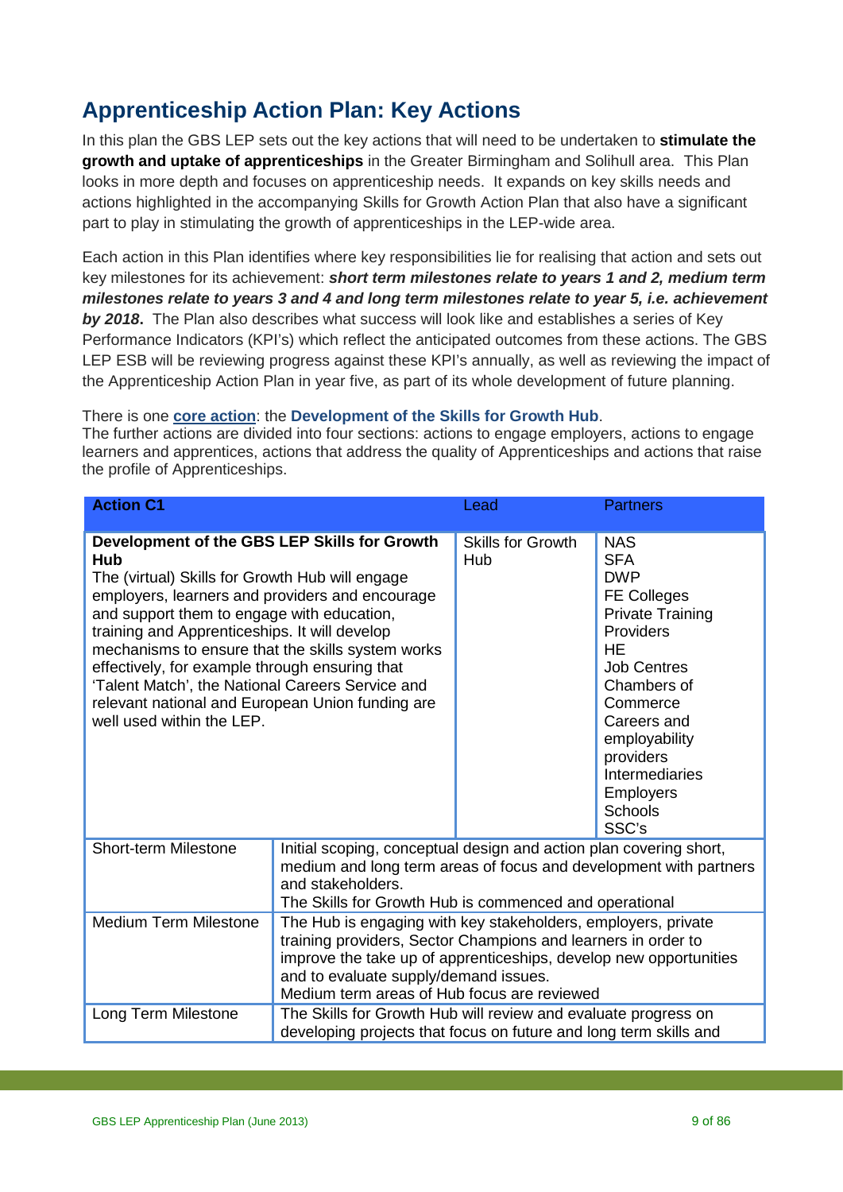## Apprenticeship Action Plan: Key Actions

In this plan the GBS LEP sets out the key actions that will need to be undertaken to **stimulate the growth and uptake of apprenticeships** in the Greater Birmingham and Solihull area. This Plan looks in more depth and focuses on apprenticeship needs. It expands on key skills needs and actions highlighted in the accompanying Skills for Growth Action Plan that also have a significant part to play in stimulating the growth of apprenticeships in the LEP-wide area.

Each action in this Plan identifies where key responsibilities lie for realising that action and sets out key milestones for its achievement: ***short term milestones relate to years 1 and 2, medium term milestones relate to years 3 and 4 and long term milestones relate to year 5, i.e. achievement by 2018***. The Plan also describes what success will look like and establishes a series of Key Performance Indicators (KPI's) which reflect the anticipated outcomes from these actions. The GBS LEP ESB will be reviewing progress against these KPI's annually, as well as reviewing the impact of the Apprenticeship Action Plan in year five, as part of its whole development of future planning.

There is one **core action**: the **Development of the Skills for Growth Hub**.
The further actions are divided into four sections: actions to engage employers, actions to engage learners and apprentices, actions that address the quality of Apprenticeships and actions that raise the profile of Apprenticeships.

| **Action C1** | | Lead | Partners |
|---|---|---|---|
| **Development of the GBS LEP Skills for Growth Hub**<br>The (virtual) Skills for Growth Hub will engage employers, learners and providers and encourage and support them to engage with education, training and Apprenticeships. It will develop mechanisms to ensure that the skills system works effectively, for example through ensuring that 'Talent Match', the National Careers Service and relevant national and European Union funding are well used within the LEP. | | Skills for Growth Hub | NAS<br>SFA<br>DWP<br>FE Colleges<br>Private Training Providers<br>HE<br>Job Centres<br>Chambers of Commerce<br>Careers and employability providers<br>Intermediaries<br>Employers<br>Schools<br>SSC's |
| Short-term Milestone | Initial scoping, conceptual design and action plan covering short, medium and long term areas of focus and development with partners and stakeholders.<br>The Skills for Growth Hub is commenced and operational | | |
| Medium Term Milestone | The Hub is engaging with key stakeholders, employers, private training providers, Sector Champions and learners in order to improve the take up of apprenticeships, develop new opportunities and to evaluate supply/demand issues.<br>Medium term areas of Hub focus are reviewed | | |
| Long Term Milestone | The Skills for Growth Hub will review and evaluate progress on developing projects that focus on future and long term skills and | | |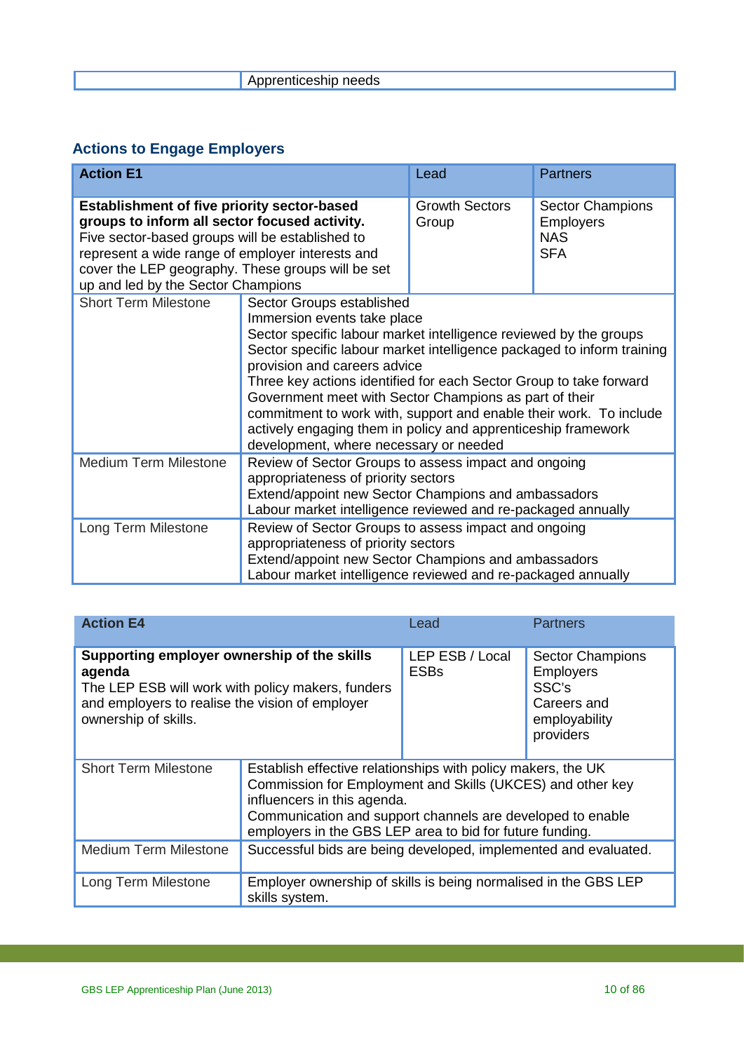| | Apprenticeship needs |
|---|---|

## Actions to Engage Employers

| Action E1 | | Lead | Partners |
|---|---|---|---|
| **Establishment of five priority sector-based groups to inform all sector focused activity.** Five sector-based groups will be established to represent a wide range of employer interests and cover the LEP geography. These groups will be set up and led by the Sector Champions | | Growth Sectors Group | Sector Champions<br>Employers<br>NAS<br>SFA |
| Short Term Milestone | Sector Groups established<br>Immersion events take place<br>Sector specific labour market intelligence reviewed by the groups<br>Sector specific labour market intelligence packaged to inform training provision and careers advice<br>Three key actions identified for each Sector Group to take forward<br>Government meet with Sector Champions as part of their commitment to work with, support and enable their work. To include actively engaging them in policy and apprenticeship framework development, where necessary or needed | | |
| Medium Term Milestone | Review of Sector Groups to assess impact and ongoing appropriateness of priority sectors<br>Extend/appoint new Sector Champions and ambassadors<br>Labour market intelligence reviewed and re-packaged annually | | |
| Long Term Milestone | Review of Sector Groups to assess impact and ongoing appropriateness of priority sectors<br>Extend/appoint new Sector Champions and ambassadors<br>Labour market intelligence reviewed and re-packaged annually | | |

| Action E4 | | Lead | Partners |
|---|---|---|---|
| **Supporting employer ownership of the skills agenda**<br>The LEP ESB will work with policy makers, funders and employers to realise the vision of employer ownership of skills. | | LEP ESB / Local ESBs | Sector Champions<br>Employers<br>SSC's<br>Careers and employability providers |
| Short Term Milestone | Establish effective relationships with policy makers, the UK Commission for Employment and Skills (UKCES) and other key influencers in this agenda.<br>Communication and support channels are developed to enable employers in the GBS LEP area to bid for future funding. | | |
| Medium Term Milestone | Successful bids are being developed, implemented and evaluated. | | |
| Long Term Milestone | Employer ownership of skills is being normalised in the GBS LEP skills system. | | |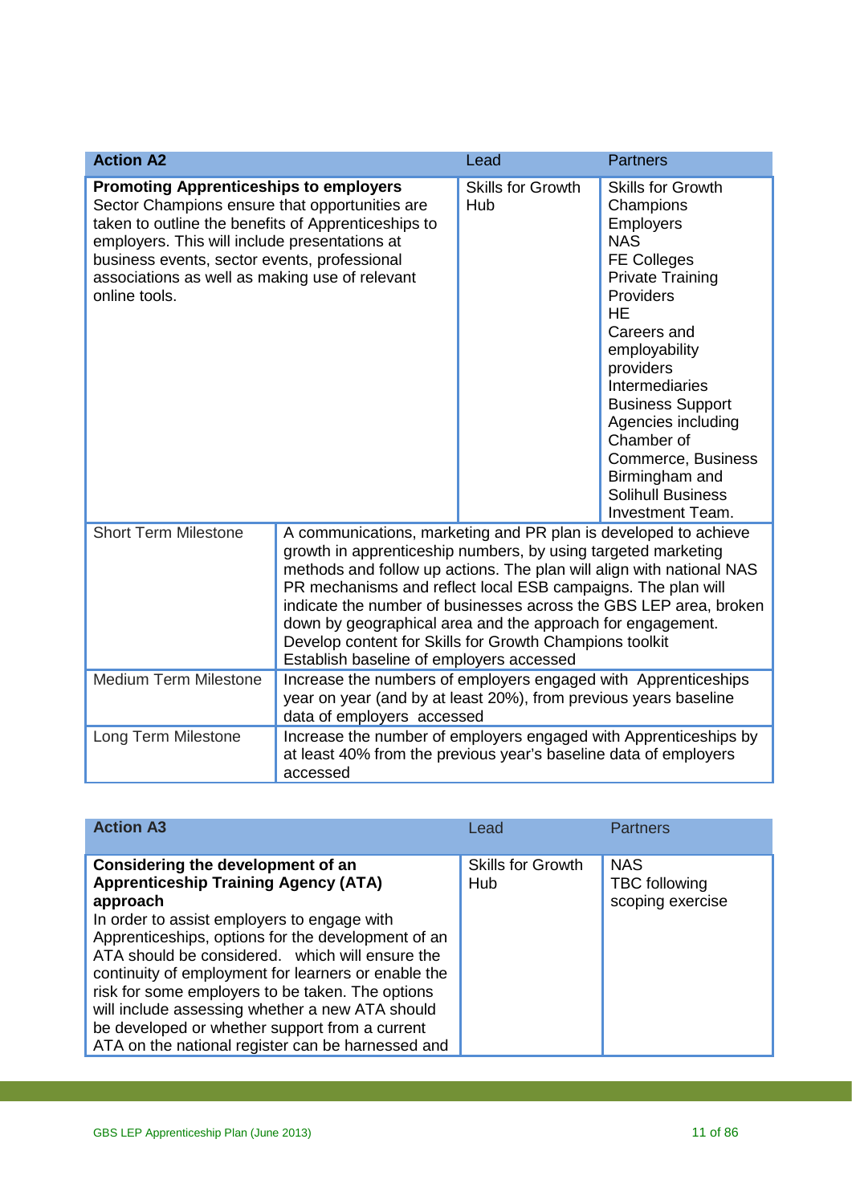| Action A2 | | Lead | Partners |
|---|---|---|---|
| **Promoting Apprenticeships to employers** Sector Champions ensure that opportunities are taken to outline the benefits of Apprenticeships to employers. This will include presentations at business events, sector events, professional associations as well as making use of relevant online tools. | | Skills for Growth Hub | Skills for Growth Champions<br>Employers<br>NAS<br>FE Colleges<br>Private Training Providers<br>HE<br>Careers and employability providers<br>Intermediaries<br>Business Support Agencies including Chamber of Commerce, Business Birmingham and Solihull Business Investment Team. |
| Short Term Milestone | A communications, marketing and PR plan is developed to achieve growth in apprenticeship numbers, by using targeted marketing methods and follow up actions. The plan will align with national NAS PR mechanisms and reflect local ESB campaigns. The plan will indicate the number of businesses across the GBS LEP area, broken down by geographical area and the approach for engagement.<br>Develop content for Skills for Growth Champions toolkit<br>Establish baseline of employers accessed | | |
| Medium Term Milestone | Increase the numbers of employers engaged with Apprenticeships year on year (and by at least 20%), from previous years baseline data of employers accessed | | |
| Long Term Milestone | Increase the number of employers engaged with Apprenticeships by at least 40% from the previous year's baseline data of employers accessed | | |

| Action A3 | Lead | Partners |
|---|---|---|
| **Considering the development of an Apprenticeship Training Agency (ATA) approach**<br>In order to assist employers to engage with Apprenticeships, options for the development of an ATA should be considered. which will ensure the continuity of employment for learners or enable the risk for some employers to be taken. The options will include assessing whether a new ATA should be developed or whether support from a current ATA on the national register can be harnessed and | Skills for Growth Hub | NAS<br>TBC following scoping exercise |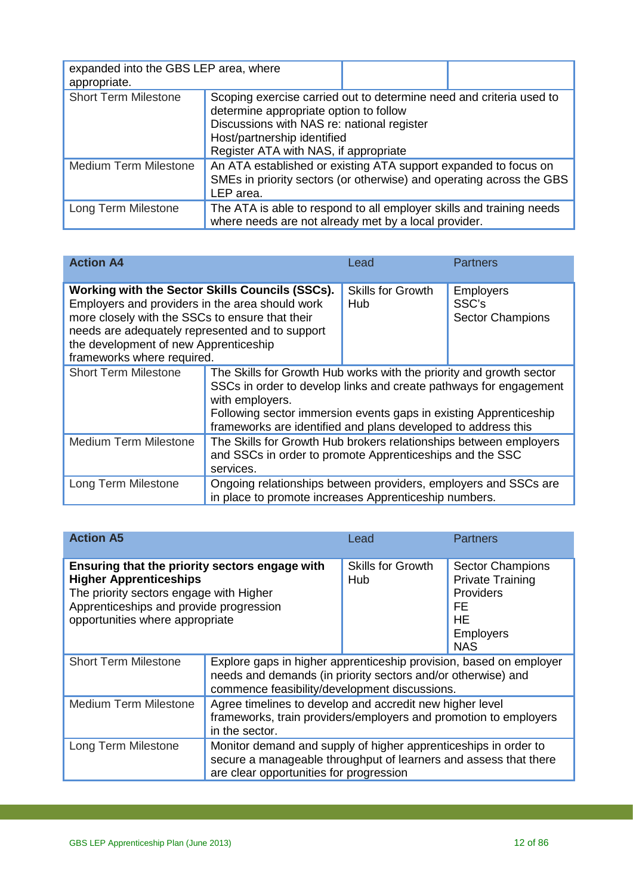| expanded into the GBS LEP area, where appropriate. | | |
|---|---|---|
| Short Term Milestone | Scoping exercise carried out to determine need and criteria used to determine appropriate option to follow<br>Discussions with NAS re: national register<br>Host/partnership identified<br>Register ATA with NAS, if appropriate | |
| Medium Term Milestone | An ATA established or existing ATA support expanded to focus on SMEs in priority sectors (or otherwise) and operating across the GBS LEP area. | |
| Long Term Milestone | The ATA is able to respond to all employer skills and training needs where needs are not already met by a local provider. | |

| **Action A4** | Lead | Partners |
|---|---|---|
| **Working with the Sector Skills Councils (SSCs).** Employers and providers in the area should work more closely with the SSCs to ensure that their needs are adequately represented and to support the development of new Apprenticeship frameworks where required. | Skills for Growth Hub | Employers<br>SSC's<br>Sector Champions |
| Short Term Milestone | The Skills for Growth Hub works with the priority and growth sector SSCs in order to develop links and create pathways for engagement with employers.<br>Following sector immersion events gaps in existing Apprenticeship frameworks are identified and plans developed to address this | |
| Medium Term Milestone | The Skills for Growth Hub brokers relationships between employers and SSCs in order to promote Apprenticeships and the SSC services. | |
| Long Term Milestone | Ongoing relationships between providers, employers and SSCs are in place to promote increases Apprenticeship numbers. | |

| **Action A5** | Lead | Partners |
|---|---|---|
| **Ensuring that the priority sectors engage with Higher Apprenticeships**<br>The priority sectors engage with Higher Apprenticeships and provide progression opportunities where appropriate | Skills for Growth Hub | Sector Champions<br>Private Training Providers<br>FE<br>HE<br>Employers<br>NAS |
| Short Term Milestone | Explore gaps in higher apprenticeship provision, based on employer needs and demands (in priority sectors and/or otherwise) and commence feasibility/development discussions. | |
| Medium Term Milestone | Agree timelines to develop and accredit new higher level frameworks, train providers/employers and promotion to employers in the sector. | |
| Long Term Milestone | Monitor demand and supply of higher apprenticeships in order to secure a manageable throughput of learners and assess that there are clear opportunities for progression | |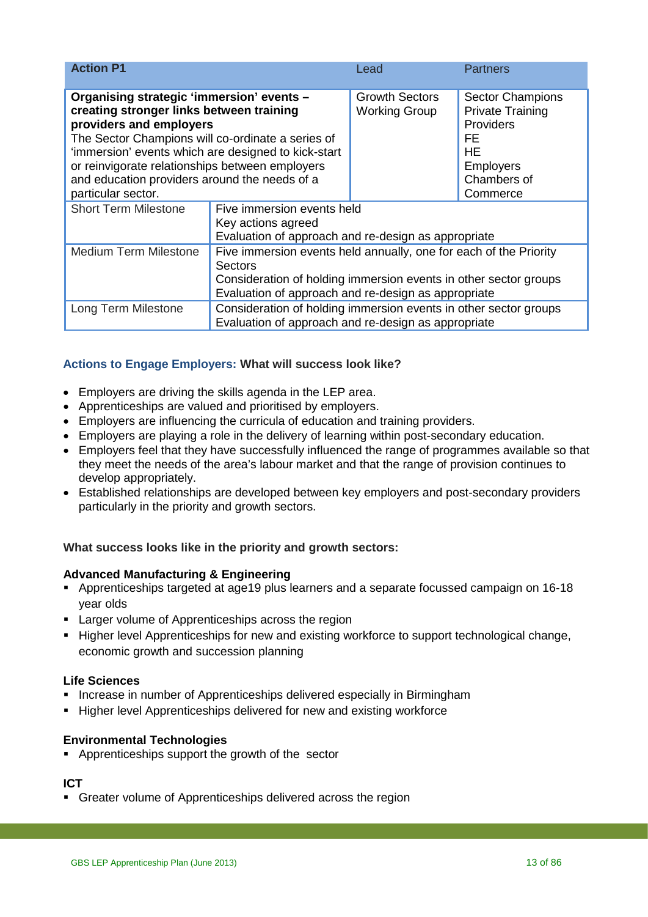| Action P1 | | Lead | Partners |
|---|---|---|---|
| **Organising strategic 'immersion' events – creating stronger links between training providers and employers** The Sector Champions will co-ordinate a series of 'immersion' events which are designed to kick-start or reinvigorate relationships between employers and education providers around the needs of a particular sector. | | Growth Sectors Working Group | Sector Champions<br>Private Training Providers<br>FE<br>HE<br>Employers<br>Chambers of Commerce |
| Short Term Milestone | Five immersion events held<br>Key actions agreed<br>Evaluation of approach and re-design as appropriate | | |
| Medium Term Milestone | Five immersion events held annually, one for each of the Priority Sectors<br>Consideration of holding immersion events in other sector groups<br>Evaluation of approach and re-design as appropriate | | |
| Long Term Milestone | Consideration of holding immersion events in other sector groups<br>Evaluation of approach and re-design as appropriate | | |

**Actions to Engage Employers: What will success look like?**

- Employers are driving the skills agenda in the LEP area.
- Apprenticeships are valued and prioritised by employers.
- Employers are influencing the curricula of education and training providers.
- Employers are playing a role in the delivery of learning within post-secondary education.
- Employers feel that they have successfully influenced the range of programmes available so that they meet the needs of the area's labour market and that the range of provision continues to develop appropriately.
- Established relationships are developed between key employers and post-secondary providers particularly in the priority and growth sectors.

**What success looks like in the priority and growth sectors:**

**Advanced Manufacturing & Engineering**

- Apprenticeships targeted at age19 plus learners and a separate focussed campaign on 16-18 year olds
- Larger volume of Apprenticeships across the region
- Higher level Apprenticeships for new and existing workforce to support technological change, economic growth and succession planning

**Life Sciences**

- Increase in number of Apprenticeships delivered especially in Birmingham
- Higher level Apprenticeships delivered for new and existing workforce

**Environmental Technologies**

- Apprenticeships support the growth of the sector

**ICT**

- Greater volume of Apprenticeships delivered across the region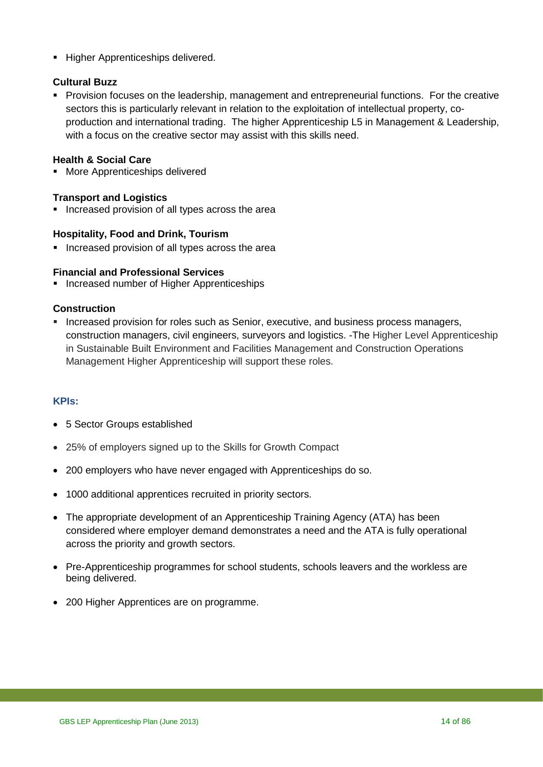- Higher Apprenticeships delivered.

**Cultural Buzz**

- Provision focuses on the leadership, management and entrepreneurial functions. For the creative sectors this is particularly relevant in relation to the exploitation of intellectual property, co-production and international trading. The higher Apprenticeship L5 in Management & Leadership, with a focus on the creative sector may assist with this skills need.

**Health & Social Care**

- More Apprenticeships delivered

**Transport and Logistics**

- Increased provision of all types across the area

**Hospitality, Food and Drink, Tourism**

- Increased provision of all types across the area

**Financial and Professional Services**

- Increased number of Higher Apprenticeships

**Construction**

- Increased provision for roles such as Senior, executive, and business process managers, construction managers, civil engineers, surveyors and logistics. -The Higher Level Apprenticeship in Sustainable Built Environment and Facilities Management and Construction Operations Management Higher Apprenticeship will support these roles.

### KPIs:

- 5 Sector Groups established
- 25% of employers signed up to the Skills for Growth Compact
- 200 employers who have never engaged with Apprenticeships do so.
- 1000 additional apprentices recruited in priority sectors.
- The appropriate development of an Apprenticeship Training Agency (ATA) has been considered where employer demand demonstrates a need and the ATA is fully operational across the priority and growth sectors.
- Pre-Apprenticeship programmes for school students, schools leavers and the workless are being delivered.
- 200 Higher Apprentices are on programme.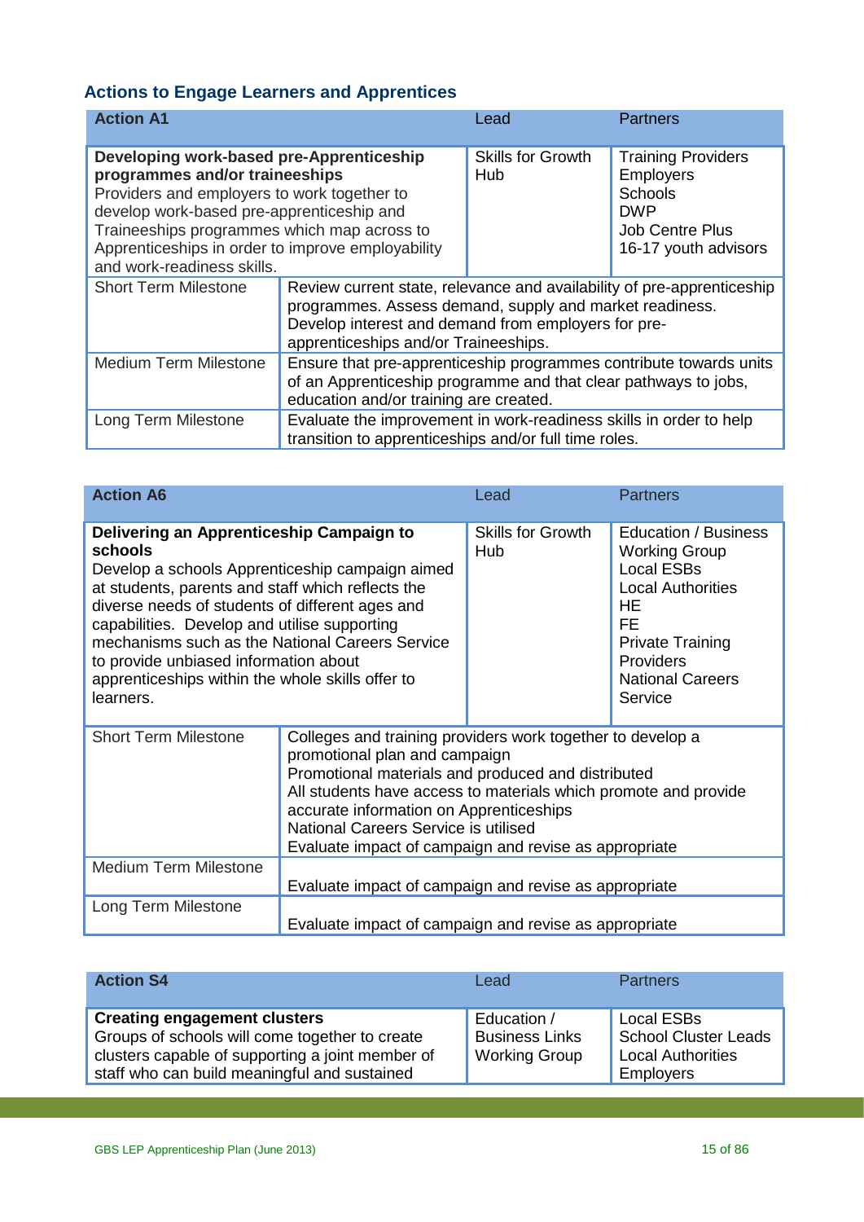## Actions to Engage Learners and Apprentices

| **Action A1** | | Lead | Partners |
|---|---|---|---|
| **Developing work-based pre-Apprenticeship programmes and/or traineeships** Providers and employers to work together to develop work-based pre-apprenticeship and Traineeships programmes which map across to Apprenticeships in order to improve employability and work-readiness skills. | | Skills for Growth Hub | Training Providers<br>Employers<br>Schools<br>DWP<br>Job Centre Plus<br>16-17 youth advisors |
| Short Term Milestone | Review current state, relevance and availability of pre-apprenticeship programmes. Assess demand, supply and market readiness. Develop interest and demand from employers for pre-apprenticeships and/or Traineeships. | | |
| Medium Term Milestone | Ensure that pre-apprenticeship programmes contribute towards units of an Apprenticeship programme and that clear pathways to jobs, education and/or training are created. | | |
| Long Term Milestone | Evaluate the improvement in work-readiness skills in order to help transition to apprenticeships and/or full time roles. | | |

| **Action A6** | | Lead | Partners |
|---|---|---|---|
| **Delivering an Apprenticeship Campaign to schools** Develop a schools Apprenticeship campaign aimed at students, parents and staff which reflects the diverse needs of students of different ages and capabilities. Develop and utilise supporting mechanisms such as the National Careers Service to provide unbiased information about apprenticeships within the whole skills offer to learners. | | Skills for Growth Hub | Education / Business Working Group<br>Local ESBs<br>Local Authorities<br>HE<br>FE<br>Private Training Providers<br>National Careers Service |
| Short Term Milestone | Colleges and training providers work together to develop a promotional plan and campaign<br>Promotional materials and produced and distributed<br>All students have access to materials which promote and provide accurate information on Apprenticeships<br>National Careers Service is utilised<br>Evaluate impact of campaign and revise as appropriate | | |
| Medium Term Milestone | Evaluate impact of campaign and revise as appropriate | | |
| Long Term Milestone | Evaluate impact of campaign and revise as appropriate | | |

| **Action S4** | Lead | Partners |
|---|---|---|
| **Creating engagement clusters** Groups of schools will come together to create clusters capable of supporting a joint member of staff who can build meaningful and sustained | Education / Business Links Working Group | Local ESBs<br>School Cluster Leads<br>Local Authorities<br>Employers |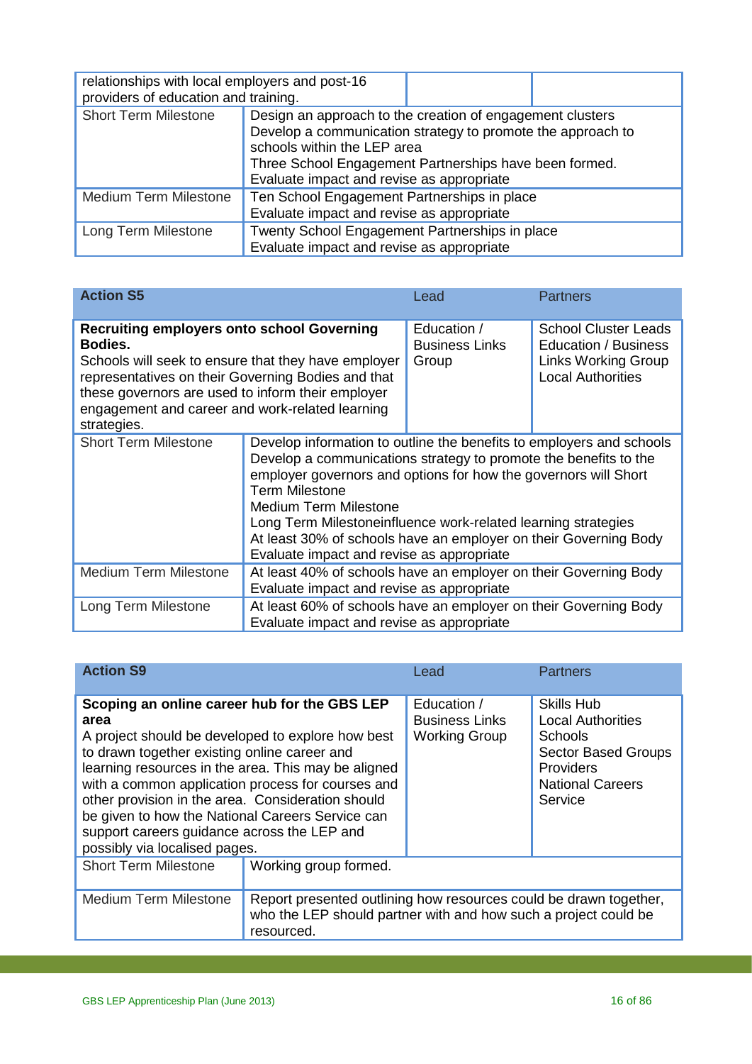| relationships with local employers and post-16 providers of education and training. | | |
|---|---|---|
| Short Term Milestone | Design an approach to the creation of engagement clusters<br>Develop a communication strategy to promote the approach to schools within the LEP area<br>Three School Engagement Partnerships have been formed.<br>Evaluate impact and revise as appropriate | |
| Medium Term Milestone | Ten School Engagement Partnerships in place<br>Evaluate impact and revise as appropriate | |
| Long Term Milestone | Twenty School Engagement Partnerships in place<br>Evaluate impact and revise as appropriate | |

| **Action S5** | Lead | Partners |
|---|---|---|
| **Recruiting employers onto school Governing Bodies.**<br>Schools will seek to ensure that they have employer representatives on their Governing Bodies and that these governors are used to inform their employer engagement and career and work-related learning strategies. | Education / Business Links Group | School Cluster Leads<br>Education / Business Links Working Group<br>Local Authorities |
| Short Term Milestone | Develop information to outline the benefits to employers and schools<br>Develop a communications strategy to promote the benefits to the employer governors and options for how the governors will Short Term Milestone<br>Medium Term Milestone<br>Long Term Milestoneinfluence work-related learning strategies<br>At least 30% of schools have an employer on their Governing Body<br>Evaluate impact and revise as appropriate | |
| Medium Term Milestone | At least 40% of schools have an employer on their Governing Body<br>Evaluate impact and revise as appropriate | |
| Long Term Milestone | At least 60% of schools have an employer on their Governing Body<br>Evaluate impact and revise as appropriate | |

| **Action S9** | Lead | Partners |
|---|---|---|
| **Scoping an online career hub for the GBS LEP area**<br>A project should be developed to explore how best to drawn together existing online career and learning resources in the area. This may be aligned with a common application process for courses and other provision in the area. Consideration should be given to how the National Careers Service can support careers guidance across the LEP and possibly via localised pages. | Education / Business Links Working Group | Skills Hub<br>Local Authorities<br>Schools<br>Sector Based Groups<br>Providers<br>National Careers Service |
| Short Term Milestone | Working group formed. | |
| Medium Term Milestone | Report presented outlining how resources could be drawn together, who the LEP should partner with and how such a project could be resourced. | |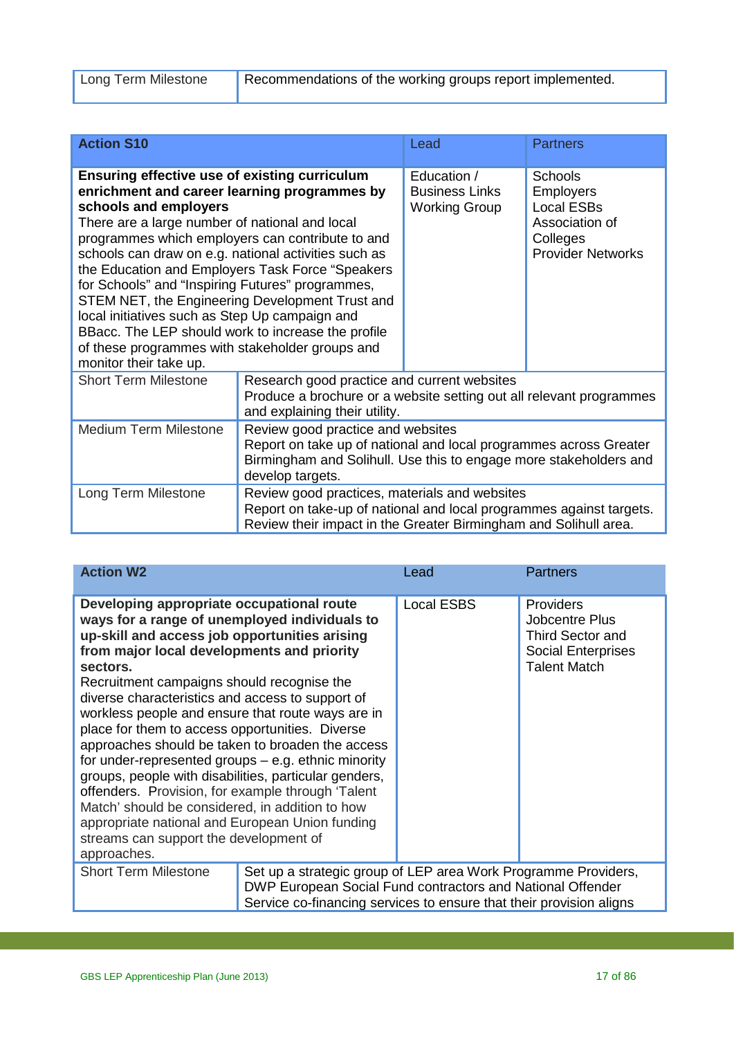| Long Term Milestone | Recommendations of the working groups report implemented. |
|---|---|

| Action S10 | | Lead | Partners |
|---|---|---|---|
| **Ensuring effective use of existing curriculum enrichment and career learning programmes by schools and employers**<br>There are a large number of national and local programmes which employers can contribute to and schools can draw on e.g. national activities such as the Education and Employers Task Force "Speakers for Schools" and "Inspiring Futures" programmes, STEM NET, the Engineering Development Trust and local initiatives such as Step Up campaign and BBacc. The LEP should work to increase the profile of these programmes with stakeholder groups and monitor their take up. | | Education / Business Links Working Group | Schools<br>Employers<br>Local ESBs<br>Association of Colleges<br>Provider Networks |
| Short Term Milestone | Research good practice and current websites<br>Produce a brochure or a website setting out all relevant programmes and explaining their utility. | | |
| Medium Term Milestone | Review good practice and websites<br>Report on take up of national and local programmes across Greater Birmingham and Solihull. Use this to engage more stakeholders and develop targets. | | |
| Long Term Milestone | Review good practices, materials and websites<br>Report on take-up of national and local programmes against targets. Review their impact in the Greater Birmingham and Solihull area. | | |

| Action W2 | | Lead | Partners |
|---|---|---|---|
| **Developing appropriate occupational route ways for a range of unemployed individuals to up-skill and access job opportunities arising from major local developments and priority sectors.**<br>Recruitment campaigns should recognise the diverse characteristics and access to support of workless people and ensure that route ways are in place for them to access opportunities. Diverse approaches should be taken to broaden the access for under-represented groups – e.g. ethnic minority groups, people with disabilities, particular genders, offenders. Provision, for example through 'Talent Match' should be considered, in addition to how appropriate national and European Union funding streams can support the development of approaches. | | Local ESBS | Providers<br>Jobcentre Plus<br>Third Sector and Social Enterprises<br>Talent Match |
| Short Term Milestone | Set up a strategic group of LEP area Work Programme Providers, DWP European Social Fund contractors and National Offender Service co-financing services to ensure that their provision aligns | | |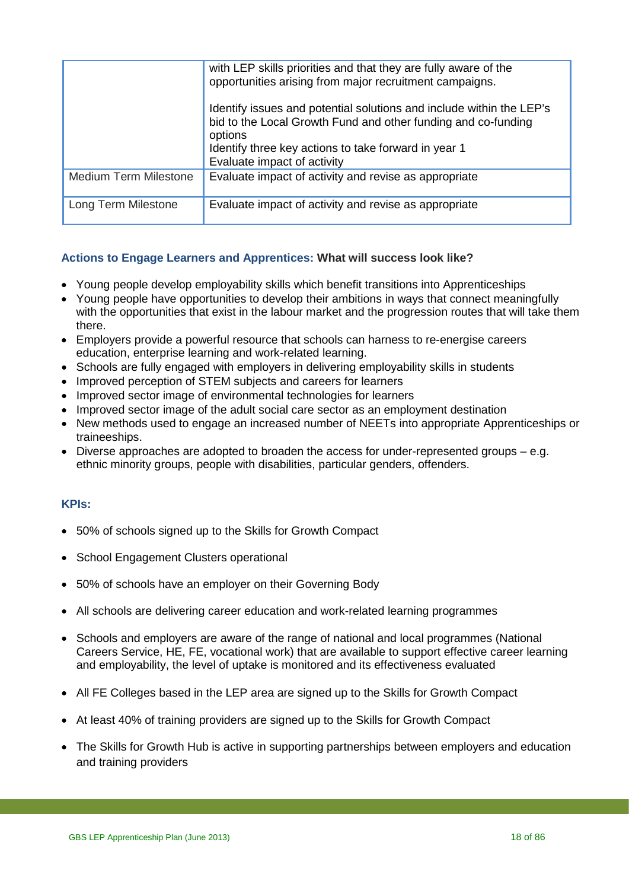|  |  |
|---|---|
|  | with LEP skills priorities and that they are fully aware of the opportunities arising from major recruitment campaigns.<br><br>Identify issues and potential solutions and include within the LEP's bid to the Local Growth Fund and other funding and co-funding options<br>Identify three key actions to take forward in year 1<br>Evaluate impact of activity |
| Medium Term Milestone | Evaluate impact of activity and revise as appropriate |
| Long Term Milestone | Evaluate impact of activity and revise as appropriate |

**Actions to Engage Learners and Apprentices: What will success look like?**

- Young people develop employability skills which benefit transitions into Apprenticeships
- Young people have opportunities to develop their ambitions in ways that connect meaningfully with the opportunities that exist in the labour market and the progression routes that will take them there.
- Employers provide a powerful resource that schools can harness to re-energise careers education, enterprise learning and work-related learning.
- Schools are fully engaged with employers in delivering employability skills in students
- Improved perception of STEM subjects and careers for learners
- Improved sector image of environmental technologies for learners
- Improved sector image of the adult social care sector as an employment destination
- New methods used to engage an increased number of NEETs into appropriate Apprenticeships or traineeships.
- Diverse approaches are adopted to broaden the access for under-represented groups – e.g. ethnic minority groups, people with disabilities, particular genders, offenders.

**KPIs:**

- 50% of schools signed up to the Skills for Growth Compact
- School Engagement Clusters operational
- 50% of schools have an employer on their Governing Body
- All schools are delivering career education and work-related learning programmes
- Schools and employers are aware of the range of national and local programmes (National Careers Service, HE, FE, vocational work) that are available to support effective career learning and employability, the level of uptake is monitored and its effectiveness evaluated
- All FE Colleges based in the LEP area are signed up to the Skills for Growth Compact
- At least 40% of training providers are signed up to the Skills for Growth Compact
- The Skills for Growth Hub is active in supporting partnerships between employers and education and training providers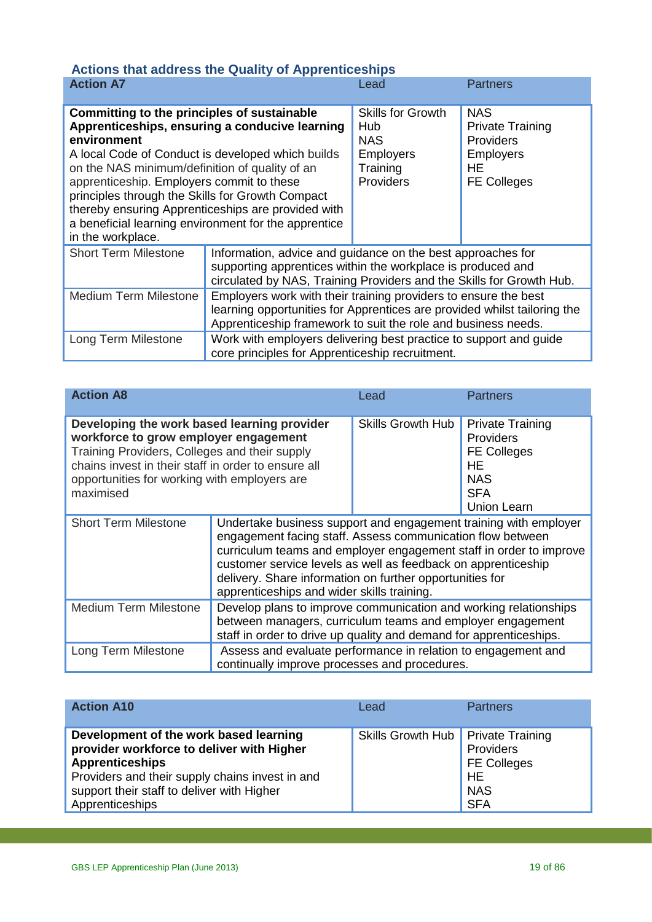### Actions that address the Quality of Apprenticeships

| **Action A7** | | Lead | Partners |
|---|---|---|---|
| **Committing to the principles of sustainable Apprenticeships, ensuring a conducive learning environment**<br>A local Code of Conduct is developed which builds on the NAS minimum/definition of quality of an apprenticeship. Employers commit to these principles through the Skills for Growth Compact thereby ensuring Apprenticeships are provided with a beneficial learning environment for the apprentice in the workplace. | | Skills for Growth Hub<br>NAS<br>Employers<br>Training Providers | NAS<br>Private Training Providers<br>Employers<br>HE<br>FE Colleges |
| Short Term Milestone | Information, advice and guidance on the best approaches for supporting apprentices within the workplace is produced and circulated by NAS, Training Providers and the Skills for Growth Hub. | | |
| Medium Term Milestone | Employers work with their training providers to ensure the best learning opportunities for Apprentices are provided whilst tailoring the Apprenticeship framework to suit the role and business needs. | | |
| Long Term Milestone | Work with employers delivering best practice to support and guide core principles for Apprenticeship recruitment. | | |

| **Action A8** | | Lead | Partners |
|---|---|---|---|
| **Developing the work based learning provider workforce to grow employer engagement**<br>Training Providers, Colleges and their supply chains invest in their staff in order to ensure all opportunities for working with employers are maximised | | Skills Growth Hub | Private Training Providers<br>FE Colleges<br>HE<br>NAS<br>SFA<br>Union Learn |
| Short Term Milestone | Undertake business support and engagement training with employer engagement facing staff. Assess communication flow between curriculum teams and employer engagement staff in order to improve customer service levels as well as feedback on apprenticeship delivery. Share information on further opportunities for apprenticeships and wider skills training. | | |
| Medium Term Milestone | Develop plans to improve communication and working relationships between managers, curriculum teams and employer engagement staff in order to drive up quality and demand for apprenticeships. | | |
| Long Term Milestone | Assess and evaluate performance in relation to engagement and continually improve processes and procedures. | | |

| **Action A10** | Lead | Partners |
|---|---|---|
| **Development of the work based learning provider workforce to deliver with Higher Apprenticeships**<br>Providers and their supply chains invest in and support their staff to deliver with Higher Apprenticeships | Skills Growth Hub | Private Training Providers<br>FE Colleges<br>HE<br>NAS<br>SFA |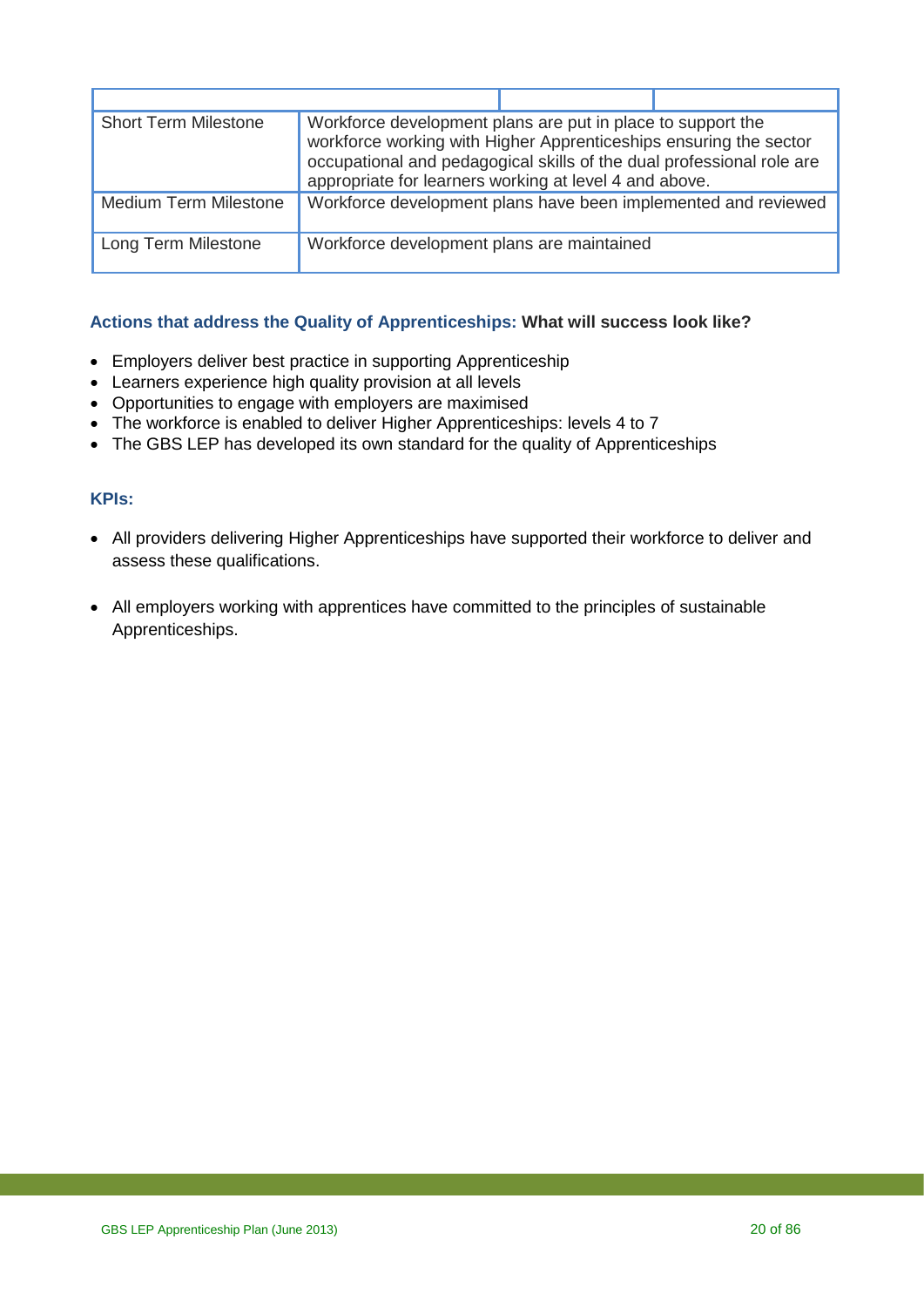| | | |
|---|---|---|
| Short Term Milestone | Workforce development plans are put in place to support the workforce working with Higher Apprenticeships ensuring the sector occupational and pedagogical skills of the dual professional role are appropriate for learners working at level 4 and above. | |
| Medium Term Milestone | Workforce development plans have been implemented and reviewed | |
| Long Term Milestone | Workforce development plans are maintained | |

**Actions that address the Quality of Apprenticeships: What will success look like?**

- Employers deliver best practice in supporting Apprenticeship
- Learners experience high quality provision at all levels
- Opportunities to engage with employers are maximised
- The workforce is enabled to deliver Higher Apprenticeships: levels 4 to 7
- The GBS LEP has developed its own standard for the quality of Apprenticeships

**KPIs:**

- All providers delivering Higher Apprenticeships have supported their workforce to deliver and assess these qualifications.
- All employers working with apprentices have committed to the principles of sustainable Apprenticeships.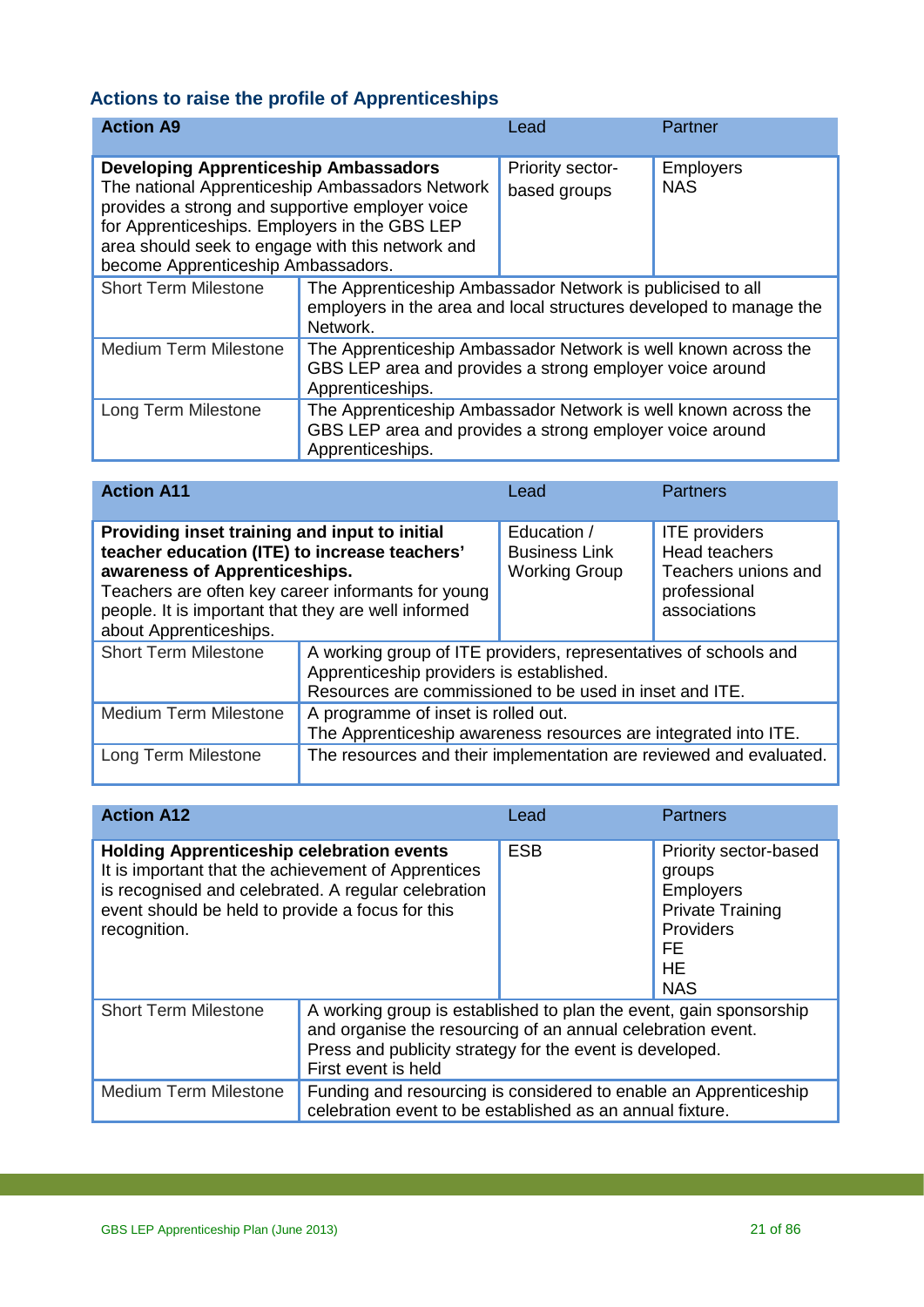## Actions to raise the profile of Apprenticeships

| Action A9 | Lead | Partner |
|---|---|---|
| **Developing Apprenticeship Ambassadors**<br>The national Apprenticeship Ambassadors Network provides a strong and supportive employer voice for Apprenticeships. Employers in the GBS LEP area should seek to engage with this network and become Apprenticeship Ambassadors. | Priority sector-based groups | Employers<br>NAS |
| Short Term Milestone | The Apprenticeship Ambassador Network is publicised to all employers in the area and local structures developed to manage the Network. | |
| Medium Term Milestone | The Apprenticeship Ambassador Network is well known across the GBS LEP area and provides a strong employer voice around Apprenticeships. | |
| Long Term Milestone | The Apprenticeship Ambassador Network is well known across the GBS LEP area and provides a strong employer voice around Apprenticeships. | |

| Action A11 | Lead | Partners |
|---|---|---|
| **Providing inset training and input to initial teacher education (ITE) to increase teachers' awareness of Apprenticeships.**<br>Teachers are often key career informants for young people. It is important that they are well informed about Apprenticeships. | Education / Business Link Working Group | ITE providers<br>Head teachers<br>Teachers unions and professional associations |
| Short Term Milestone | A working group of ITE providers, representatives of schools and Apprenticeship providers is established.<br>Resources are commissioned to be used in inset and ITE. | |
| Medium Term Milestone | A programme of inset is rolled out.<br>The Apprenticeship awareness resources are integrated into ITE. | |
| Long Term Milestone | The resources and their implementation are reviewed and evaluated. | |

| Action A12 | Lead | Partners |
|---|---|---|
| **Holding Apprenticeship celebration events**<br>It is important that the achievement of Apprentices is recognised and celebrated. A regular celebration event should be held to provide a focus for this recognition. | ESB | Priority sector-based groups<br>Employers<br>Private Training Providers<br>FE<br>HE<br>NAS |
| Short Term Milestone | A working group is established to plan the event, gain sponsorship and organise the resourcing of an annual celebration event.<br>Press and publicity strategy for the event is developed.<br>First event is held | |
| Medium Term Milestone | Funding and resourcing is considered to enable an Apprenticeship celebration event to be established as an annual fixture. | |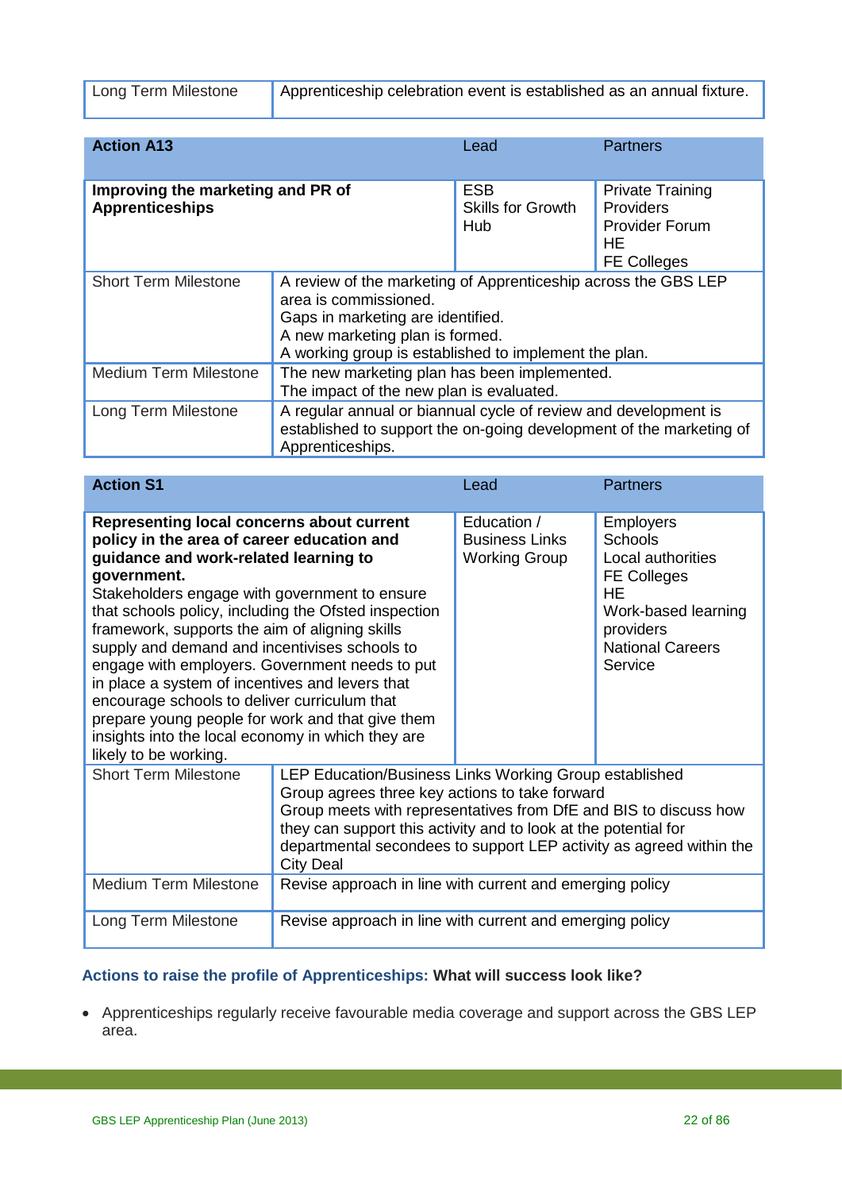| | |
|---|---|
| Long Term Milestone | Apprenticeship celebration event is established as an annual fixture. |

| **Action A13** | | Lead | Partners |
|---|---|---|---|
| **Improving the marketing and PR of Apprenticeships** | | ESB<br>Skills for Growth Hub | Private Training Providers<br>Provider Forum<br>HE<br>FE Colleges |
| Short Term Milestone | A review of the marketing of Apprenticeship across the GBS LEP area is commissioned.<br>Gaps in marketing are identified.<br>A new marketing plan is formed.<br>A working group is established to implement the plan. | | |
| Medium Term Milestone | The new marketing plan has been implemented.<br>The impact of the new plan is evaluated. | | |
| Long Term Milestone | A regular annual or biannual cycle of review and development is established to support the on-going development of the marketing of Apprenticeships. | | |

| **Action S1** | | Lead | Partners |
|---|---|---|---|
| **Representing local concerns about current policy in the area of career education and guidance and work-related learning to government.**<br>Stakeholders engage with government to ensure that schools policy, including the Ofsted inspection framework, supports the aim of aligning skills supply and demand and incentivises schools to engage with employers. Government needs to put in place a system of incentives and levers that encourage schools to deliver curriculum that prepare young people for work and that give them insights into the local economy in which they are likely to be working. | | Education / Business Links Working Group | Employers<br>Schools<br>Local authorities<br>FE Colleges<br>HE<br>Work-based learning providers<br>National Careers Service |
| Short Term Milestone | LEP Education/Business Links Working Group established<br>Group agrees three key actions to take forward<br>Group meets with representatives from DfE and BIS to discuss how they can support this activity and to look at the potential for departmental secondees to support LEP activity as agreed within the City Deal | | |
| Medium Term Milestone | Revise approach in line with current and emerging policy | | |
| Long Term Milestone | Revise approach in line with current and emerging policy | | |

### Actions to raise the profile of Apprenticeships: What will success look like?

- Apprenticeships regularly receive favourable media coverage and support across the GBS LEP area.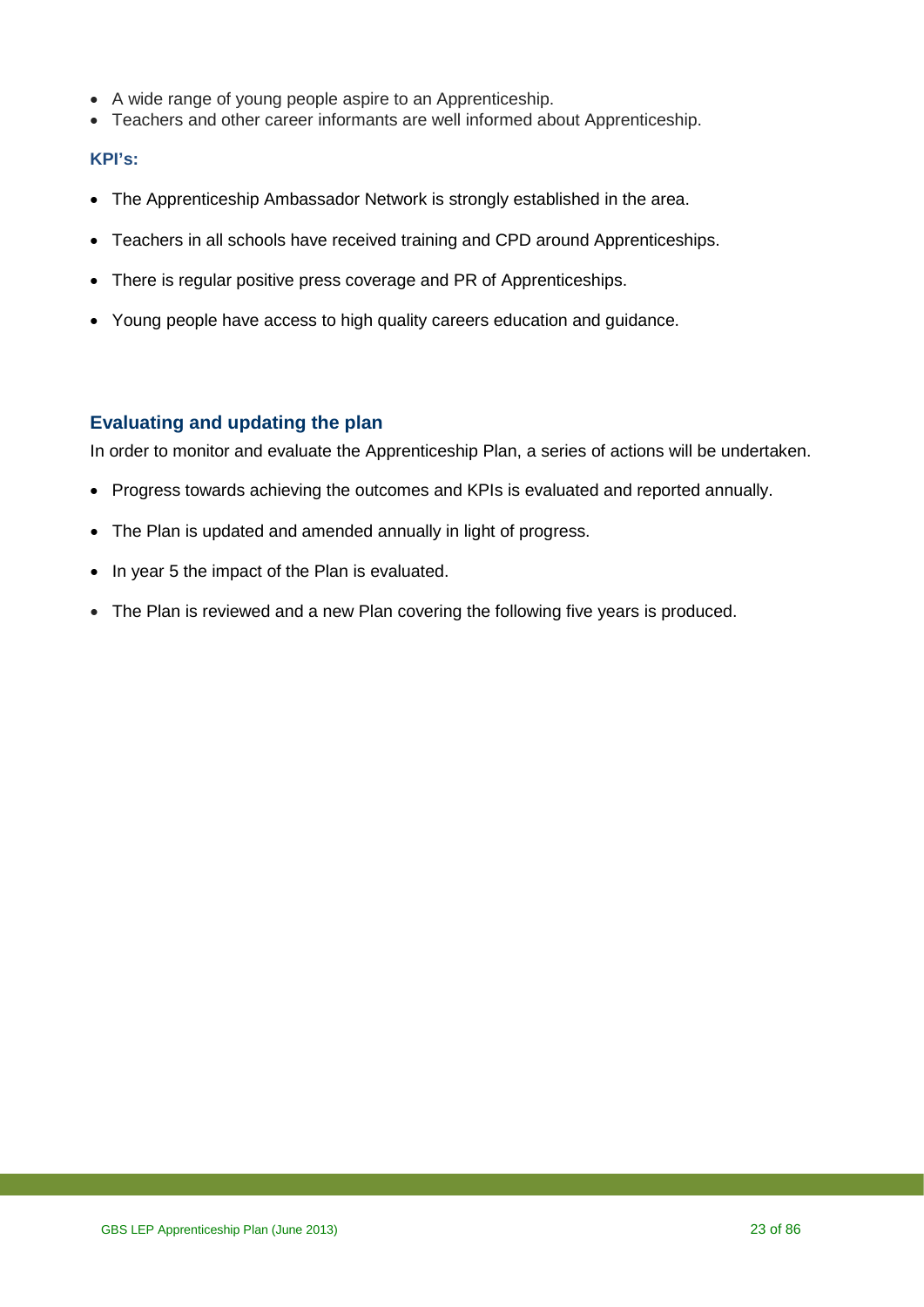- A wide range of young people aspire to an Apprenticeship.
- Teachers and other career informants are well informed about Apprenticeship.

**KPI's:**

- The Apprenticeship Ambassador Network is strongly established in the area.
- Teachers in all schools have received training and CPD around Apprenticeships.
- There is regular positive press coverage and PR of Apprenticeships.
- Young people have access to high quality careers education and guidance.

## Evaluating and updating the plan

In order to monitor and evaluate the Apprenticeship Plan, a series of actions will be undertaken.

- Progress towards achieving the outcomes and KPIs is evaluated and reported annually.
- The Plan is updated and amended annually in light of progress.
- In year 5 the impact of the Plan is evaluated.
- The Plan is reviewed and a new Plan covering the following five years is produced.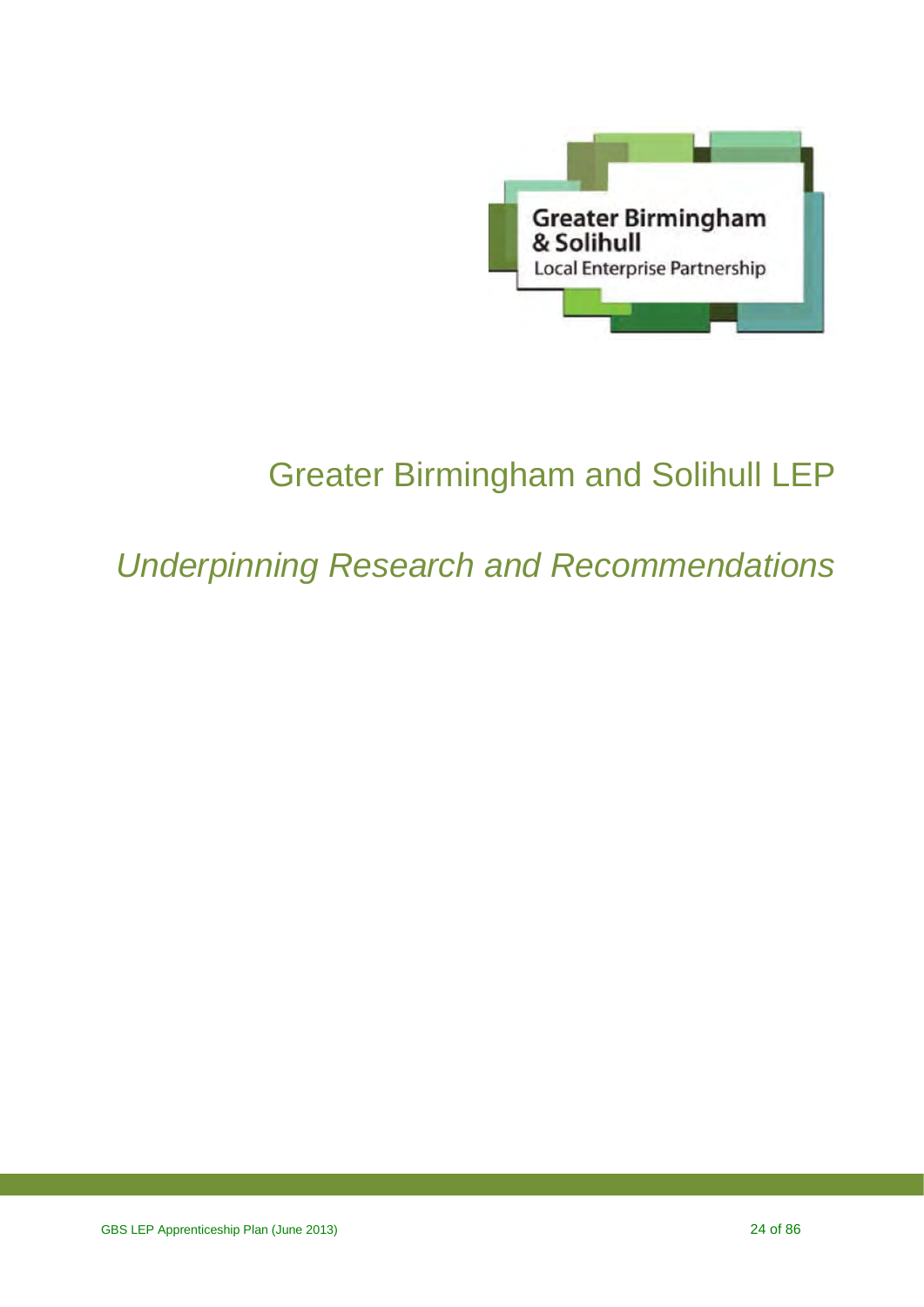# Greater Birmingham and Solihull LEP

## *Underpinning Research and Recommendations*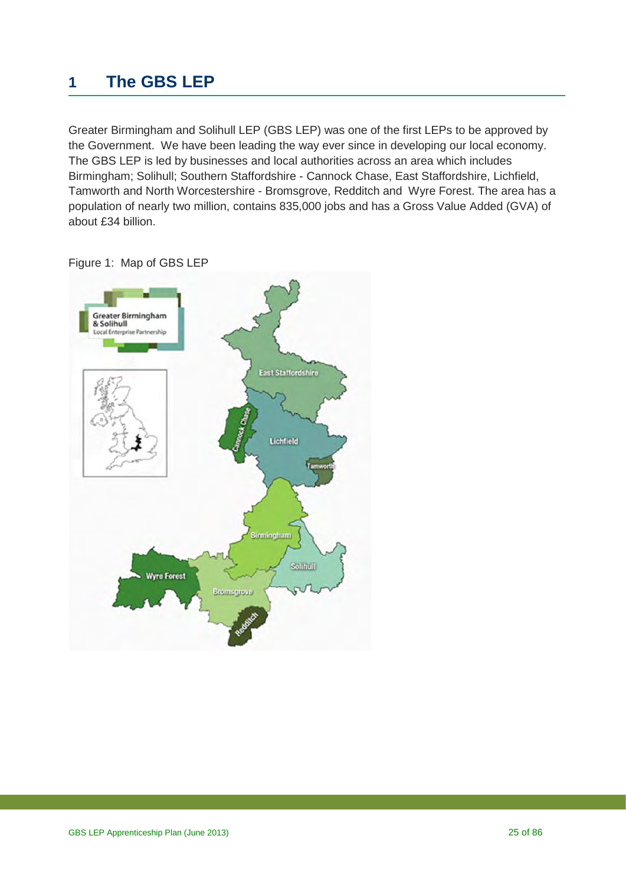# 1 The GBS LEP

Greater Birmingham and Solihull LEP (GBS LEP) was one of the first LEPs to be approved by the Government. We have been leading the way ever since in developing our local economy. The GBS LEP is led by businesses and local authorities across an area which includes Birmingham; Solihull; Southern Staffordshire - Cannock Chase, East Staffordshire, Lichfield, Tamworth and North Worcestershire - Bromsgrove, Redditch and Wyre Forest. The area has a population of nearly two million, contains 835,000 jobs and has a Gross Value Added (GVA) of about £34 billion.

Figure 1: Map of GBS LEP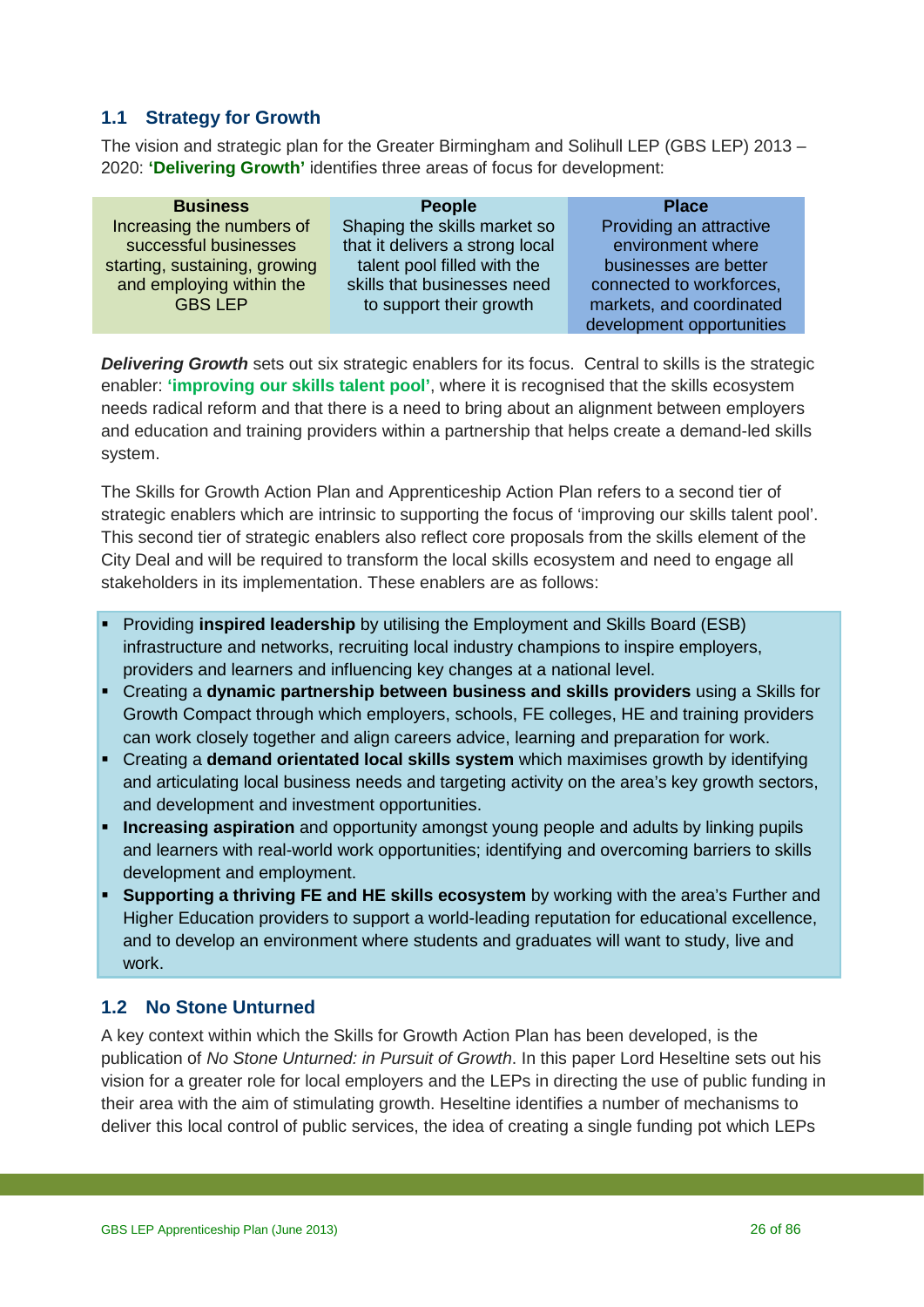## 1.1 Strategy for Growth

The vision and strategic plan for the Greater Birmingham and Solihull LEP (GBS LEP) 2013 – 2020: **'Delivering Growth'** identifies three areas of focus for development:

| Business | People | Place |
|---|---|---|
| Increasing the numbers of successful businesses starting, sustaining, growing and employing within the GBS LEP | Shaping the skills market so that it delivers a strong local talent pool filled with the skills that businesses need to support their growth | Providing an attractive environment where businesses are better connected to workforces, markets, and coordinated development opportunities |

***Delivering Growth*** sets out six strategic enablers for its focus. Central to skills is the strategic enabler: **'improving our skills talent pool'**, where it is recognised that the skills ecosystem needs radical reform and that there is a need to bring about an alignment between employers and education and training providers within a partnership that helps create a demand-led skills system.

The Skills for Growth Action Plan and Apprenticeship Action Plan refers to a second tier of strategic enablers which are intrinsic to supporting the focus of 'improving our skills talent pool'. This second tier of strategic enablers also reflect core proposals from the skills element of the City Deal and will be required to transform the local skills ecosystem and need to engage all stakeholders in its implementation. These enablers are as follows:

- Providing **inspired leadership** by utilising the Employment and Skills Board (ESB) infrastructure and networks, recruiting local industry champions to inspire employers, providers and learners and influencing key changes at a national level.
- Creating a **dynamic partnership between business and skills providers** using a Skills for Growth Compact through which employers, schools, FE colleges, HE and training providers can work closely together and align careers advice, learning and preparation for work.
- Creating a **demand orientated local skills system** which maximises growth by identifying and articulating local business needs and targeting activity on the area's key growth sectors, and development and investment opportunities.
- **Increasing aspiration** and opportunity amongst young people and adults by linking pupils and learners with real-world work opportunities; identifying and overcoming barriers to skills development and employment.
- **Supporting a thriving FE and HE skills ecosystem** by working with the area's Further and Higher Education providers to support a world-leading reputation for educational excellence, and to develop an environment where students and graduates will want to study, live and work.

## 1.2 No Stone Unturned

A key context within which the Skills for Growth Action Plan has been developed, is the publication of *No Stone Unturned: in Pursuit of Growth*. In this paper Lord Heseltine sets out his vision for a greater role for local employers and the LEPs in directing the use of public funding in their area with the aim of stimulating growth. Heseltine identifies a number of mechanisms to deliver this local control of public services, the idea of creating a single funding pot which LEPs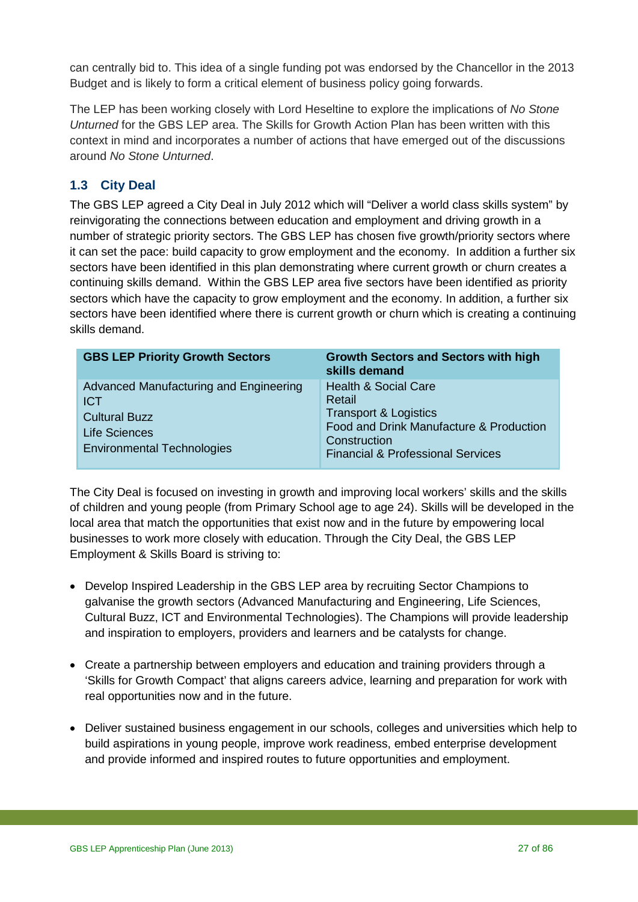can centrally bid to. This idea of a single funding pot was endorsed by the Chancellor in the 2013 Budget and is likely to form a critical element of business policy going forwards.

The LEP has been working closely with Lord Heseltine to explore the implications of *No Stone Unturned* for the GBS LEP area. The Skills for Growth Action Plan has been written with this context in mind and incorporates a number of actions that have emerged out of the discussions around *No Stone Unturned*.

### 1.3 City Deal

The GBS LEP agreed a City Deal in July 2012 which will "Deliver a world class skills system" by reinvigorating the connections between education and employment and driving growth in a number of strategic priority sectors. The GBS LEP has chosen five growth/priority sectors where it can set the pace: build capacity to grow employment and the economy. In addition a further six sectors have been identified in this plan demonstrating where current growth or churn creates a continuing skills demand. Within the GBS LEP area five sectors have been identified as priority sectors which have the capacity to grow employment and the economy. In addition, a further six sectors have been identified where there is current growth or churn which is creating a continuing skills demand.

| GBS LEP Priority Growth Sectors | Growth Sectors and Sectors with high skills demand |
|---|---|
| Advanced Manufacturing and Engineering<br>ICT<br>Cultural Buzz<br>Life Sciences<br>Environmental Technologies | Health & Social Care<br>Retail<br>Transport & Logistics<br>Food and Drink Manufacture & Production<br>Construction<br>Financial & Professional Services |

The City Deal is focused on investing in growth and improving local workers' skills and the skills of children and young people (from Primary School age to age 24). Skills will be developed in the local area that match the opportunities that exist now and in the future by empowering local businesses to work more closely with education. Through the City Deal, the GBS LEP Employment & Skills Board is striving to:

- Develop Inspired Leadership in the GBS LEP area by recruiting Sector Champions to galvanise the growth sectors (Advanced Manufacturing and Engineering, Life Sciences, Cultural Buzz, ICT and Environmental Technologies). The Champions will provide leadership and inspiration to employers, providers and learners and be catalysts for change.

- Create a partnership between employers and education and training providers through a 'Skills for Growth Compact' that aligns careers advice, learning and preparation for work with real opportunities now and in the future.

- Deliver sustained business engagement in our schools, colleges and universities which help to build aspirations in young people, improve work readiness, embed enterprise development and provide informed and inspired routes to future opportunities and employment.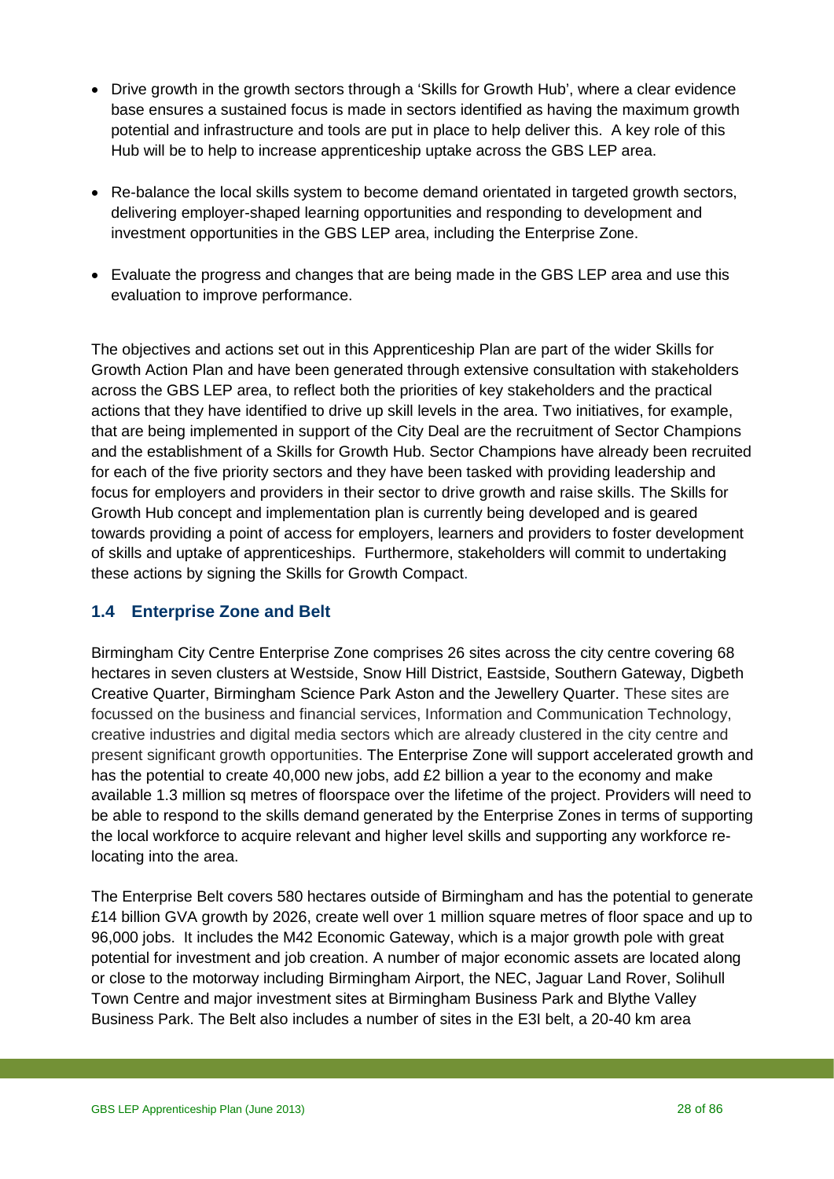- Drive growth in the growth sectors through a 'Skills for Growth Hub', where a clear evidence base ensures a sustained focus is made in sectors identified as having the maximum growth potential and infrastructure and tools are put in place to help deliver this. A key role of this Hub will be to help to increase apprenticeship uptake across the GBS LEP area.
- Re-balance the local skills system to become demand orientated in targeted growth sectors, delivering employer-shaped learning opportunities and responding to development and investment opportunities in the GBS LEP area, including the Enterprise Zone.
- Evaluate the progress and changes that are being made in the GBS LEP area and use this evaluation to improve performance.

The objectives and actions set out in this Apprenticeship Plan are part of the wider Skills for Growth Action Plan and have been generated through extensive consultation with stakeholders across the GBS LEP area, to reflect both the priorities of key stakeholders and the practical actions that they have identified to drive up skill levels in the area. Two initiatives, for example, that are being implemented in support of the City Deal are the recruitment of Sector Champions and the establishment of a Skills for Growth Hub. Sector Champions have already been recruited for each of the five priority sectors and they have been tasked with providing leadership and focus for employers and providers in their sector to drive growth and raise skills. The Skills for Growth Hub concept and implementation plan is currently being developed and is geared towards providing a point of access for employers, learners and providers to foster development of skills and uptake of apprenticeships. Furthermore, stakeholders will commit to undertaking these actions by signing the Skills for Growth Compact.

### 1.4 Enterprise Zone and Belt

Birmingham City Centre Enterprise Zone comprises 26 sites across the city centre covering 68 hectares in seven clusters at Westside, Snow Hill District, Eastside, Southern Gateway, Digbeth Creative Quarter, Birmingham Science Park Aston and the Jewellery Quarter. These sites are focussed on the business and financial services, Information and Communication Technology, creative industries and digital media sectors which are already clustered in the city centre and present significant growth opportunities. The Enterprise Zone will support accelerated growth and has the potential to create 40,000 new jobs, add £2 billion a year to the economy and make available 1.3 million sq metres of floorspace over the lifetime of the project. Providers will need to be able to respond to the skills demand generated by the Enterprise Zones in terms of supporting the local workforce to acquire relevant and higher level skills and supporting any workforce re-locating into the area.

The Enterprise Belt covers 580 hectares outside of Birmingham and has the potential to generate £14 billion GVA growth by 2026, create well over 1 million square metres of floor space and up to 96,000 jobs. It includes the M42 Economic Gateway, which is a major growth pole with great potential for investment and job creation. A number of major economic assets are located along or close to the motorway including Birmingham Airport, the NEC, Jaguar Land Rover, Solihull Town Centre and major investment sites at Birmingham Business Park and Blythe Valley Business Park. The Belt also includes a number of sites in the E3I belt, a 20-40 km area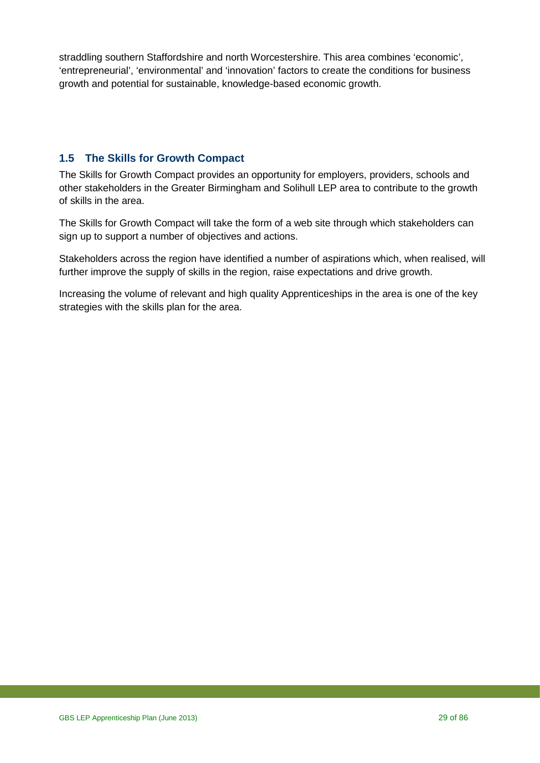straddling southern Staffordshire and north Worcestershire. This area combines 'economic', 'entrepreneurial', 'environmental' and 'innovation' factors to create the conditions for business growth and potential for sustainable, knowledge-based economic growth.

### 1.5 The Skills for Growth Compact

The Skills for Growth Compact provides an opportunity for employers, providers, schools and other stakeholders in the Greater Birmingham and Solihull LEP area to contribute to the growth of skills in the area.

The Skills for Growth Compact will take the form of a web site through which stakeholders can sign up to support a number of objectives and actions.

Stakeholders across the region have identified a number of aspirations which, when realised, will further improve the supply of skills in the region, raise expectations and drive growth.

Increasing the volume of relevant and high quality Apprenticeships in the area is one of the key strategies with the skills plan for the area.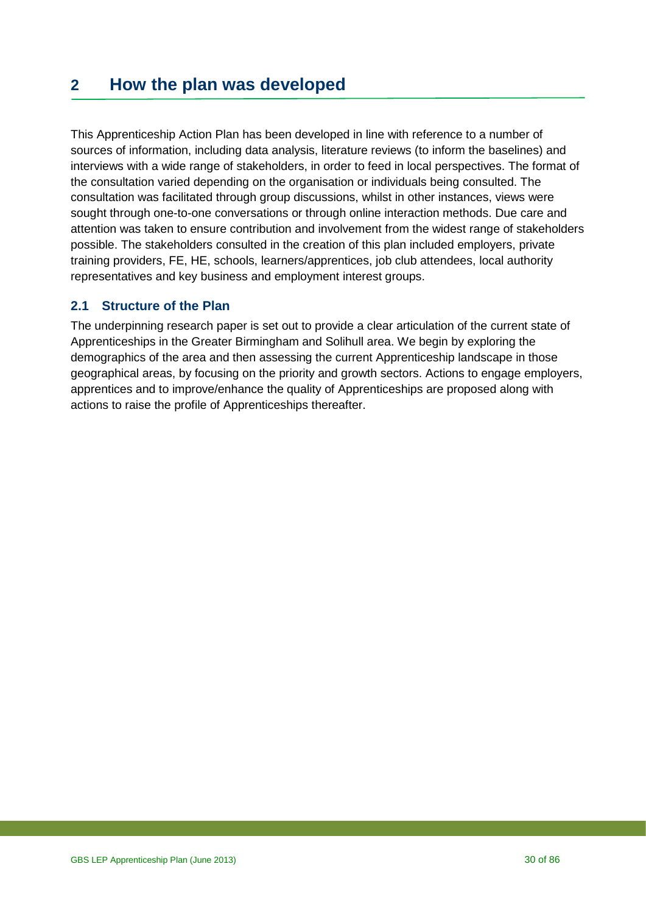# 2 How the plan was developed

This Apprenticeship Action Plan has been developed in line with reference to a number of sources of information, including data analysis, literature reviews (to inform the baselines) and interviews with a wide range of stakeholders, in order to feed in local perspectives. The format of the consultation varied depending on the organisation or individuals being consulted. The consultation was facilitated through group discussions, whilst in other instances, views were sought through one-to-one conversations or through online interaction methods. Due care and attention was taken to ensure contribution and involvement from the widest range of stakeholders possible. The stakeholders consulted in the creation of this plan included employers, private training providers, FE, HE, schools, learners/apprentices, job club attendees, local authority representatives and key business and employment interest groups.

## 2.1 Structure of the Plan

The underpinning research paper is set out to provide a clear articulation of the current state of Apprenticeships in the Greater Birmingham and Solihull area. We begin by exploring the demographics of the area and then assessing the current Apprenticeship landscape in those geographical areas, by focusing on the priority and growth sectors. Actions to engage employers, apprentices and to improve/enhance the quality of Apprenticeships are proposed along with actions to raise the profile of Apprenticeships thereafter.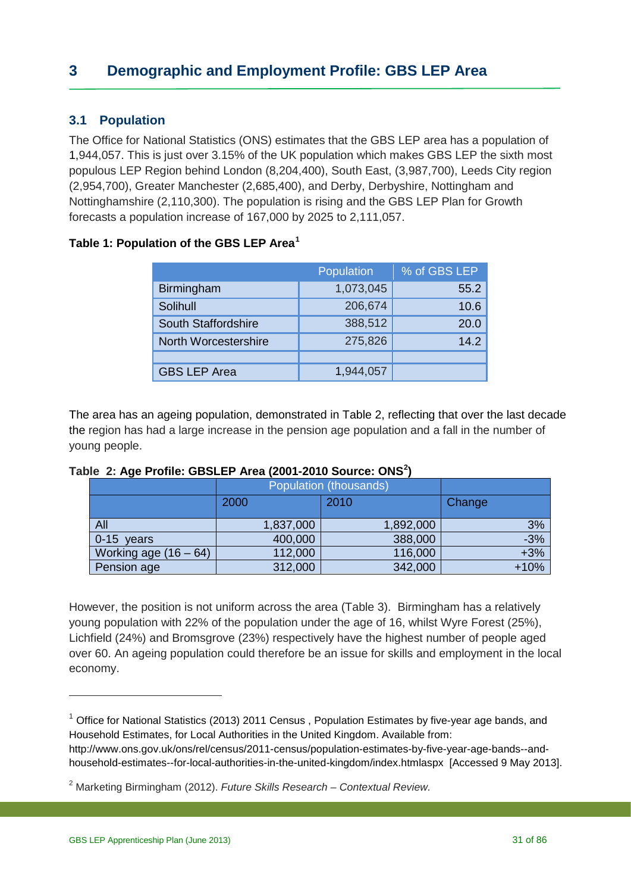# 3 Demographic and Employment Profile: GBS LEP Area

## 3.1 Population

The Office for National Statistics (ONS) estimates that the GBS LEP area has a population of 1,944,057. This is just over 3.15% of the UK population which makes GBS LEP the sixth most populous LEP Region behind London (8,204,400), South East, (3,987,700), Leeds City region (2,954,700), Greater Manchester (2,685,400), and Derby, Derbyshire, Nottingham and Nottinghamshire (2,110,300). The population is rising and the GBS LEP Plan for Growth forecasts a population increase of 167,000 by 2025 to 2,111,057.

**Table 1: Population of the GBS LEP Area[1]**

| | Population | % of GBS LEP |
|---|---|---|
| Birmingham | 1,073,045 | 55.2 |
| Solihull | 206,674 | 10.6 |
| South Staffordshire | 388,512 | 20.0 |
| North Worcestershire | 275,826 | 14.2 |
| | | |
| GBS LEP Area | 1,944,057 | |

The area has an ageing population, demonstrated in Table 2, reflecting that over the last decade the region has had a large increase in the pension age population and a fall in the number of young people.

**Table 2: Age Profile: GBSLEP Area (2001-2010 Source: ONS[2])**

| | Population (thousands) | | |
|---|---|---|---|
| | 2000 | 2010 | Change |
| All | 1,837,000 | 1,892,000 | 3% |
| 0-15 years | 400,000 | 388,000 | -3% |
| Working age (16 – 64) | 112,000 | 116,000 | +3% |
| Pension age | 312,000 | 342,000 | +10% |

However, the position is not uniform across the area (Table 3). Birmingham has a relatively young population with 22% of the population under the age of 16, whilst Wyre Forest (25%), Lichfield (24%) and Bromsgrove (23%) respectively have the highest number of people aged over 60. An ageing population could therefore be an issue for skills and employment in the local economy.

---

[1] Office for National Statistics (2013) 2011 Census , Population Estimates by five-year age bands, and Household Estimates, for Local Authorities in the United Kingdom. Available from: http://www.ons.gov.uk/ons/rel/census/2011-census/population-estimates-by-five-year-age-bands--and-household-estimates--for-local-authorities-in-the-united-kingdom/index.htmlaspx [Accessed 9 May 2013].

[2] Marketing Birmingham (2012). *Future Skills Research – Contextual Review.*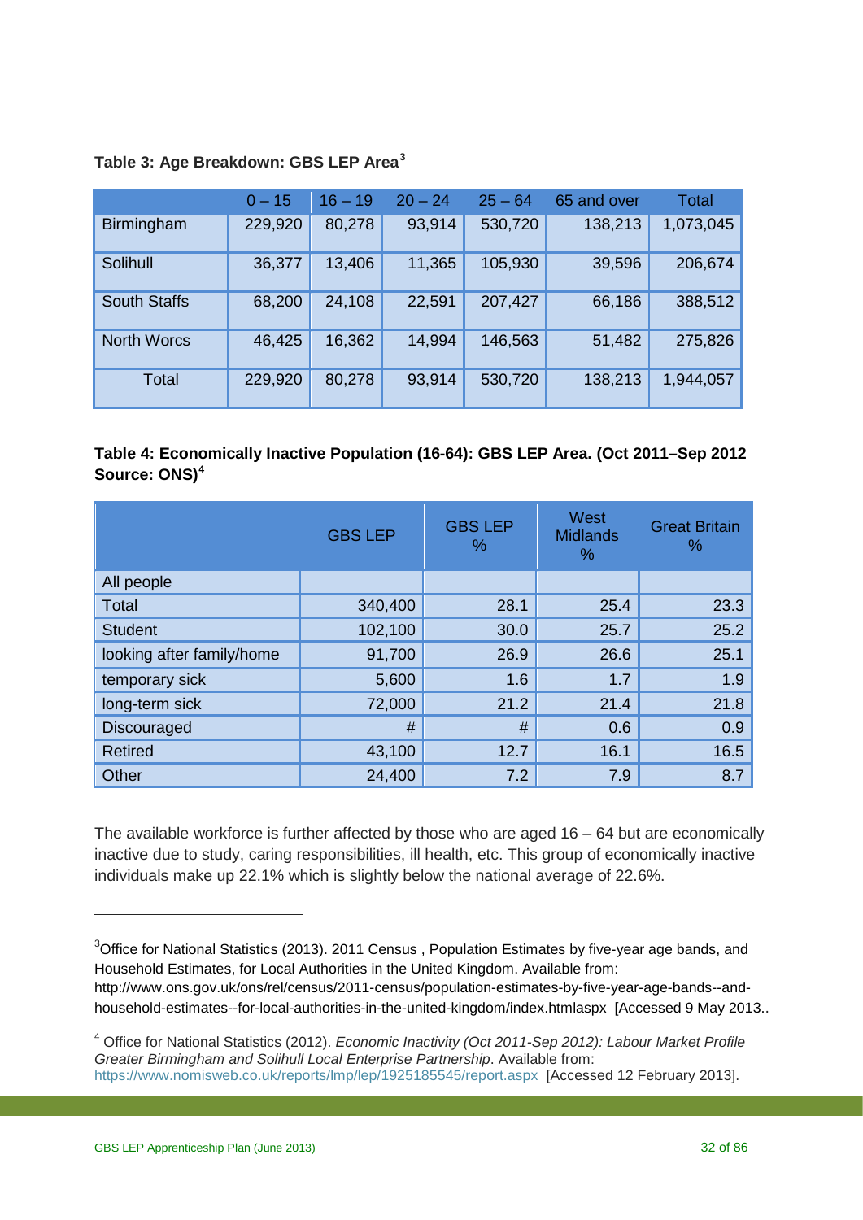**Table 3: Age Breakdown: GBS LEP Area**[3]

| | 0 – 15 | 16 – 19 | 20 – 24 | 25 – 64 | 65 and over | Total |
|---|---|---|---|---|---|---|
| Birmingham | 229,920 | 80,278 | 93,914 | 530,720 | 138,213 | 1,073,045 |
| Solihull | 36,377 | 13,406 | 11,365 | 105,930 | 39,596 | 206,674 |
| South Staffs | 68,200 | 24,108 | 22,591 | 207,427 | 66,186 | 388,512 |
| North Worcs | 46,425 | 16,362 | 14,994 | 146,563 | 51,482 | 275,826 |
| Total | 229,920 | 80,278 | 93,914 | 530,720 | 138,213 | 1,944,057 |

**Table 4: Economically Inactive Population (16-64): GBS LEP Area. (Oct 2011–Sep 2012 Source: ONS)**[4]

| | GBS LEP | GBS LEP % | West Midlands % | Great Britain % |
|---|---|---|---|---|
| All people | | | | |
| Total | 340,400 | 28.1 | 25.4 | 23.3 |
| Student | 102,100 | 30.0 | 25.7 | 25.2 |
| looking after family/home | 91,700 | 26.9 | 26.6 | 25.1 |
| temporary sick | 5,600 | 1.6 | 1.7 | 1.9 |
| long-term sick | 72,000 | 21.2 | 21.4 | 21.8 |
| Discouraged | # | # | 0.6 | 0.9 |
| Retired | 43,100 | 12.7 | 16.1 | 16.5 |
| Other | 24,400 | 7.2 | 7.9 | 8.7 |

The available workforce is further affected by those who are aged 16 – 64 but are economically inactive due to study, caring responsibilities, ill health, etc. This group of economically inactive individuals make up 22.1% which is slightly below the national average of 22.6%.

---

[3] Office for National Statistics (2013). 2011 Census , Population Estimates by five-year age bands, and Household Estimates, for Local Authorities in the United Kingdom. Available from: http://www.ons.gov.uk/ons/rel/census/2011-census/population-estimates-by-five-year-age-bands--and-household-estimates--for-local-authorities-in-the-united-kingdom/index.htmlaspx [Accessed 9 May 2013..

[4] Office for National Statistics (2012). *Economic Inactivity (Oct 2011-Sep 2012): Labour Market Profile Greater Birmingham and Solihull Local Enterprise Partnership*. Available from: https://www.nomisweb.co.uk/reports/lmp/lep/1925185545/report.aspx [Accessed 12 February 2013].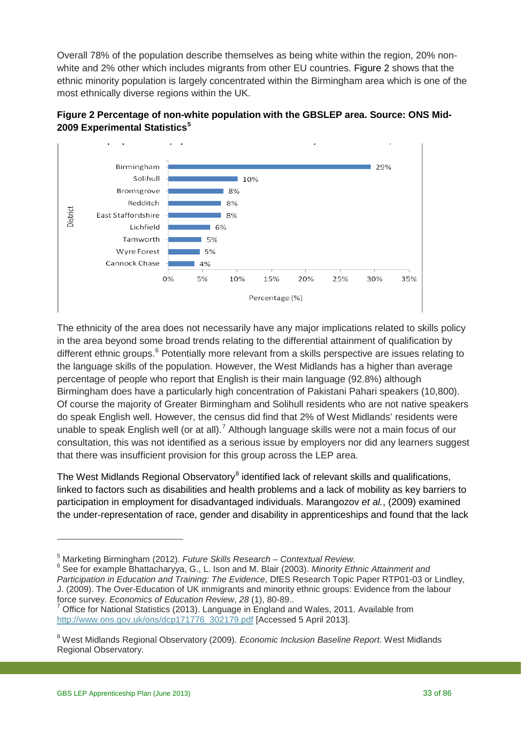Overall 78% of the population describe themselves as being white within the region, 20% non-white and 2% other which includes migrants from other EU countries. Figure 2 shows that the ethnic minority population is largely concentrated within the Birmingham area which is one of the most ethnically diverse regions within the UK.

**Figure 2 Percentage of non-white population with the GBSLEP area. Source: ONS Mid-2009 Experimental Statistics[5]**

| District | Percentage (%) |
|---|---|
| Birmingham | 29% |
| Solihull | 10% |
| Bromsgrove | 8% |
| Redditch | 8% |
| East Staffordshire | 8% |
| Lichfield | 6% |
| Tamworth | 5% |
| Wyre Forest | 5% |
| Cannock Chase | 4% |

The ethnicity of the area does not necessarily have any major implications related to skills policy in the area beyond some broad trends relating to the differential attainment of qualification by different ethnic groups.[6] Potentially more relevant from a skills perspective are issues relating to the language skills of the population. However, the West Midlands has a higher than average percentage of people who report that English is their main language (92.8%) although Birmingham does have a particularly high concentration of Pakistani Pahari speakers (10,800). Of course the majority of Greater Birmingham and Solihull residents who are not native speakers do speak English well. However, the census did find that 2% of West Midlands' residents were unable to speak English well (or at all).[7] Although language skills were not a main focus of our consultation, this was not identified as a serious issue by employers nor did any learners suggest that there was insufficient provision for this group across the LEP area.

The West Midlands Regional Observatory[8] identified lack of relevant skills and qualifications, linked to factors such as disabilities and health problems and a lack of mobility as key barriers to participation in employment for disadvantaged individuals. Marangozov *et al.*, (2009) examined the under-representation of race, gender and disability in apprenticeships and found that the lack

---

[5] Marketing Birmingham (2012). *Future Skills Research – Contextual Review.*

[6] See for example Bhattacharyya, G., L. Ison and M. Blair (2003). *Minority Ethnic Attainment and Participation in Education and Training: The Evidence*, DfES Research Topic Paper RTP01-03 or Lindley, J. (2009). The Over-Education of UK immigrants and minority ethnic groups: Evidence from the labour force survey. *Economics of Education Review*, *28* (1), 80-89..

[7] Office for National Statistics (2013). Language in England and Wales, 2011. Available from http://www.ons.gov.uk/ons/dcp171776_302179.pdf [Accessed 5 April 2013].

[8] West Midlands Regional Observatory (2009). *Economic Inclusion Baseline Report*. West Midlands Regional Observatory.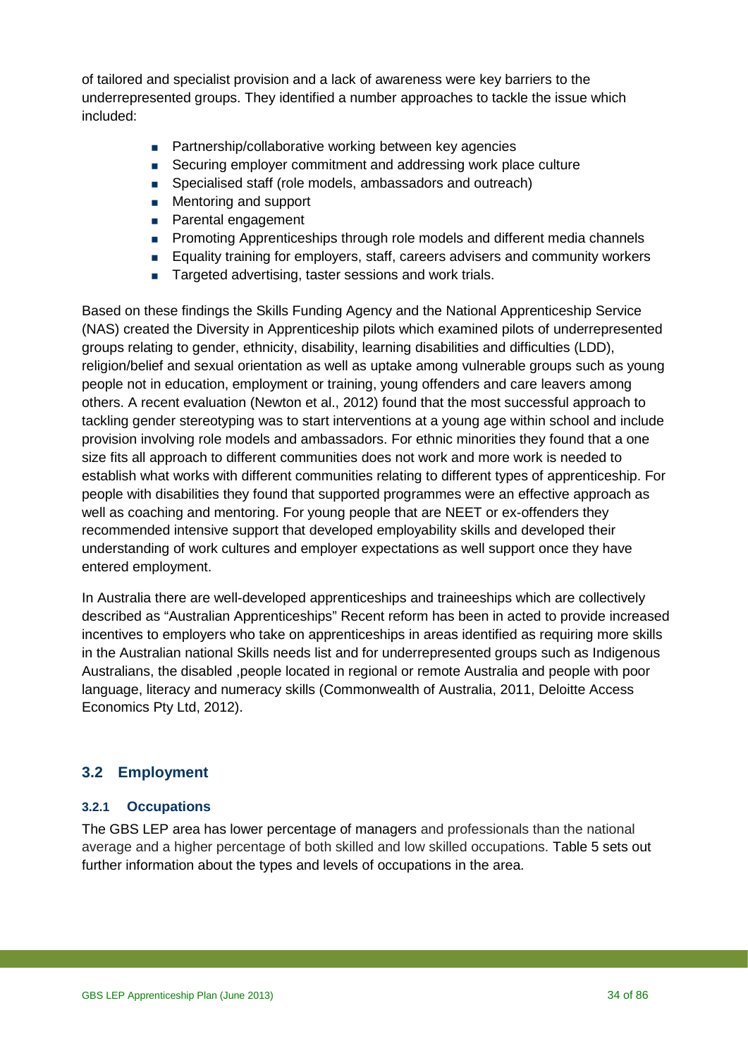of tailored and specialist provision and a lack of awareness were key barriers to the underrepresented groups. They identified a number approaches to tackle the issue which included:

- Partnership/collaborative working between key agencies
- Securing employer commitment and addressing work place culture
- Specialised staff (role models, ambassadors and outreach)
- Mentoring and support
- Parental engagement
- Promoting Apprenticeships through role models and different media channels
- Equality training for employers, staff, careers advisers and community workers
- Targeted advertising, taster sessions and work trials.

Based on these findings the Skills Funding Agency and the National Apprenticeship Service (NAS) created the Diversity in Apprenticeship pilots which examined pilots of underrepresented groups relating to gender, ethnicity, disability, learning disabilities and difficulties (LDD), religion/belief and sexual orientation as well as uptake among vulnerable groups such as young people not in education, employment or training, young offenders and care leavers among others. A recent evaluation (Newton et al., 2012) found that the most successful approach to tackling gender stereotyping was to start interventions at a young age within school and include provision involving role models and ambassadors. For ethnic minorities they found that a one size fits all approach to different communities does not work and more work is needed to establish what works with different communities relating to different types of apprenticeship. For people with disabilities they found that supported programmes were an effective approach as well as coaching and mentoring. For young people that are NEET or ex-offenders they recommended intensive support that developed employability skills and developed their understanding of work cultures and employer expectations as well support once they have entered employment.

In Australia there are well-developed apprenticeships and traineeships which are collectively described as "Australian Apprenticeships" Recent reform has been in acted to provide increased incentives to employers who take on apprenticeships in areas identified as requiring more skills in the Australian national Skills needs list and for underrepresented groups such as Indigenous Australians, the disabled ,people located in regional or remote Australia and people with poor language, literacy and numeracy skills (Commonwealth of Australia, 2011, Deloitte Access Economics Pty Ltd, 2012).

## 3.2 Employment

### 3.2.1 Occupations

The GBS LEP area has lower percentage of managers and professionals than the national average and a higher percentage of both skilled and low skilled occupations. Table 5 sets out further information about the types and levels of occupations in the area.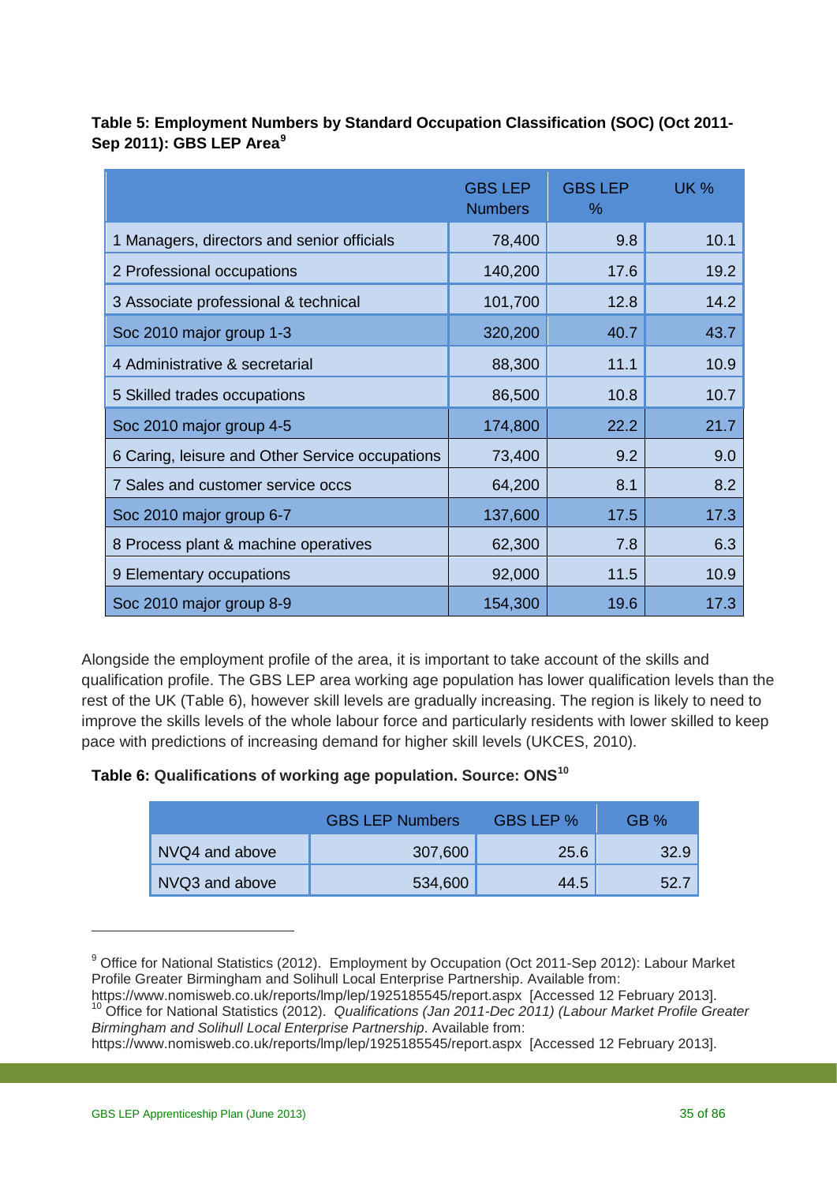**Table 5: Employment Numbers by Standard Occupation Classification (SOC) (Oct 2011-Sep 2011): GBS LEP Area[9]**

| | GBS LEP Numbers | GBS LEP % | UK % |
|---|---|---|---|
| 1 Managers, directors and senior officials | 78,400 | 9.8 | 10.1 |
| 2 Professional occupations | 140,200 | 17.6 | 19.2 |
| 3 Associate professional & technical | 101,700 | 12.8 | 14.2 |
| Soc 2010 major group 1-3 | 320,200 | 40.7 | 43.7 |
| 4 Administrative & secretarial | 88,300 | 11.1 | 10.9 |
| 5 Skilled trades occupations | 86,500 | 10.8 | 10.7 |
| Soc 2010 major group 4-5 | 174,800 | 22.2 | 21.7 |
| 6 Caring, leisure and Other Service occupations | 73,400 | 9.2 | 9.0 |
| 7 Sales and customer service occs | 64,200 | 8.1 | 8.2 |
| Soc 2010 major group 6-7 | 137,600 | 17.5 | 17.3 |
| 8 Process plant & machine operatives | 62,300 | 7.8 | 6.3 |
| 9 Elementary occupations | 92,000 | 11.5 | 10.9 |
| Soc 2010 major group 8-9 | 154,300 | 19.6 | 17.3 |

Alongside the employment profile of the area, it is important to take account of the skills and qualification profile. The GBS LEP area working age population has lower qualification levels than the rest of the UK (Table 6), however skill levels are gradually increasing. The region is likely to need to improve the skills levels of the whole labour force and particularly residents with lower skilled to keep pace with predictions of increasing demand for higher skill levels (UKCES, 2010).

**Table 6: Qualifications of working age population. Source: ONS[10]**

| | GBS LEP Numbers | GBS LEP % | GB % |
|---|---|---|---|
| NVQ4 and above | 307,600 | 25.6 | 32.9 |
| NVQ3 and above | 534,600 | 44.5 | 52.7 |

---

[9] Office for National Statistics (2012). Employment by Occupation (Oct 2011-Sep 2012): Labour Market Profile Greater Birmingham and Solihull Local Enterprise Partnership. Available from: https://www.nomisweb.co.uk/reports/lmp/lep/1925185545/report.aspx [Accessed 12 February 2013].

[10] Office for National Statistics (2012). *Qualifications (Jan 2011-Dec 2011) (Labour Market Profile Greater Birmingham and Solihull Local Enterprise Partnership*. Available from: https://www.nomisweb.co.uk/reports/lmp/lep/1925185545/report.aspx [Accessed 12 February 2013].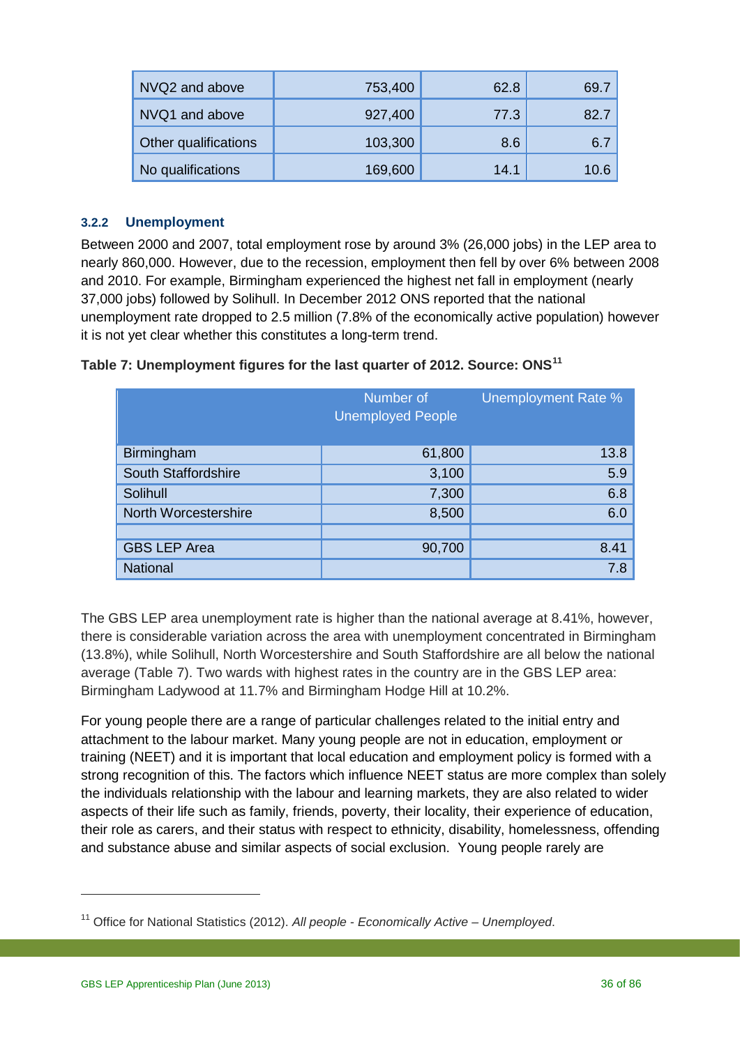| NVQ2 and above | 753,400 | 62.8 | 69.7 |
|---|---|---|---|
| NVQ1 and above | 927,400 | 77.3 | 82.7 |
| Other qualifications | 103,300 | 8.6 | 6.7 |
| No qualifications | 169,600 | 14.1 | 10.6 |

### 3.2.2 Unemployment

Between 2000 and 2007, total employment rose by around 3% (26,000 jobs) in the LEP area to nearly 860,000. However, due to the recession, employment then fell by over 6% between 2008 and 2010. For example, Birmingham experienced the highest net fall in employment (nearly 37,000 jobs) followed by Solihull. In December 2012 ONS reported that the national unemployment rate dropped to 2.5 million (7.8% of the economically active population) however it is not yet clear whether this constitutes a long-term trend.

**Table 7: Unemployment figures for the last quarter of 2012. Source: ONS[11]**

| | Number of Unemployed People | Unemployment Rate % |
|---|---|---|
| Birmingham | 61,800 | 13.8 |
| South Staffordshire | 3,100 | 5.9 |
| Solihull | 7,300 | 6.8 |
| North Worcestershire | 8,500 | 6.0 |
| | | |
| GBS LEP Area | 90,700 | 8.41 |
| National | | 7.8 |

The GBS LEP area unemployment rate is higher than the national average at 8.41%, however, there is considerable variation across the area with unemployment concentrated in Birmingham (13.8%), while Solihull, North Worcestershire and South Staffordshire are all below the national average (Table 7). Two wards with highest rates in the country are in the GBS LEP area: Birmingham Ladywood at 11.7% and Birmingham Hodge Hill at 10.2%.

For young people there are a range of particular challenges related to the initial entry and attachment to the labour market. Many young people are not in education, employment or training (NEET) and it is important that local education and employment policy is formed with a strong recognition of this. The factors which influence NEET status are more complex than solely the individuals relationship with the labour and learning markets, they are also related to wider aspects of their life such as family, friends, poverty, their locality, their experience of education, their role as carers, and their status with respect to ethnicity, disability, homelessness, offending and substance abuse and similar aspects of social exclusion. Young people rarely are

[11] Office for National Statistics (2012). *All people - Economically Active – Unemployed*.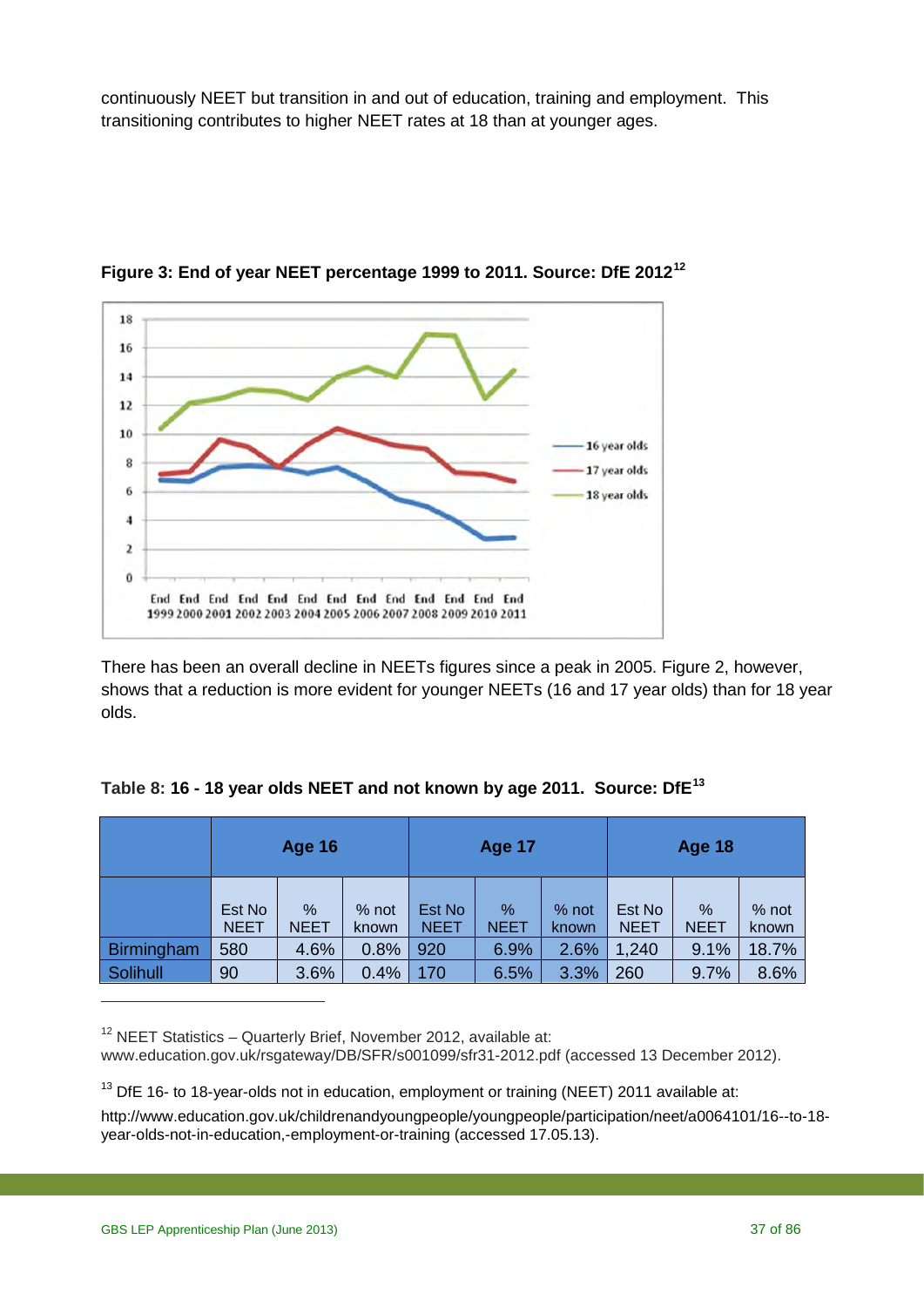continuously NEET but transition in and out of education, training and employment. This transitioning contributes to higher NEET rates at 18 than at younger ages.

**Figure 3: End of year NEET percentage 1999 to 2011. Source: DfE 2012[12]**

There has been an overall decline in NEETs figures since a peak in 2005. Figure 2, however, shows that a reduction is more evident for younger NEETs (16 and 17 year olds) than for 18 year olds.

**Table 8: 16 - 18 year olds NEET and not known by age 2011. Source: DfE[13]**

| | Age 16 | | | Age 17 | | | Age 18 | | |
|---|---|---|---|---|---|---|---|---|---|
| | Est No NEET | % NEET | % not known | Est No NEET | % NEET | % not known | Est No NEET | % NEET | % not known |
| Birmingham | 580 | 4.6% | 0.8% | 920 | 6.9% | 2.6% | 1,240 | 9.1% | 18.7% |
| Solihull | 90 | 3.6% | 0.4% | 170 | 6.5% | 3.3% | 260 | 9.7% | 8.6% |

[12] NEET Statistics – Quarterly Brief, November 2012, available at: www.education.gov.uk/rsgateway/DB/SFR/s001099/sfr31-2012.pdf (accessed 13 December 2012).

[13] DfE 16- to 18-year-olds not in education, employment or training (NEET) 2011 available at: http://www.education.gov.uk/childrenandyoungpeople/youngpeople/participation/neet/a0064101/16--to-18-year-olds-not-in-education,-employment-or-training (accessed 17.05.13).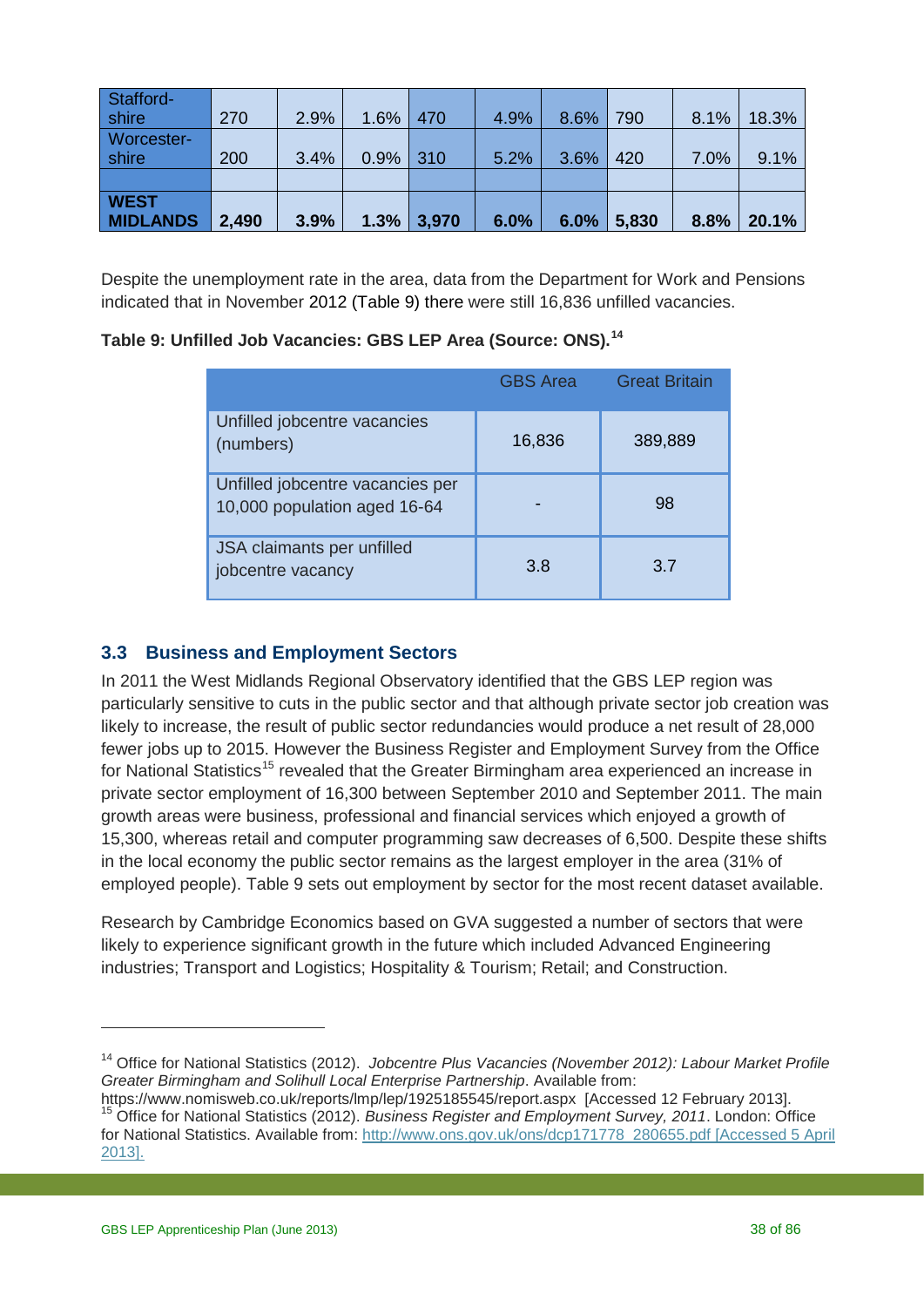| Stafford-shire | 270 | 2.9% | 1.6% | 470 | 4.9% | 8.6% | 790 | 8.1% | 18.3% |
|---|---|---|---|---|---|---|---|---|---|
| Worcester-shire | 200 | 3.4% | 0.9% | 310 | 5.2% | 3.6% | 420 | 7.0% | 9.1% |
| | | | | | | | | | |
| **WEST MIDLANDS** | **2,490** | **3.9%** | **1.3%** | **3,970** | **6.0%** | **6.0%** | **5,830** | **8.8%** | **20.1%** |

Despite the unemployment rate in the area, data from the Department for Work and Pensions indicated that in November 2012 (Table 9) there were still 16,836 unfilled vacancies.

**Table 9: Unfilled Job Vacancies: GBS LEP Area (Source: ONS).[14]**

| | GBS Area | Great Britain |
|---|---|---|
| Unfilled jobcentre vacancies (numbers) | 16,836 | 389,889 |
| Unfilled jobcentre vacancies per 10,000 population aged 16-64 | - | 98 |
| JSA claimants per unfilled jobcentre vacancy | 3.8 | 3.7 |

## 3.3 Business and Employment Sectors

In 2011 the West Midlands Regional Observatory identified that the GBS LEP region was particularly sensitive to cuts in the public sector and that although private sector job creation was likely to increase, the result of public sector redundancies would produce a net result of 28,000 fewer jobs up to 2015. However the Business Register and Employment Survey from the Office for National Statistics[15] revealed that the Greater Birmingham area experienced an increase in private sector employment of 16,300 between September 2010 and September 2011. The main growth areas were business, professional and financial services which enjoyed a growth of 15,300, whereas retail and computer programming saw decreases of 6,500. Despite these shifts in the local economy the public sector remains as the largest employer in the area (31% of employed people). Table 9 sets out employment by sector for the most recent dataset available.

Research by Cambridge Economics based on GVA suggested a number of sectors that were likely to experience significant growth in the future which included Advanced Engineering industries; Transport and Logistics; Hospitality & Tourism; Retail; and Construction.

---

[14] Office for National Statistics (2012). *Jobcentre Plus Vacancies (November 2012): Labour Market Profile Greater Birmingham and Solihull Local Enterprise Partnership*. Available from: https://www.nomisweb.co.uk/reports/lmp/lep/1925185545/report.aspx [Accessed 12 February 2013].

[15] Office for National Statistics (2012). *Business Register and Employment Survey, 2011*. London: Office for National Statistics. Available from: http://www.ons.gov.uk/ons/dcp171778_280655.pdf [Accessed 5 April 2013].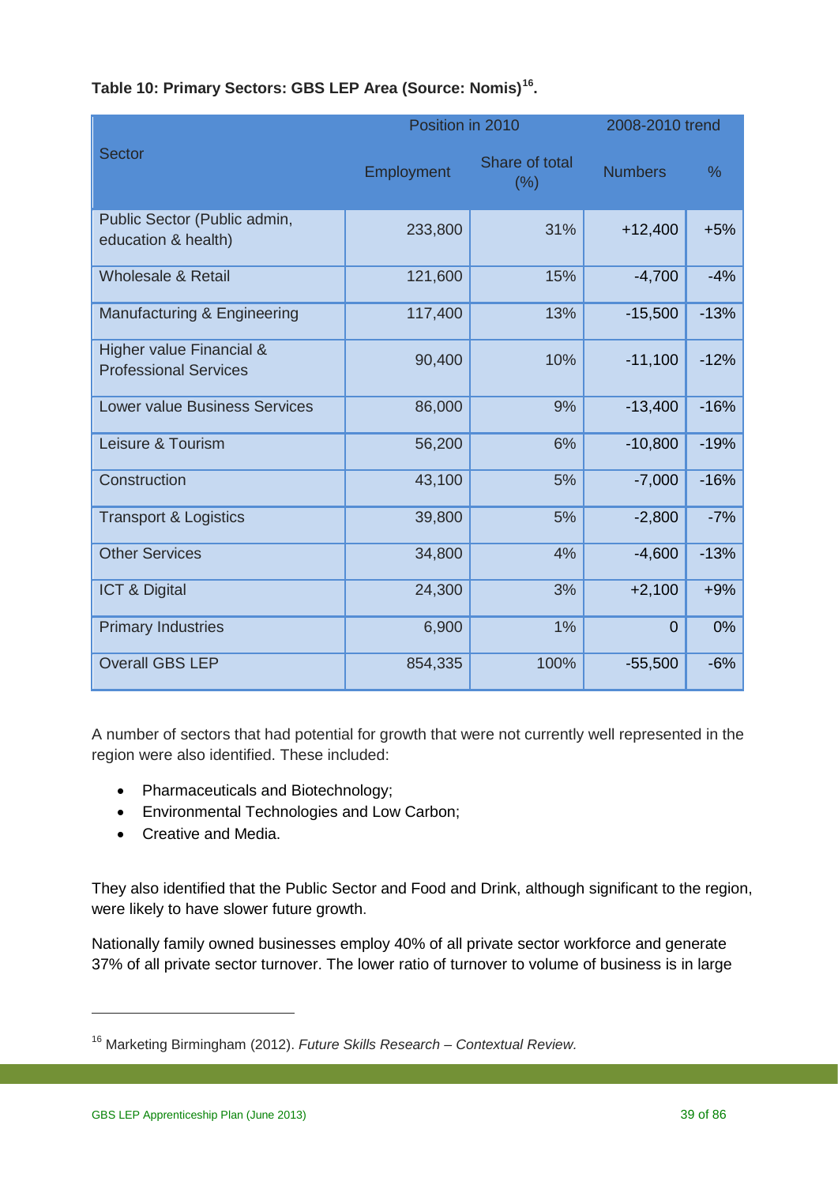**Table 10: Primary Sectors: GBS LEP Area (Source: Nomis)[16].**

| Sector | Position in 2010 | | 2008-2010 trend | |
|---|---|---|---|---|
| | Employment | Share of total (%) | Numbers | % |
| Public Sector (Public admin, education & health) | 233,800 | 31% | +12,400 | +5% |
| Wholesale & Retail | 121,600 | 15% | -4,700 | -4% |
| Manufacturing & Engineering | 117,400 | 13% | -15,500 | -13% |
| Higher value Financial & Professional Services | 90,400 | 10% | -11,100 | -12% |
| Lower value Business Services | 86,000 | 9% | -13,400 | -16% |
| Leisure & Tourism | 56,200 | 6% | -10,800 | -19% |
| Construction | 43,100 | 5% | -7,000 | -16% |
| Transport & Logistics | 39,800 | 5% | -2,800 | -7% |
| Other Services | 34,800 | 4% | -4,600 | -13% |
| ICT & Digital | 24,300 | 3% | +2,100 | +9% |
| Primary Industries | 6,900 | 1% | 0 | 0% |
| Overall GBS LEP | 854,335 | 100% | -55,500 | -6% |

A number of sectors that had potential for growth that were not currently well represented in the region were also identified. These included:

- Pharmaceuticals and Biotechnology;
- Environmental Technologies and Low Carbon;
- Creative and Media.

They also identified that the Public Sector and Food and Drink, although significant to the region, were likely to have slower future growth.

Nationally family owned businesses employ 40% of all private sector workforce and generate 37% of all private sector turnover. The lower ratio of turnover to volume of business is in large

[16] Marketing Birmingham (2012). *Future Skills Research – Contextual Review.*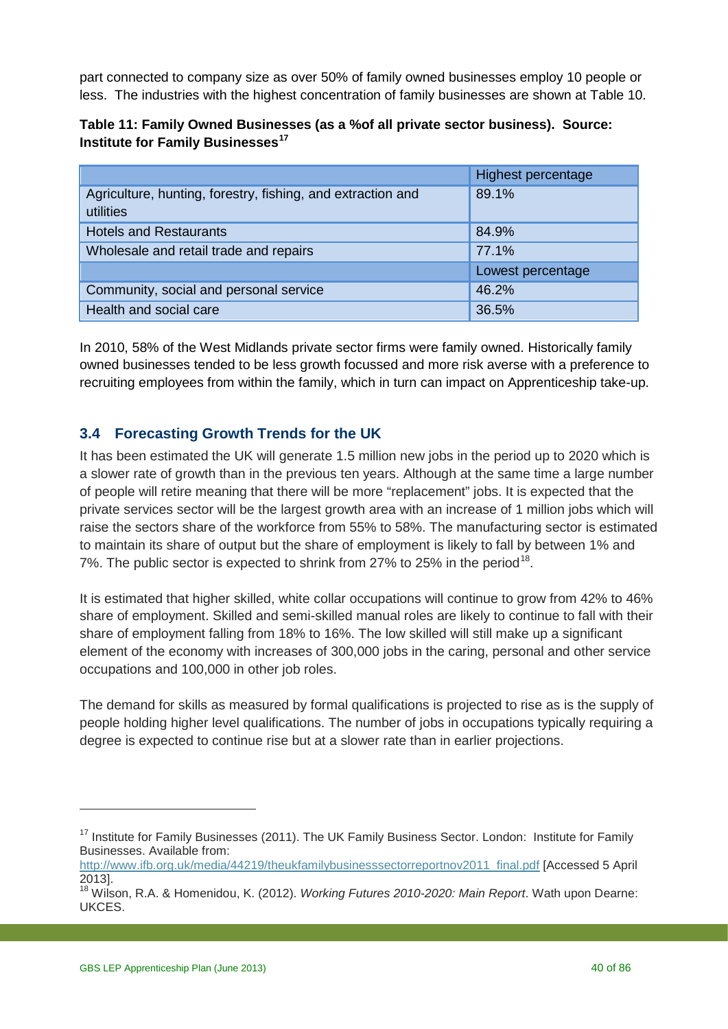part connected to company size as over 50% of family owned businesses employ 10 people or less. The industries with the highest concentration of family businesses are shown at Table 10.

**Table 11: Family Owned Businesses (as a %of all private sector business). Source: Institute for Family Businesses[17]**

| | Highest percentage |
|---|---|
| Agriculture, hunting, forestry, fishing, and extraction and utilities | 89.1% |
| Hotels and Restaurants | 84.9% |
| Wholesale and retail trade and repairs | 77.1% |
| | Lowest percentage |
| Community, social and personal service | 46.2% |
| Health and social care | 36.5% |

In 2010, 58% of the West Midlands private sector firms were family owned. Historically family owned businesses tended to be less growth focussed and more risk averse with a preference to recruiting employees from within the family, which in turn can impact on Apprenticeship take-up.

## 3.4 Forecasting Growth Trends for the UK

It has been estimated the UK will generate 1.5 million new jobs in the period up to 2020 which is a slower rate of growth than in the previous ten years. Although at the same time a large number of people will retire meaning that there will be more "replacement" jobs. It is expected that the private services sector will be the largest growth area with an increase of 1 million jobs which will raise the sectors share of the workforce from 55% to 58%. The manufacturing sector is estimated to maintain its share of output but the share of employment is likely to fall by between 1% and 7%. The public sector is expected to shrink from 27% to 25% in the period[18].

It is estimated that higher skilled, white collar occupations will continue to grow from 42% to 46% share of employment. Skilled and semi-skilled manual roles are likely to continue to fall with their share of employment falling from 18% to 16%. The low skilled will still make up a significant element of the economy with increases of 300,000 jobs in the caring, personal and other service occupations and 100,000 in other job roles.

The demand for skills as measured by formal qualifications is projected to rise as is the supply of people holding higher level qualifications. The number of jobs in occupations typically requiring a degree is expected to continue rise but at a slower rate than in earlier projections.

---

[17] Institute for Family Businesses (2011). The UK Family Business Sector. London: Institute for Family Businesses. Available from: http://www.ifb.org.uk/media/44219/theukfamilybusinesssectorreportnov2011_final.pdf [Accessed 5 April 2013].

[18] Wilson, R.A. & Homenidou, K. (2012). *Working Futures 2010-2020: Main Report*. Wath upon Dearne: UKCES.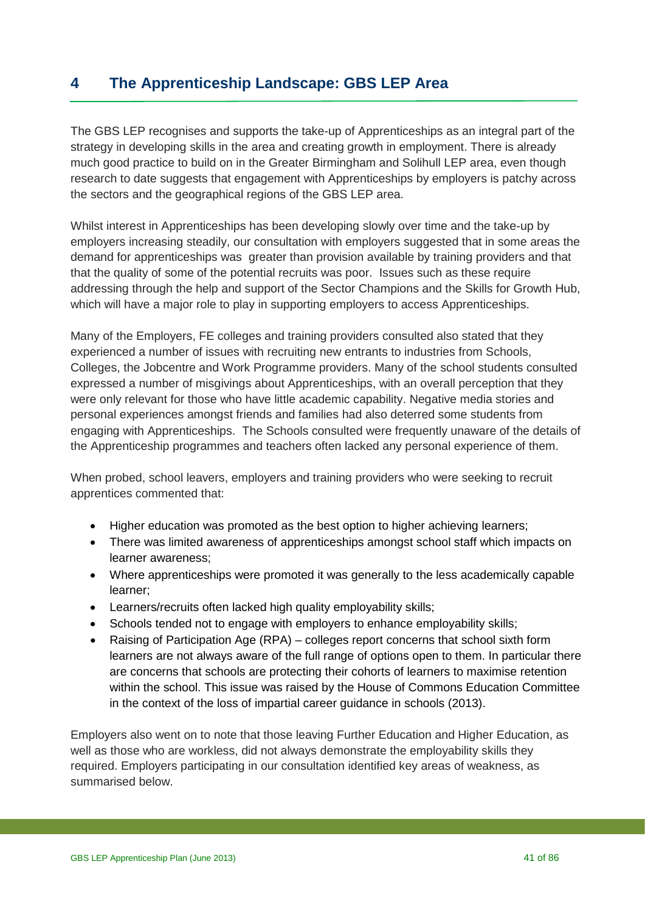# 4 The Apprenticeship Landscape: GBS LEP Area

The GBS LEP recognises and supports the take-up of Apprenticeships as an integral part of the strategy in developing skills in the area and creating growth in employment. There is already much good practice to build on in the Greater Birmingham and Solihull LEP area, even though research to date suggests that engagement with Apprenticeships by employers is patchy across the sectors and the geographical regions of the GBS LEP area.

Whilst interest in Apprenticeships has been developing slowly over time and the take-up by employers increasing steadily, our consultation with employers suggested that in some areas the demand for apprenticeships was greater than provision available by training providers and that that the quality of some of the potential recruits was poor. Issues such as these require addressing through the help and support of the Sector Champions and the Skills for Growth Hub, which will have a major role to play in supporting employers to access Apprenticeships.

Many of the Employers, FE colleges and training providers consulted also stated that they experienced a number of issues with recruiting new entrants to industries from Schools, Colleges, the Jobcentre and Work Programme providers. Many of the school students consulted expressed a number of misgivings about Apprenticeships, with an overall perception that they were only relevant for those who have little academic capability. Negative media stories and personal experiences amongst friends and families had also deterred some students from engaging with Apprenticeships. The Schools consulted were frequently unaware of the details of the Apprenticeship programmes and teachers often lacked any personal experience of them.

When probed, school leavers, employers and training providers who were seeking to recruit apprentices commented that:

- Higher education was promoted as the best option to higher achieving learners;
- There was limited awareness of apprenticeships amongst school staff which impacts on learner awareness;
- Where apprenticeships were promoted it was generally to the less academically capable learner;
- Learners/recruits often lacked high quality employability skills;
- Schools tended not to engage with employers to enhance employability skills;
- Raising of Participation Age (RPA) – colleges report concerns that school sixth form learners are not always aware of the full range of options open to them. In particular there are concerns that schools are protecting their cohorts of learners to maximise retention within the school. This issue was raised by the House of Commons Education Committee in the context of the loss of impartial career guidance in schools (2013).

Employers also went on to note that those leaving Further Education and Higher Education, as well as those who are workless, did not always demonstrate the employability skills they required. Employers participating in our consultation identified key areas of weakness, as summarised below.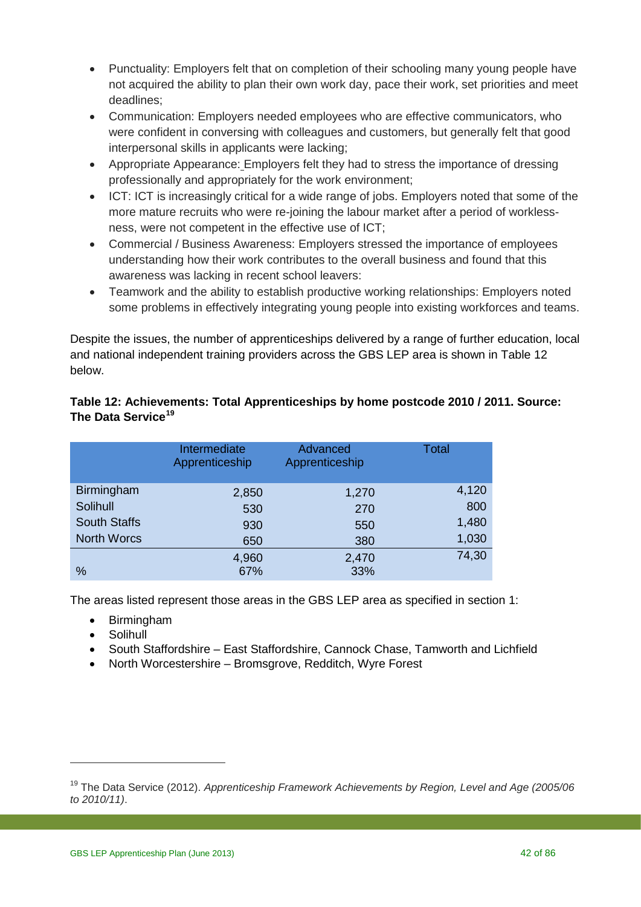- Punctuality: Employers felt that on completion of their schooling many young people have not acquired the ability to plan their own work day, pace their work, set priorities and meet deadlines;
- Communication: Employers needed employees who are effective communicators, who were confident in conversing with colleagues and customers, but generally felt that good interpersonal skills in applicants were lacking;
- Appropriate Appearance: Employers felt they had to stress the importance of dressing professionally and appropriately for the work environment;
- ICT: ICT is increasingly critical for a wide range of jobs. Employers noted that some of the more mature recruits who were re-joining the labour market after a period of workless-ness, were not competent in the effective use of ICT;
- Commercial / Business Awareness: Employers stressed the importance of employees understanding how their work contributes to the overall business and found that this awareness was lacking in recent school leavers:
- Teamwork and the ability to establish productive working relationships: Employers noted some problems in effectively integrating young people into existing workforces and teams.

Despite the issues, the number of apprenticeships delivered by a range of further education, local and national independent training providers across the GBS LEP area is shown in Table 12 below.

**Table 12: Achievements: Total Apprenticeships by home postcode 2010 / 2011. Source: The Data Service[19]**

| | Intermediate Apprenticeship | Advanced Apprenticeship | Total |
|---|---|---|---|
| Birmingham | 2,850 | 1,270 | 4,120 |
| Solihull | 530 | 270 | 800 |
| South Staffs | 930 | 550 | 1,480 |
| North Worcs | 650 | 380 | 1,030 |
| | 4,960 | 2,470 | 74,30 |
| % | 67% | 33% | |

The areas listed represent those areas in the GBS LEP area as specified in section 1:

- Birmingham
- Solihull
- South Staffordshire – East Staffordshire, Cannock Chase, Tamworth and Lichfield
- North Worcestershire – Bromsgrove, Redditch, Wyre Forest

---

[19] The Data Service (2012). *Apprenticeship Framework Achievements by Region, Level and Age (2005/06 to 2010/11)*.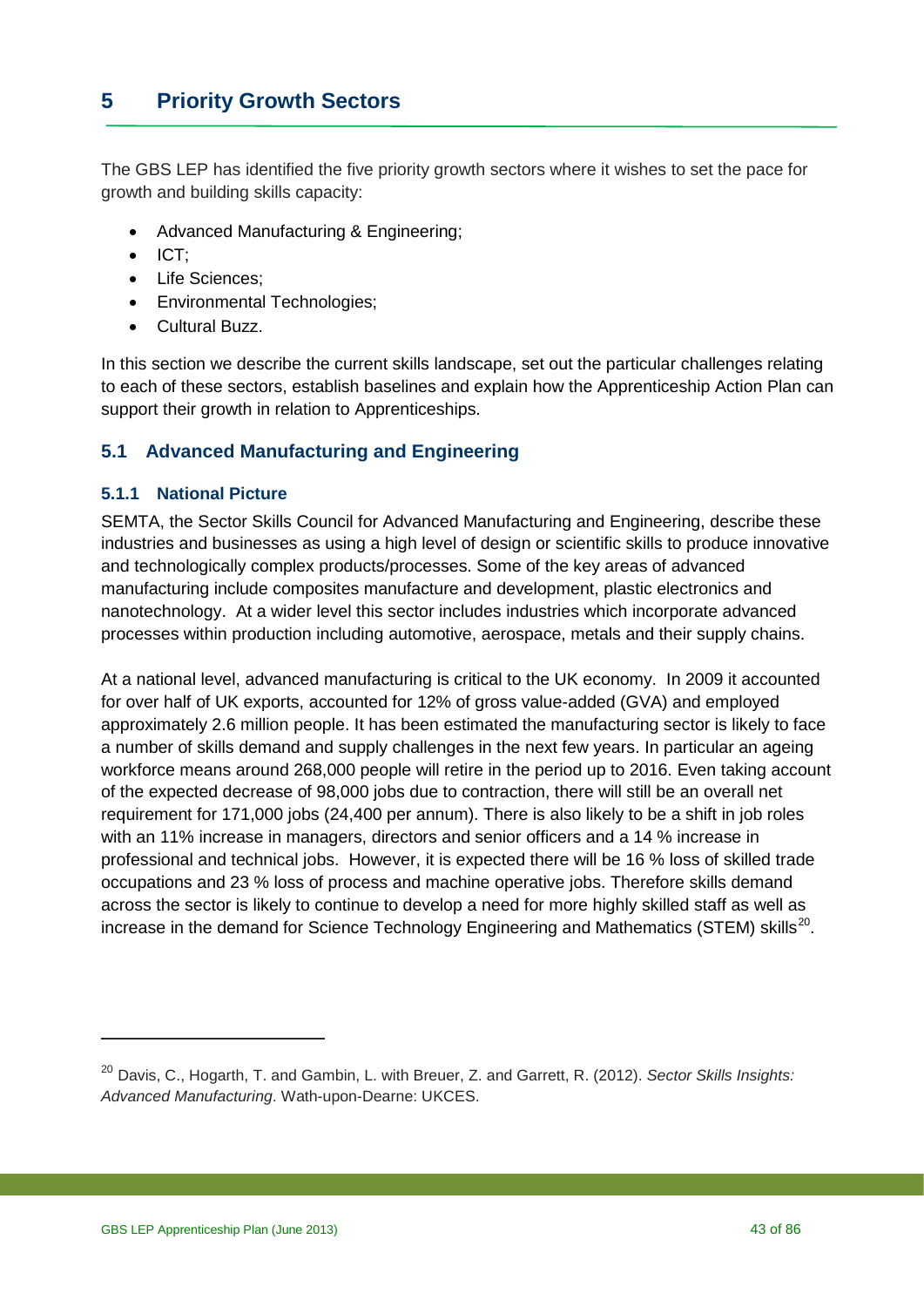# 5 Priority Growth Sectors

The GBS LEP has identified the five priority growth sectors where it wishes to set the pace for growth and building skills capacity:

- Advanced Manufacturing & Engineering;
- ICT;
- Life Sciences;
- Environmental Technologies;
- Cultural Buzz.

In this section we describe the current skills landscape, set out the particular challenges relating to each of these sectors, establish baselines and explain how the Apprenticeship Action Plan can support their growth in relation to Apprenticeships.

## 5.1 Advanced Manufacturing and Engineering

### 5.1.1 National Picture

SEMTA, the Sector Skills Council for Advanced Manufacturing and Engineering, describe these industries and businesses as using a high level of design or scientific skills to produce innovative and technologically complex products/processes. Some of the key areas of advanced manufacturing include composites manufacture and development, plastic electronics and nanotechnology. At a wider level this sector includes industries which incorporate advanced processes within production including automotive, aerospace, metals and their supply chains.

At a national level, advanced manufacturing is critical to the UK economy. In 2009 it accounted for over half of UK exports, accounted for 12% of gross value-added (GVA) and employed approximately 2.6 million people. It has been estimated the manufacturing sector is likely to face a number of skills demand and supply challenges in the next few years. In particular an ageing workforce means around 268,000 people will retire in the period up to 2016. Even taking account of the expected decrease of 98,000 jobs due to contraction, there will still be an overall net requirement for 171,000 jobs (24,400 per annum). There is also likely to be a shift in job roles with an 11% increase in managers, directors and senior officers and a 14 % increase in professional and technical jobs. However, it is expected there will be 16 % loss of skilled trade occupations and 23 % loss of process and machine operative jobs. Therefore skills demand across the sector is likely to continue to develop a need for more highly skilled staff as well as increase in the demand for Science Technology Engineering and Mathematics (STEM) skills[20].

[20] Davis, C., Hogarth, T. and Gambin, L. with Breuer, Z. and Garrett, R. (2012). *Sector Skills Insights: Advanced Manufacturing*. Wath-upon-Dearne: UKCES.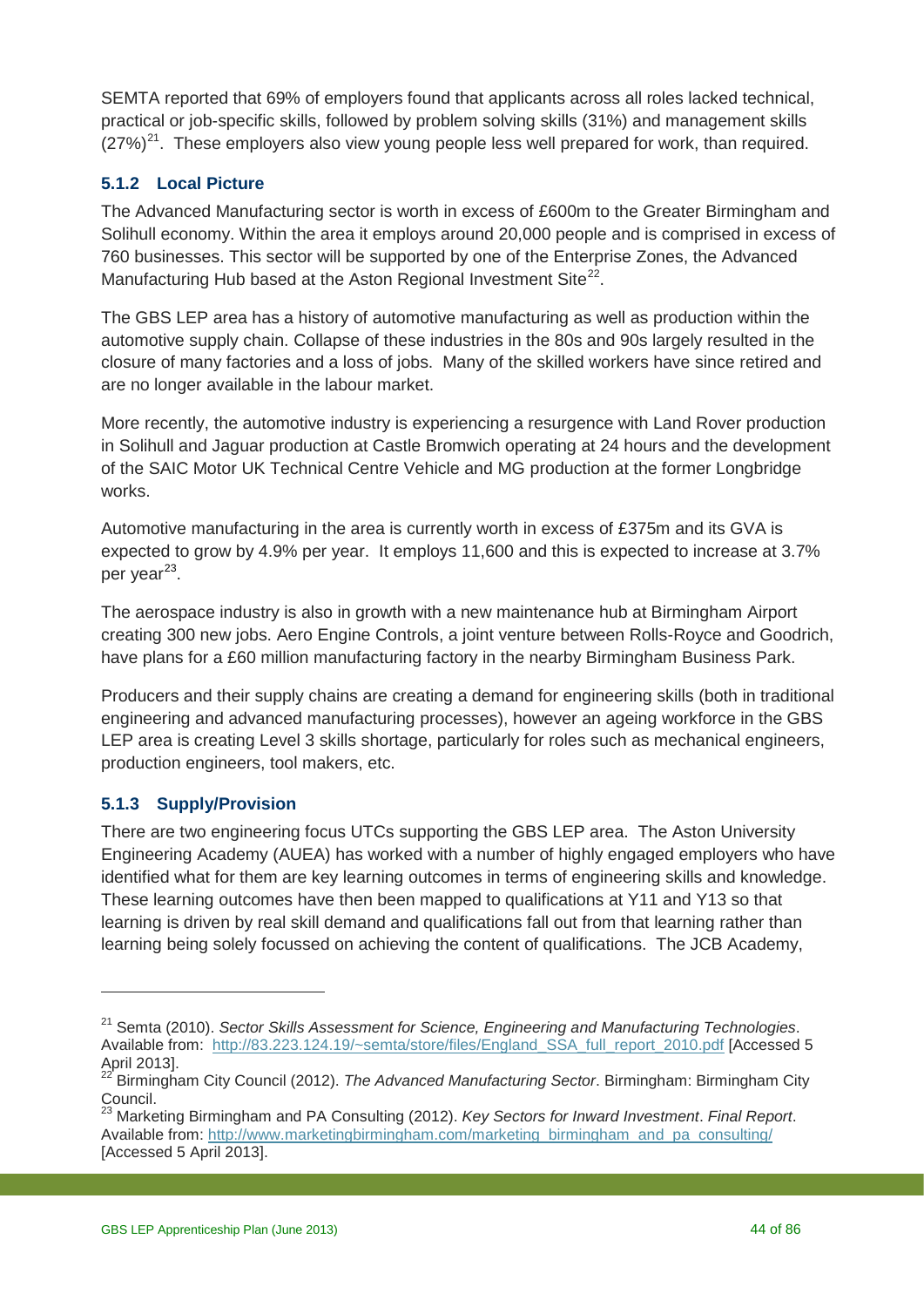SEMTA reported that 69% of employers found that applicants across all roles lacked technical, practical or job-specific skills, followed by problem solving skills (31%) and management skills (27%)[21]. These employers also view young people less well prepared for work, than required.

### 5.1.2 Local Picture

The Advanced Manufacturing sector is worth in excess of £600m to the Greater Birmingham and Solihull economy. Within the area it employs around 20,000 people and is comprised in excess of 760 businesses. This sector will be supported by one of the Enterprise Zones, the Advanced Manufacturing Hub based at the Aston Regional Investment Site[22].

The GBS LEP area has a history of automotive manufacturing as well as production within the automotive supply chain. Collapse of these industries in the 80s and 90s largely resulted in the closure of many factories and a loss of jobs. Many of the skilled workers have since retired and are no longer available in the labour market.

More recently, the automotive industry is experiencing a resurgence with Land Rover production in Solihull and Jaguar production at Castle Bromwich operating at 24 hours and the development of the SAIC Motor UK Technical Centre Vehicle and MG production at the former Longbridge works.

Automotive manufacturing in the area is currently worth in excess of £375m and its GVA is expected to grow by 4.9% per year. It employs 11,600 and this is expected to increase at 3.7% per year[23].

The aerospace industry is also in growth with a new maintenance hub at Birmingham Airport creating 300 new jobs. Aero Engine Controls, a joint venture between Rolls-Royce and Goodrich, have plans for a £60 million manufacturing factory in the nearby Birmingham Business Park.

Producers and their supply chains are creating a demand for engineering skills (both in traditional engineering and advanced manufacturing processes), however an ageing workforce in the GBS LEP area is creating Level 3 skills shortage, particularly for roles such as mechanical engineers, production engineers, tool makers, etc.

### 5.1.3 Supply/Provision

There are two engineering focus UTCs supporting the GBS LEP area. The Aston University Engineering Academy (AUEA) has worked with a number of highly engaged employers who have identified what for them are key learning outcomes in terms of engineering skills and knowledge. These learning outcomes have then been mapped to qualifications at Y11 and Y13 so that learning is driven by real skill demand and qualifications fall out from that learning rather than learning being solely focussed on achieving the content of qualifications. The JCB Academy,

---

[21] Semta (2010). *Sector Skills Assessment for Science, Engineering and Manufacturing Technologies*. Available from: http://83.223.124.19/~semta/store/files/England_SSA_full_report_2010.pdf [Accessed 5 April 2013].

[22] Birmingham City Council (2012). *The Advanced Manufacturing Sector*. Birmingham: Birmingham City Council.

[23] Marketing Birmingham and PA Consulting (2012). *Key Sectors for Inward Investment*. *Final Report*. Available from: http://www.marketingbirmingham.com/marketing_birmingham_and_pa_consulting/ [Accessed 5 April 2013].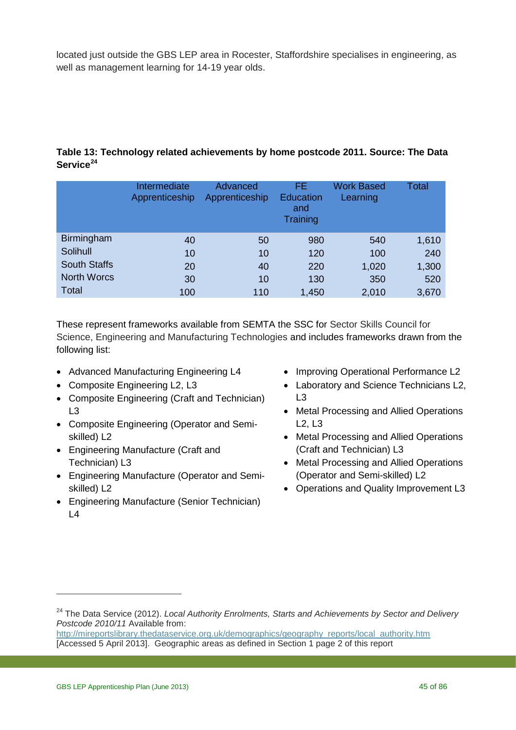located just outside the GBS LEP area in Rocester, Staffordshire specialises in engineering, as well as management learning for 14-19 year olds.

**Table 13: Technology related achievements by home postcode 2011. Source: The Data Service[24]**

| | Intermediate Apprenticeship | Advanced Apprenticeship | FE Education and Training | Work Based Learning | Total |
|---|---|---|---|---|---|
| Birmingham | 40 | 50 | 980 | 540 | 1,610 |
| Solihull | 10 | 10 | 120 | 100 | 240 |
| South Staffs | 20 | 40 | 220 | 1,020 | 1,300 |
| North Worcs | 30 | 10 | 130 | 350 | 520 |
| Total | 100 | 110 | 1,450 | 2,010 | 3,670 |

These represent frameworks available from SEMTA the SSC for Sector Skills Council for Science, Engineering and Manufacturing Technologies and includes frameworks drawn from the following list:

- Advanced Manufacturing Engineering L4
- Composite Engineering L2, L3
- Composite Engineering (Craft and Technician) L3
- Composite Engineering (Operator and Semi-skilled) L2
- Engineering Manufacture (Craft and Technician) L3
- Engineering Manufacture (Operator and Semi-skilled) L2
- Engineering Manufacture (Senior Technician) L4
- Improving Operational Performance L2
- Laboratory and Science Technicians L2, L3
- Metal Processing and Allied Operations L2, L3
- Metal Processing and Allied Operations (Craft and Technician) L3
- Metal Processing and Allied Operations (Operator and Semi-skilled) L2
- Operations and Quality Improvement L3

---

[24] The Data Service (2012). *Local Authority Enrolments, Starts and Achievements by Sector and Delivery Postcode 2010/11* Available from: http://mireportslibrary.thedataservice.org.uk/demographics/geography_reports/local_authority.htm [Accessed 5 April 2013]. Geographic areas as defined in Section 1 page 2 of this report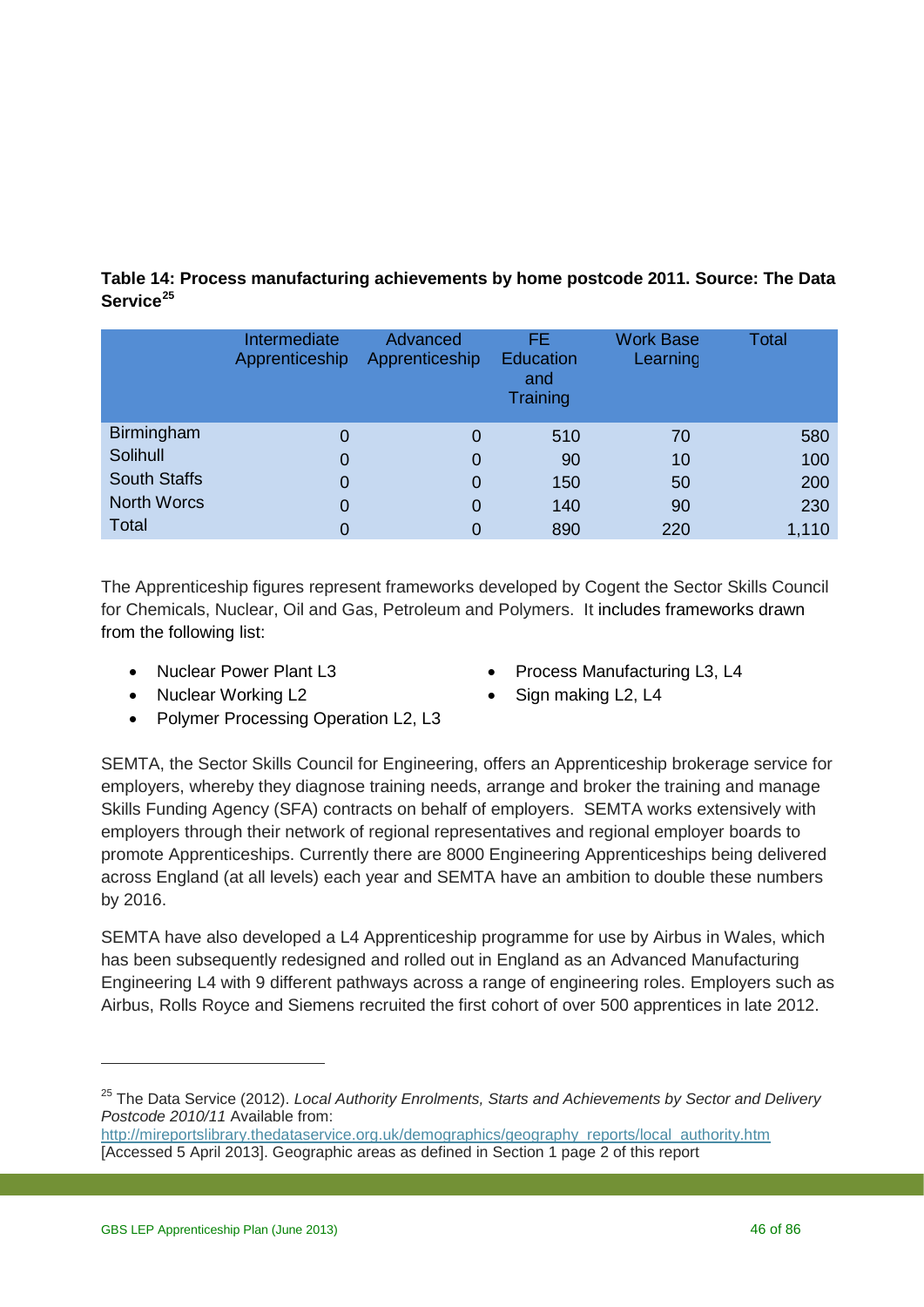**Table 14: Process manufacturing achievements by home postcode 2011. Source: The Data Service[25]**

| | Intermediate Apprenticeship | Advanced Apprenticeship | FE Education and Training | Work Base Learning | Total |
|---|---|---|---|---|---|
| Birmingham | 0 | 0 | 510 | 70 | 580 |
| Solihull | 0 | 0 | 90 | 10 | 100 |
| South Staffs | 0 | 0 | 150 | 50 | 200 |
| North Worcs | 0 | 0 | 140 | 90 | 230 |
| Total | 0 | 0 | 890 | 220 | 1,110 |

The Apprenticeship figures represent frameworks developed by Cogent the Sector Skills Council for Chemicals, Nuclear, Oil and Gas, Petroleum and Polymers. It includes frameworks drawn from the following list:

- Nuclear Power Plant L3
- Nuclear Working L2
- Polymer Processing Operation L2, L3
- Process Manufacturing L3, L4
- Sign making L2, L4

SEMTA, the Sector Skills Council for Engineering, offers an Apprenticeship brokerage service for employers, whereby they diagnose training needs, arrange and broker the training and manage Skills Funding Agency (SFA) contracts on behalf of employers. SEMTA works extensively with employers through their network of regional representatives and regional employer boards to promote Apprenticeships. Currently there are 8000 Engineering Apprenticeships being delivered across England (at all levels) each year and SEMTA have an ambition to double these numbers by 2016.

SEMTA have also developed a L4 Apprenticeship programme for use by Airbus in Wales, which has been subsequently redesigned and rolled out in England as an Advanced Manufacturing Engineering L4 with 9 different pathways across a range of engineering roles. Employers such as Airbus, Rolls Royce and Siemens recruited the first cohort of over 500 apprentices in late 2012.

---

[25] The Data Service (2012). *Local Authority Enrolments, Starts and Achievements by Sector and Delivery Postcode 2010/11* Available from: http://mireportslibrary.thedataservice.org.uk/demographics/geography_reports/local_authority.htm [Accessed 5 April 2013]. Geographic areas as defined in Section 1 page 2 of this report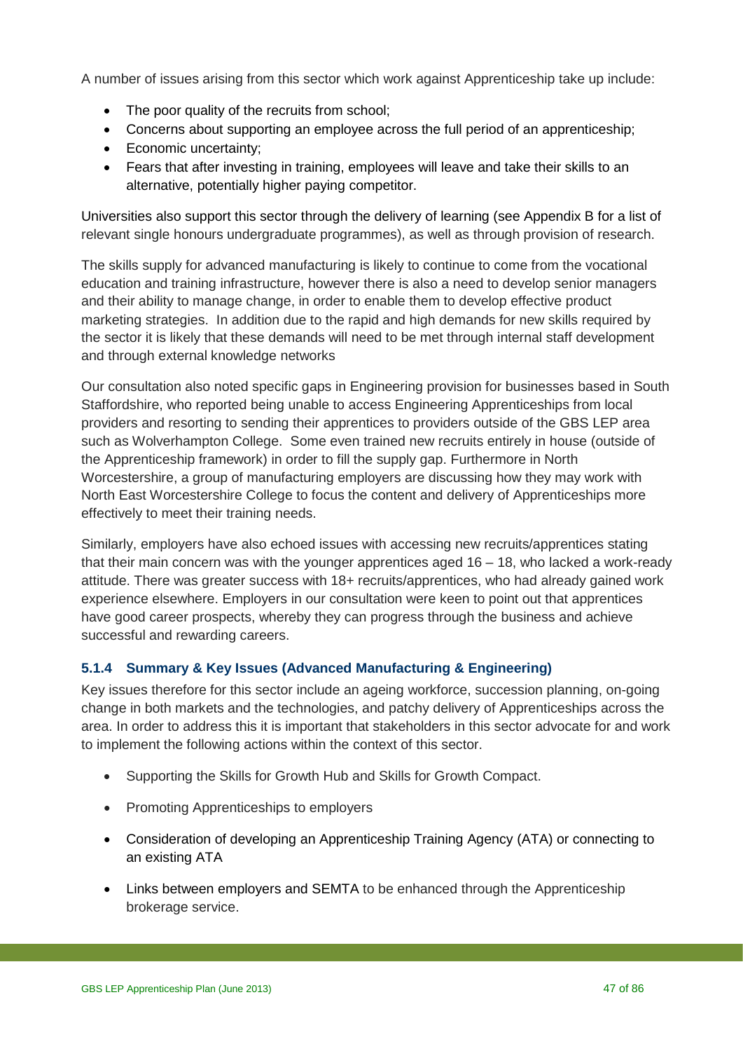A number of issues arising from this sector which work against Apprenticeship take up include:

- The poor quality of the recruits from school;
- Concerns about supporting an employee across the full period of an apprenticeship;
- Economic uncertainty;
- Fears that after investing in training, employees will leave and take their skills to an alternative, potentially higher paying competitor.

Universities also support this sector through the delivery of learning (see Appendix B for a list of relevant single honours undergraduate programmes), as well as through provision of research.

The skills supply for advanced manufacturing is likely to continue to come from the vocational education and training infrastructure, however there is also a need to develop senior managers and their ability to manage change, in order to enable them to develop effective product marketing strategies. In addition due to the rapid and high demands for new skills required by the sector it is likely that these demands will need to be met through internal staff development and through external knowledge networks

Our consultation also noted specific gaps in Engineering provision for businesses based in South Staffordshire, who reported being unable to access Engineering Apprenticeships from local providers and resorting to sending their apprentices to providers outside of the GBS LEP area such as Wolverhampton College. Some even trained new recruits entirely in house (outside of the Apprenticeship framework) in order to fill the supply gap. Furthermore in North Worcestershire, a group of manufacturing employers are discussing how they may work with North East Worcestershire College to focus the content and delivery of Apprenticeships more effectively to meet their training needs.

Similarly, employers have also echoed issues with accessing new recruits/apprentices stating that their main concern was with the younger apprentices aged 16 – 18, who lacked a work-ready attitude. There was greater success with 18+ recruits/apprentices, who had already gained work experience elsewhere. Employers in our consultation were keen to point out that apprentices have good career prospects, whereby they can progress through the business and achieve successful and rewarding careers.

### 5.1.4 Summary & Key Issues (Advanced Manufacturing & Engineering)

Key issues therefore for this sector include an ageing workforce, succession planning, on-going change in both markets and the technologies, and patchy delivery of Apprenticeships across the area. In order to address this it is important that stakeholders in this sector advocate for and work to implement the following actions within the context of this sector.

- Supporting the Skills for Growth Hub and Skills for Growth Compact.
- Promoting Apprenticeships to employers
- Consideration of developing an Apprenticeship Training Agency (ATA) or connecting to an existing ATA
- Links between employers and SEMTA to be enhanced through the Apprenticeship brokerage service.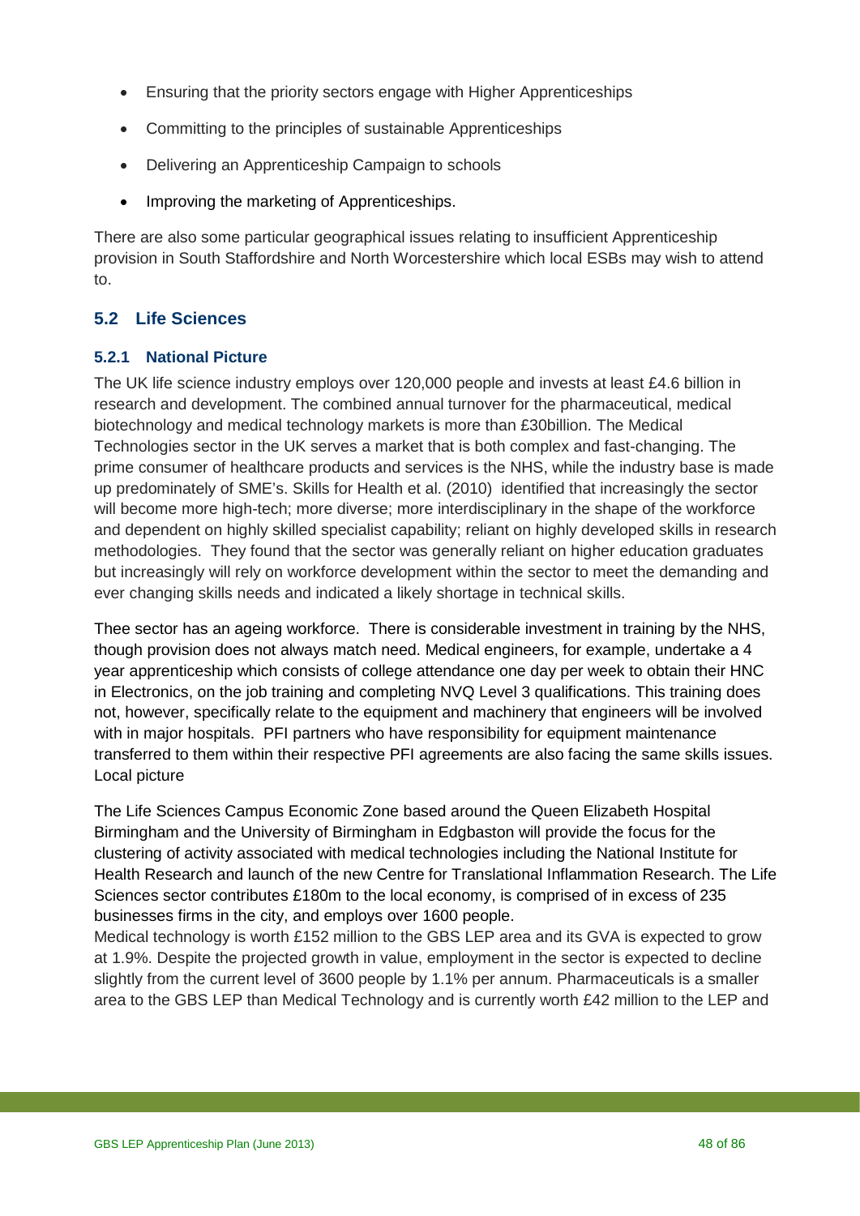- Ensuring that the priority sectors engage with Higher Apprenticeships
- Committing to the principles of sustainable Apprenticeships
- Delivering an Apprenticeship Campaign to schools
- Improving the marketing of Apprenticeships.

There are also some particular geographical issues relating to insufficient Apprenticeship provision in South Staffordshire and North Worcestershire which local ESBs may wish to attend to.

## 5.2 Life Sciences

### 5.2.1 National Picture

The UK life science industry employs over 120,000 people and invests at least £4.6 billion in research and development. The combined annual turnover for the pharmaceutical, medical biotechnology and medical technology markets is more than £30billion. The Medical Technologies sector in the UK serves a market that is both complex and fast-changing. The prime consumer of healthcare products and services is the NHS, while the industry base is made up predominately of SME's. Skills for Health et al. (2010) identified that increasingly the sector will become more high-tech; more diverse; more interdisciplinary in the shape of the workforce and dependent on highly skilled specialist capability; reliant on highly developed skills in research methodologies. They found that the sector was generally reliant on higher education graduates but increasingly will rely on workforce development within the sector to meet the demanding and ever changing skills needs and indicated a likely shortage in technical skills.

Thee sector has an ageing workforce. There is considerable investment in training by the NHS, though provision does not always match need. Medical engineers, for example, undertake a 4 year apprenticeship which consists of college attendance one day per week to obtain their HNC in Electronics, on the job training and completing NVQ Level 3 qualifications. This training does not, however, specifically relate to the equipment and machinery that engineers will be involved with in major hospitals. PFI partners who have responsibility for equipment maintenance transferred to them within their respective PFI agreements are also facing the same skills issues. Local picture

The Life Sciences Campus Economic Zone based around the Queen Elizabeth Hospital Birmingham and the University of Birmingham in Edgbaston will provide the focus for the clustering of activity associated with medical technologies including the National Institute for Health Research and launch of the new Centre for Translational Inflammation Research. The Life Sciences sector contributes £180m to the local economy, is comprised of in excess of 235 businesses firms in the city, and employs over 1600 people.

Medical technology is worth £152 million to the GBS LEP area and its GVA is expected to grow at 1.9%. Despite the projected growth in value, employment in the sector is expected to decline slightly from the current level of 3600 people by 1.1% per annum. Pharmaceuticals is a smaller area to the GBS LEP than Medical Technology and is currently worth £42 million to the LEP and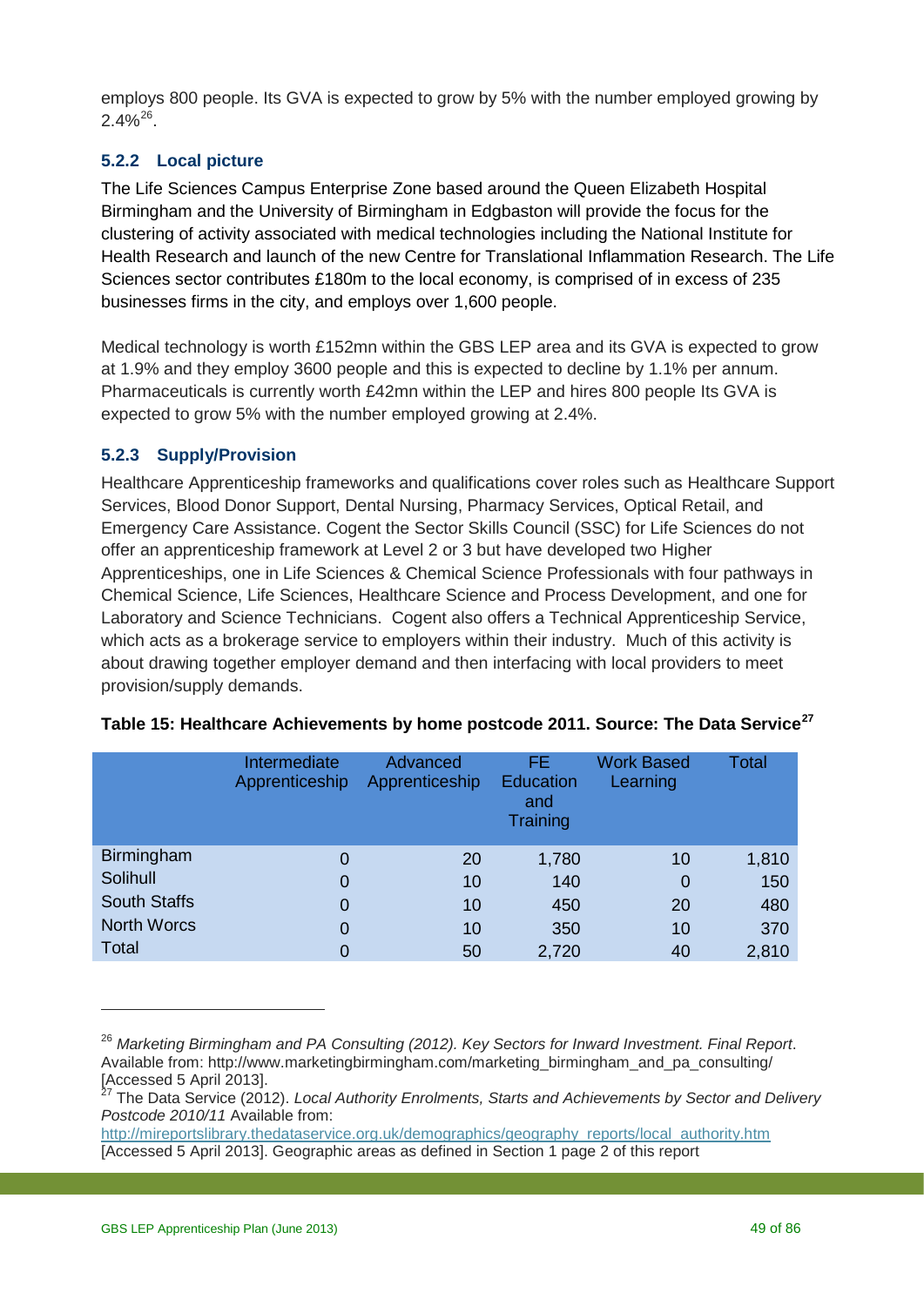employs 800 people. Its GVA is expected to grow by 5% with the number employed growing by 2.4%[26].

### 5.2.2 Local picture

The Life Sciences Campus Enterprise Zone based around the Queen Elizabeth Hospital Birmingham and the University of Birmingham in Edgbaston will provide the focus for the clustering of activity associated with medical technologies including the National Institute for Health Research and launch of the new Centre for Translational Inflammation Research. The Life Sciences sector contributes £180m to the local economy, is comprised of in excess of 235 businesses firms in the city, and employs over 1,600 people.

Medical technology is worth £152mn within the GBS LEP area and its GVA is expected to grow at 1.9% and they employ 3600 people and this is expected to decline by 1.1% per annum. Pharmaceuticals is currently worth £42mn within the LEP and hires 800 people Its GVA is expected to grow 5% with the number employed growing at 2.4%.

### 5.2.3 Supply/Provision

Healthcare Apprenticeship frameworks and qualifications cover roles such as Healthcare Support Services, Blood Donor Support, Dental Nursing, Pharmacy Services, Optical Retail, and Emergency Care Assistance. Cogent the Sector Skills Council (SSC) for Life Sciences do not offer an apprenticeship framework at Level 2 or 3 but have developed two Higher Apprenticeships, one in Life Sciences & Chemical Science Professionals with four pathways in Chemical Science, Life Sciences, Healthcare Science and Process Development, and one for Laboratory and Science Technicians. Cogent also offers a Technical Apprenticeship Service, which acts as a brokerage service to employers within their industry. Much of this activity is about drawing together employer demand and then interfacing with local providers to meet provision/supply demands.

**Table 15: Healthcare Achievements by home postcode 2011. Source: The Data Service[27]**

| | Intermediate Apprenticeship | Advanced Apprenticeship | FE Education and Training | Work Based Learning | Total |
|---|---|---|---|---|---|
| Birmingham | 0 | 20 | 1,780 | 10 | 1,810 |
| Solihull | 0 | 10 | 140 | 0 | 150 |
| South Staffs | 0 | 10 | 450 | 20 | 480 |
| North Worcs | 0 | 10 | 350 | 10 | 370 |
| Total | 0 | 50 | 2,720 | 40 | 2,810 |

---

[26] *Marketing Birmingham and PA Consulting (2012). Key Sectors for Inward Investment. Final Report*. Available from: http://www.marketingbirmingham.com/marketing_birmingham_and_pa_consulting/ [Accessed 5 April 2013].

[27] The Data Service (2012). *Local Authority Enrolments, Starts and Achievements by Sector and Delivery Postcode 2010/11* Available from: http://mireportslibrary.thedataservice.org.uk/demographics/geography_reports/local_authority.htm [Accessed 5 April 2013]. Geographic areas as defined in Section 1 page 2 of this report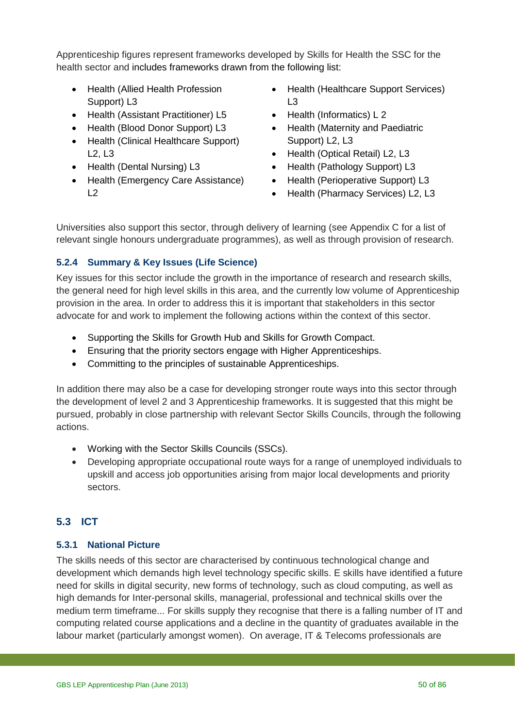Apprenticeship figures represent frameworks developed by Skills for Health the SSC for the health sector and includes frameworks drawn from the following list:

- Health (Allied Health Profession Support) L3
- Health (Assistant Practitioner) L5
- Health (Blood Donor Support) L3
- Health (Clinical Healthcare Support) L2, L3
- Health (Dental Nursing) L3
- Health (Emergency Care Assistance) L2
- Health (Healthcare Support Services) L3
- Health (Informatics) L 2
- Health (Maternity and Paediatric Support) L2, L3
- Health (Optical Retail) L2, L3
- Health (Pathology Support) L3
- Health (Perioperative Support) L3
- Health (Pharmacy Services) L2, L3

Universities also support this sector, through delivery of learning (see Appendix C for a list of relevant single honours undergraduate programmes), as well as through provision of research.

### 5.2.4 Summary & Key Issues (Life Science)

Key issues for this sector include the growth in the importance of research and research skills, the general need for high level skills in this area, and the currently low volume of Apprenticeship provision in the area. In order to address this it is important that stakeholders in this sector advocate for and work to implement the following actions within the context of this sector.

- Supporting the Skills for Growth Hub and Skills for Growth Compact.
- Ensuring that the priority sectors engage with Higher Apprenticeships.
- Committing to the principles of sustainable Apprenticeships.

In addition there may also be a case for developing stronger route ways into this sector through the development of level 2 and 3 Apprenticeship frameworks. It is suggested that this might be pursued, probably in close partnership with relevant Sector Skills Councils, through the following actions.

- Working with the Sector Skills Councils (SSCs).
- Developing appropriate occupational route ways for a range of unemployed individuals to upskill and access job opportunities arising from major local developments and priority sectors.

## 5.3 ICT

### 5.3.1 National Picture

The skills needs of this sector are characterised by continuous technological change and development which demands high level technology specific skills. E skills have identified a future need for skills in digital security, new forms of technology, such as cloud computing, as well as high demands for Inter-personal skills, managerial, professional and technical skills over the medium term timeframe... For skills supply they recognise that there is a falling number of IT and computing related course applications and a decline in the quantity of graduates available in the labour market (particularly amongst women). On average, IT & Telecoms professionals are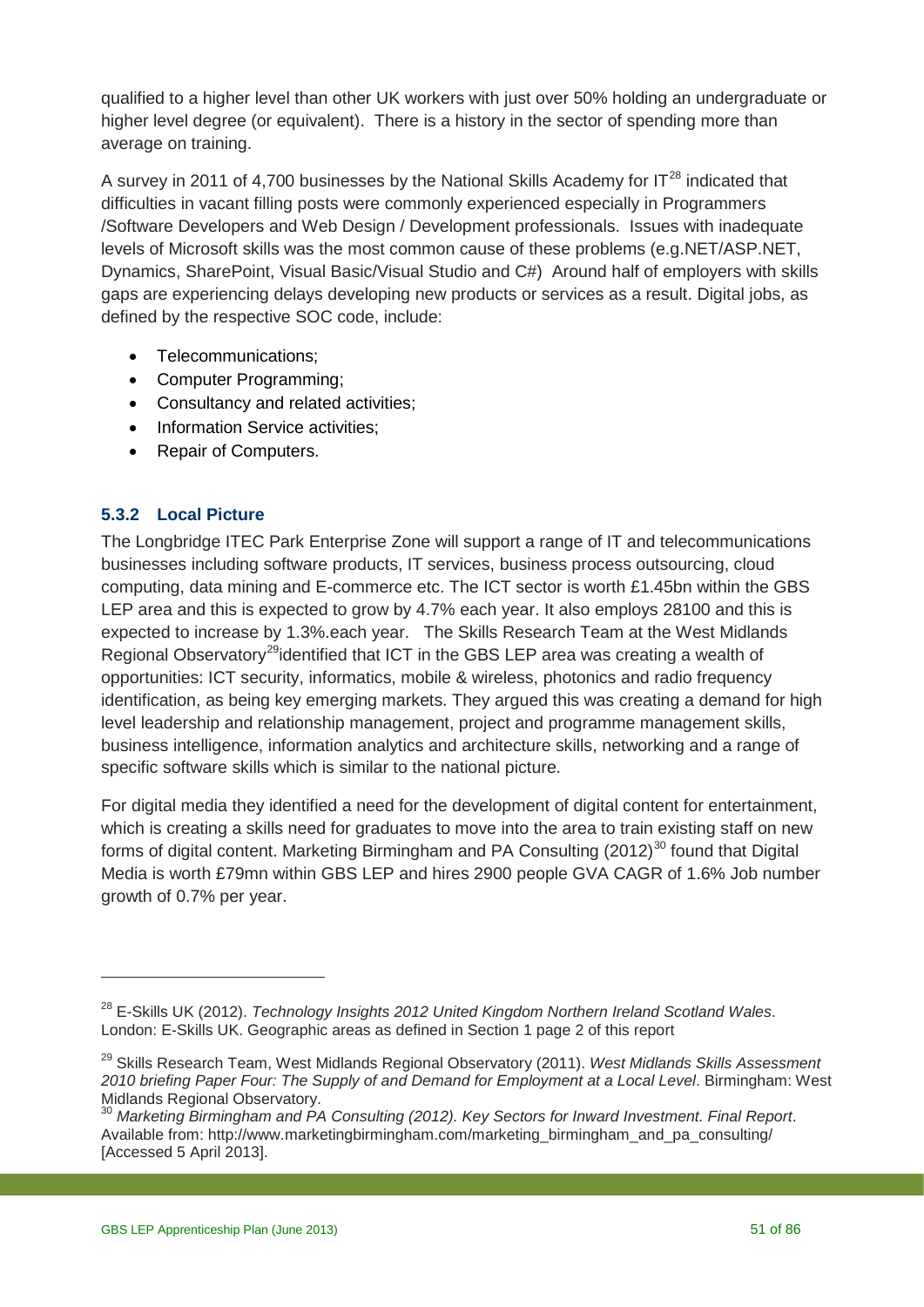qualified to a higher level than other UK workers with just over 50% holding an undergraduate or higher level degree (or equivalent). There is a history in the sector of spending more than average on training.

A survey in 2011 of 4,700 businesses by the National Skills Academy for IT[28] indicated that difficulties in vacant filling posts were commonly experienced especially in Programmers /Software Developers and Web Design / Development professionals. Issues with inadequate levels of Microsoft skills was the most common cause of these problems (e.g.NET/ASP.NET, Dynamics, SharePoint, Visual Basic/Visual Studio and C#) Around half of employers with skills gaps are experiencing delays developing new products or services as a result. Digital jobs, as defined by the respective SOC code, include:

- Telecommunications;
- Computer Programming;
- Consultancy and related activities;
- Information Service activities;
- Repair of Computers.

### 5.3.2 Local Picture

The Longbridge ITEC Park Enterprise Zone will support a range of IT and telecommunications businesses including software products, IT services, business process outsourcing, cloud computing, data mining and E-commerce etc. The ICT sector is worth £1.45bn within the GBS LEP area and this is expected to grow by 4.7% each year. It also employs 28100 and this is expected to increase by 1.3%.each year. The Skills Research Team at the West Midlands Regional Observatory[29]identified that ICT in the GBS LEP area was creating a wealth of opportunities: ICT security, informatics, mobile & wireless, photonics and radio frequency identification, as being key emerging markets. They argued this was creating a demand for high level leadership and relationship management, project and programme management skills, business intelligence, information analytics and architecture skills, networking and a range of specific software skills which is similar to the national picture.

For digital media they identified a need for the development of digital content for entertainment, which is creating a skills need for graduates to move into the area to train existing staff on new forms of digital content. Marketing Birmingham and PA Consulting (2012)[30] found that Digital Media is worth £79mn within GBS LEP and hires 2900 people GVA CAGR of 1.6% Job number growth of 0.7% per year.

---

[28] E-Skills UK (2012). *Technology Insights 2012 United Kingdom Northern Ireland Scotland Wales*. London: E-Skills UK. Geographic areas as defined in Section 1 page 2 of this report

[29] Skills Research Team, West Midlands Regional Observatory (2011). *West Midlands Skills Assessment 2010 briefing Paper Four: The Supply of and Demand for Employment at a Local Level*. Birmingham: West Midlands Regional Observatory.

[30] *Marketing Birmingham and PA Consulting (2012). Key Sectors for Inward Investment. Final Report*. Available from: http://www.marketingbirmingham.com/marketing_birmingham_and_pa_consulting/ [Accessed 5 April 2013].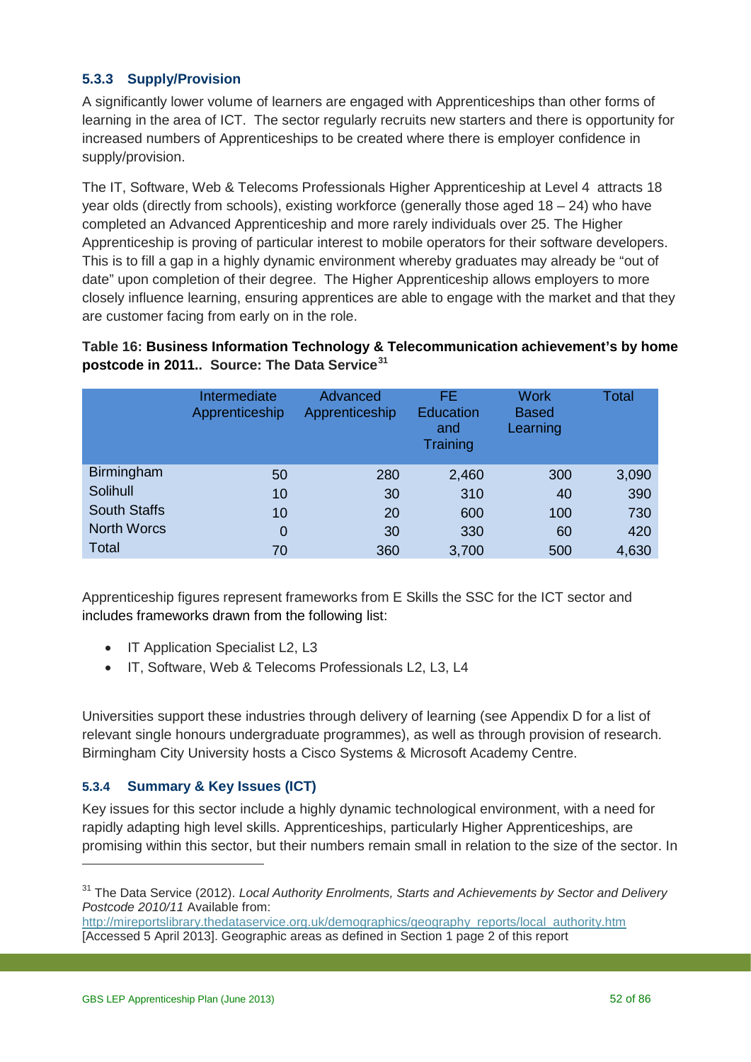### 5.3.3 Supply/Provision

A significantly lower volume of learners are engaged with Apprenticeships than other forms of learning in the area of ICT. The sector regularly recruits new starters and there is opportunity for increased numbers of Apprenticeships to be created where there is employer confidence in supply/provision.

The IT, Software, Web & Telecoms Professionals Higher Apprenticeship at Level 4 attracts 18 year olds (directly from schools), existing workforce (generally those aged 18 – 24) who have completed an Advanced Apprenticeship and more rarely individuals over 25. The Higher Apprenticeship is proving of particular interest to mobile operators for their software developers. This is to fill a gap in a highly dynamic environment whereby graduates may already be "out of date" upon completion of their degree. The Higher Apprenticeship allows employers to more closely influence learning, ensuring apprentices are able to engage with the market and that they are customer facing from early on in the role.

**Table 16: Business Information Technology & Telecommunication achievement's by home postcode in 2011.. Source: The Data Service[31]**

| | Intermediate Apprenticeship | Advanced Apprenticeship | FE Education and Training | Work Based Learning | Total |
|---|---|---|---|---|---|
| Birmingham | 50 | 280 | 2,460 | 300 | 3,090 |
| Solihull | 10 | 30 | 310 | 40 | 390 |
| South Staffs | 10 | 20 | 600 | 100 | 730 |
| North Worcs | 0 | 30 | 330 | 60 | 420 |
| Total | 70 | 360 | 3,700 | 500 | 4,630 |

Apprenticeship figures represent frameworks from E Skills the SSC for the ICT sector and includes frameworks drawn from the following list:

- IT Application Specialist L2, L3
- IT, Software, Web & Telecoms Professionals L2, L3, L4

Universities support these industries through delivery of learning (see Appendix D for a list of relevant single honours undergraduate programmes), as well as through provision of research. Birmingham City University hosts a Cisco Systems & Microsoft Academy Centre.

### 5.3.4 Summary & Key Issues (ICT)

Key issues for this sector include a highly dynamic technological environment, with a need for rapidly adapting high level skills. Apprenticeships, particularly Higher Apprenticeships, are promising within this sector, but their numbers remain small in relation to the size of the sector. In

[31] The Data Service (2012). *Local Authority Enrolments, Starts and Achievements by Sector and Delivery Postcode 2010/11* Available from: http://mireportslibrary.thedataservice.org.uk/demographics/geography_reports/local_authority.htm [Accessed 5 April 2013]. Geographic areas as defined in Section 1 page 2 of this report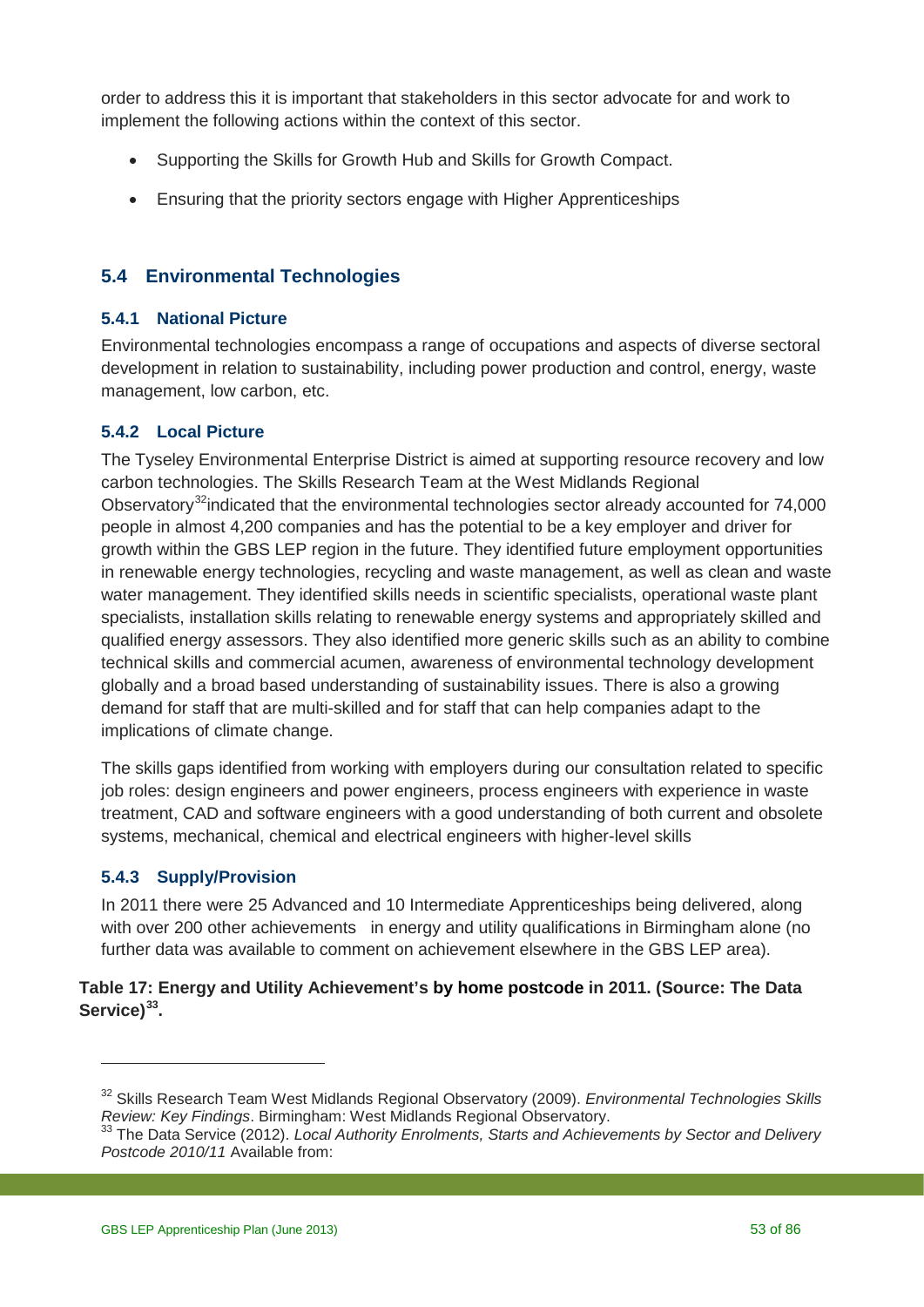order to address this it is important that stakeholders in this sector advocate for and work to implement the following actions within the context of this sector.

- Supporting the Skills for Growth Hub and Skills for Growth Compact.
- Ensuring that the priority sectors engage with Higher Apprenticeships

## 5.4 Environmental Technologies

### 5.4.1 National Picture

Environmental technologies encompass a range of occupations and aspects of diverse sectoral development in relation to sustainability, including power production and control, energy, waste management, low carbon, etc.

### 5.4.2 Local Picture

The Tyseley Environmental Enterprise District is aimed at supporting resource recovery and low carbon technologies. The Skills Research Team at the West Midlands Regional Observatory[32]indicated that the environmental technologies sector already accounted for 74,000 people in almost 4,200 companies and has the potential to be a key employer and driver for growth within the GBS LEP region in the future. They identified future employment opportunities in renewable energy technologies, recycling and waste management, as well as clean and waste water management. They identified skills needs in scientific specialists, operational waste plant specialists, installation skills relating to renewable energy systems and appropriately skilled and qualified energy assessors. They also identified more generic skills such as an ability to combine technical skills and commercial acumen, awareness of environmental technology development globally and a broad based understanding of sustainability issues. There is also a growing demand for staff that are multi-skilled and for staff that can help companies adapt to the implications of climate change.

The skills gaps identified from working with employers during our consultation related to specific job roles: design engineers and power engineers, process engineers with experience in waste treatment, CAD and software engineers with a good understanding of both current and obsolete systems, mechanical, chemical and electrical engineers with higher-level skills

### 5.4.3 Supply/Provision

In 2011 there were 25 Advanced and 10 Intermediate Apprenticeships being delivered, along with over 200 other achievements in energy and utility qualifications in Birmingham alone (no further data was available to comment on achievement elsewhere in the GBS LEP area).

**Table 17: Energy and Utility Achievement's by home postcode in 2011. (Source: The Data Service)[33].**

---

[32] Skills Research Team West Midlands Regional Observatory (2009). *Environmental Technologies Skills Review: Key Findings*. Birmingham: West Midlands Regional Observatory.

[33] The Data Service (2012). *Local Authority Enrolments, Starts and Achievements by Sector and Delivery Postcode 2010/11* Available from: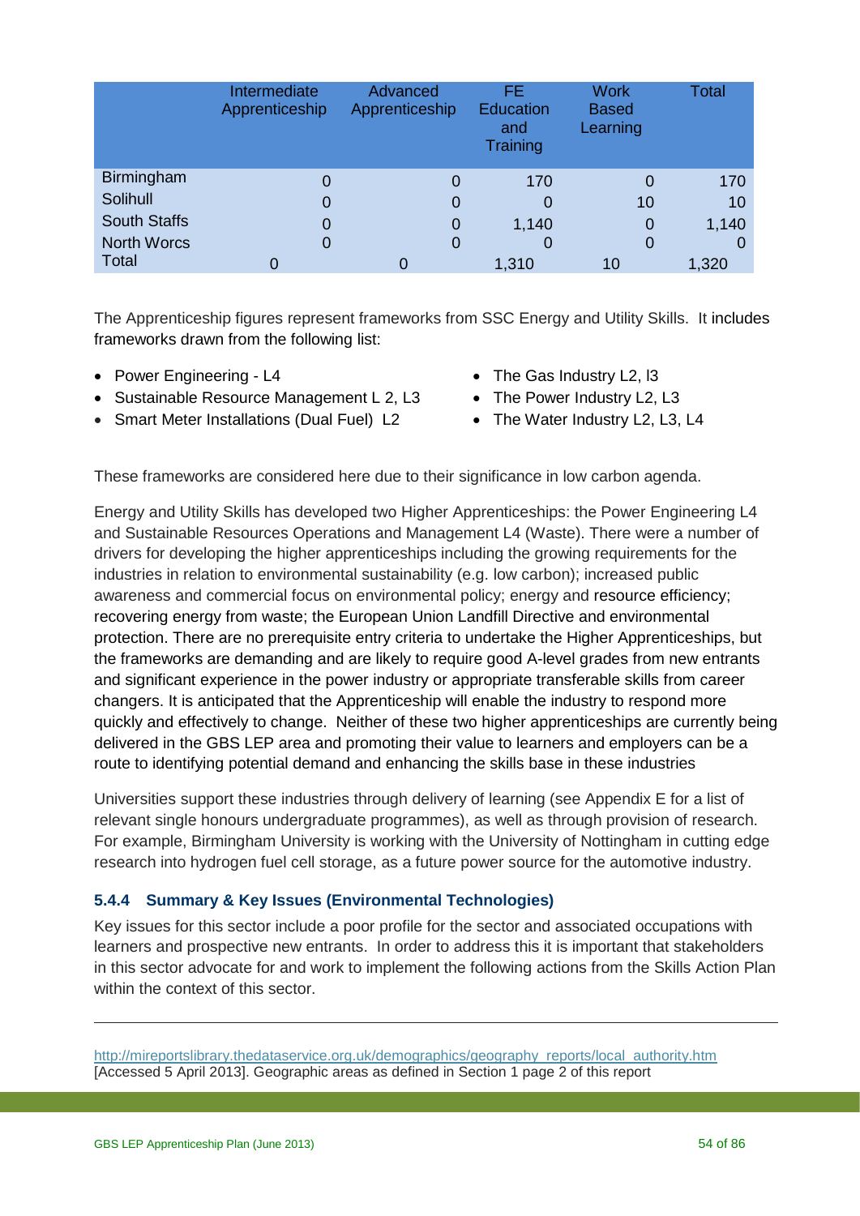|  | Intermediate Apprenticeship | Advanced Apprenticeship | FE Education and Training | Work Based Learning | Total |
|---|---|---|---|---|---|
| Birmingham | 0 | 0 | 170 | 0 | 170 |
| Solihull | 0 | 0 | 0 | 10 | 10 |
| South Staffs | 0 | 0 | 1,140 | 0 | 1,140 |
| North Worcs | 0 | 0 | 0 | 0 | 0 |
| Total | 0 | 0 | 1,310 | 10 | 1,320 |

The Apprenticeship figures represent frameworks from SSC Energy and Utility Skills. It includes frameworks drawn from the following list:

- Power Engineering - L4
- Sustainable Resource Management L 2, L3
- Smart Meter Installations (Dual Fuel) L2
- The Gas Industry L2, l3
- The Power Industry L2, L3
- The Water Industry L2, L3, L4

These frameworks are considered here due to their significance in low carbon agenda.

Energy and Utility Skills has developed two Higher Apprenticeships: the Power Engineering L4 and Sustainable Resources Operations and Management L4 (Waste). There were a number of drivers for developing the higher apprenticeships including the growing requirements for the industries in relation to environmental sustainability (e.g. low carbon); increased public awareness and commercial focus on environmental policy; energy and resource efficiency; recovering energy from waste; the European Union Landfill Directive and environmental protection. There are no prerequisite entry criteria to undertake the Higher Apprenticeships, but the frameworks are demanding and are likely to require good A-level grades from new entrants and significant experience in the power industry or appropriate transferable skills from career changers. It is anticipated that the Apprenticeship will enable the industry to respond more quickly and effectively to change. Neither of these two higher apprenticeships are currently being delivered in the GBS LEP area and promoting their value to learners and employers can be a route to identifying potential demand and enhancing the skills base in these industries

Universities support these industries through delivery of learning (see Appendix E for a list of relevant single honours undergraduate programmes), as well as through provision of research. For example, Birmingham University is working with the University of Nottingham in cutting edge research into hydrogen fuel cell storage, as a future power source for the automotive industry.

### 5.4.4 Summary & Key Issues (Environmental Technologies)

Key issues for this sector include a poor profile for the sector and associated occupations with learners and prospective new entrants. In order to address this it is important that stakeholders in this sector advocate for and work to implement the following actions from the Skills Action Plan within the context of this sector.

---

http://mireportslibrary.thedataservice.org.uk/demographics/geography_reports/local_authority.htm [Accessed 5 April 2013]. Geographic areas as defined in Section 1 page 2 of this report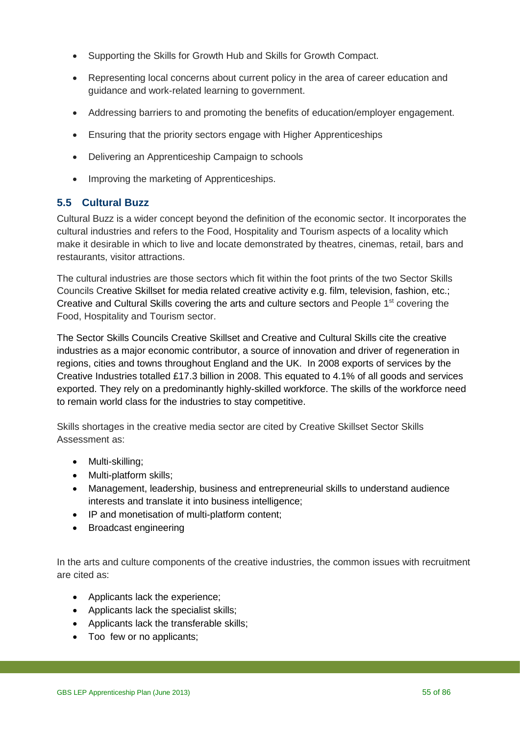- Supporting the Skills for Growth Hub and Skills for Growth Compact.
- Representing local concerns about current policy in the area of career education and guidance and work-related learning to government.
- Addressing barriers to and promoting the benefits of education/employer engagement.
- Ensuring that the priority sectors engage with Higher Apprenticeships
- Delivering an Apprenticeship Campaign to schools
- Improving the marketing of Apprenticeships.

### 5.5 Cultural Buzz

Cultural Buzz is a wider concept beyond the definition of the economic sector. It incorporates the cultural industries and refers to the Food, Hospitality and Tourism aspects of a locality which make it desirable in which to live and locate demonstrated by theatres, cinemas, retail, bars and restaurants, visitor attractions.

The cultural industries are those sectors which fit within the foot prints of the two Sector Skills Councils Creative Skillset for media related creative activity e.g. film, television, fashion, etc.; Creative and Cultural Skills covering the arts and culture sectors and People 1st covering the Food, Hospitality and Tourism sector.

The Sector Skills Councils Creative Skillset and Creative and Cultural Skills cite the creative industries as a major economic contributor, a source of innovation and driver of regeneration in regions, cities and towns throughout England and the UK. In 2008 exports of services by the Creative Industries totalled £17.3 billion in 2008. This equated to 4.1% of all goods and services exported. They rely on a predominantly highly-skilled workforce. The skills of the workforce need to remain world class for the industries to stay competitive.

Skills shortages in the creative media sector are cited by Creative Skillset Sector Skills Assessment as:

- Multi-skilling;
- Multi-platform skills;
- Management, leadership, business and entrepreneurial skills to understand audience interests and translate it into business intelligence;
- IP and monetisation of multi-platform content;
- Broadcast engineering

In the arts and culture components of the creative industries, the common issues with recruitment are cited as:

- Applicants lack the experience;
- Applicants lack the specialist skills;
- Applicants lack the transferable skills;
- Too few or no applicants;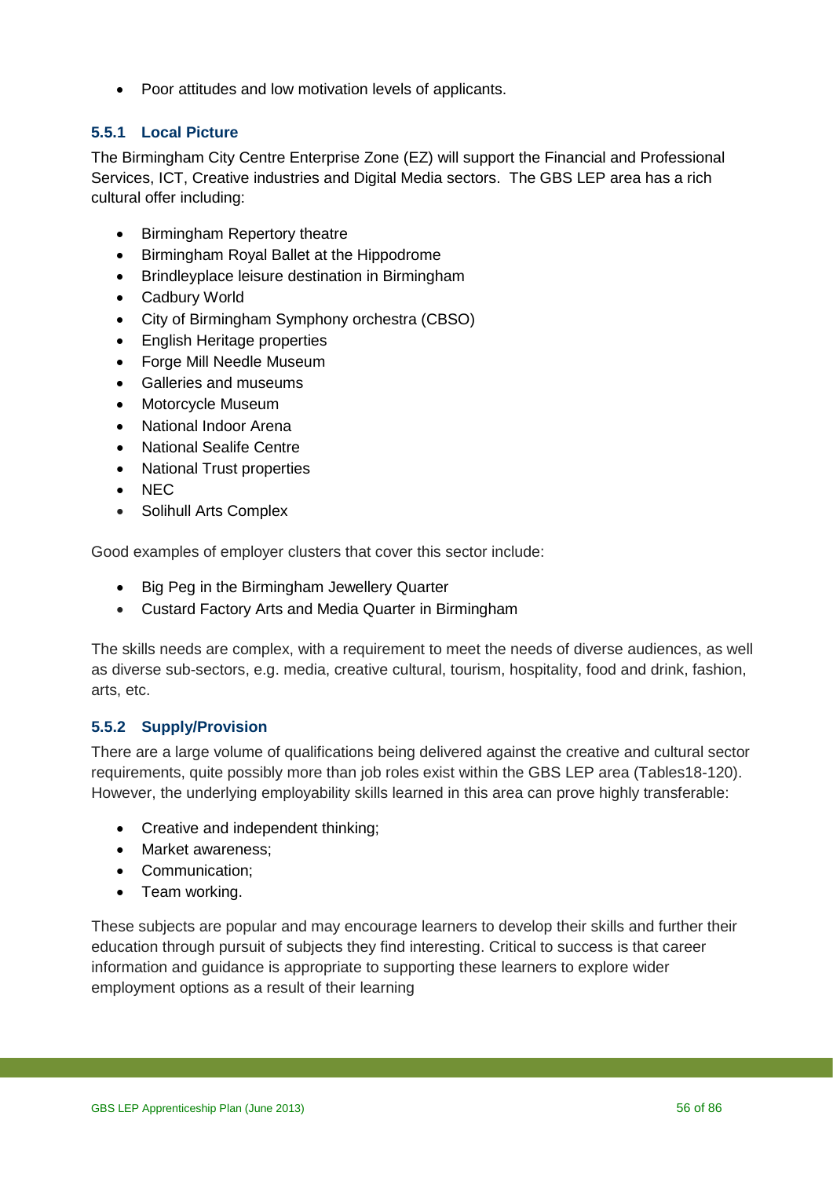- Poor attitudes and low motivation levels of applicants.

### 5.5.1 Local Picture

The Birmingham City Centre Enterprise Zone (EZ) will support the Financial and Professional Services, ICT, Creative industries and Digital Media sectors. The GBS LEP area has a rich cultural offer including:

- Birmingham Repertory theatre
- Birmingham Royal Ballet at the Hippodrome
- Brindleyplace leisure destination in Birmingham
- Cadbury World
- City of Birmingham Symphony orchestra (CBSO)
- English Heritage properties
- Forge Mill Needle Museum
- Galleries and museums
- Motorcycle Museum
- National Indoor Arena
- National Sealife Centre
- National Trust properties
- NEC
- Solihull Arts Complex

Good examples of employer clusters that cover this sector include:

- Big Peg in the Birmingham Jewellery Quarter
- Custard Factory Arts and Media Quarter in Birmingham

The skills needs are complex, with a requirement to meet the needs of diverse audiences, as well as diverse sub-sectors, e.g. media, creative cultural, tourism, hospitality, food and drink, fashion, arts, etc.

### 5.5.2 Supply/Provision

There are a large volume of qualifications being delivered against the creative and cultural sector requirements, quite possibly more than job roles exist within the GBS LEP area (Tables18-120). However, the underlying employability skills learned in this area can prove highly transferable:

- Creative and independent thinking;
- Market awareness;
- Communication;
- Team working.

These subjects are popular and may encourage learners to develop their skills and further their education through pursuit of subjects they find interesting. Critical to success is that career information and guidance is appropriate to supporting these learners to explore wider employment options as a result of their learning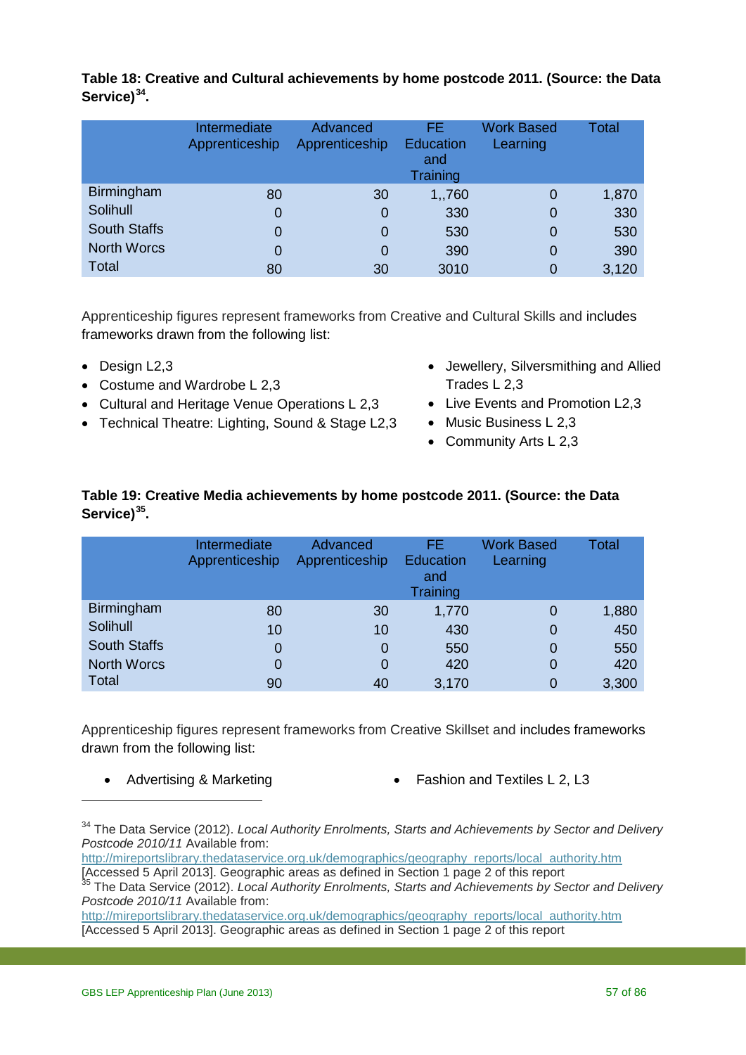**Table 18: Creative and Cultural achievements by home postcode 2011. (Source: the Data Service)[34].**

| | Intermediate Apprenticeship | Advanced Apprenticeship | FE Education and Training | Work Based Learning | Total |
|---|---|---|---|---|---|
| Birmingham | 80 | 30 | 1,,760 | 0 | 1,870 |
| Solihull | 0 | 0 | 330 | 0 | 330 |
| South Staffs | 0 | 0 | 530 | 0 | 530 |
| North Worcs | 0 | 0 | 390 | 0 | 390 |
| Total | 80 | 30 | 3010 | 0 | 3,120 |

Apprenticeship figures represent frameworks from Creative and Cultural Skills and includes frameworks drawn from the following list:

- Design L2,3
- Costume and Wardrobe L 2,3
- Cultural and Heritage Venue Operations L 2,3
- Technical Theatre: Lighting, Sound & Stage L2,3
- Jewellery, Silversmithing and Allied Trades L 2,3
- Live Events and Promotion L2,3
- Music Business L 2,3
- Community Arts L 2,3

**Table 19: Creative Media achievements by home postcode 2011. (Source: the Data Service)[35].**

| | Intermediate Apprenticeship | Advanced Apprenticeship | FE Education and Training | Work Based Learning | Total |
|---|---|---|---|---|---|
| Birmingham | 80 | 30 | 1,770 | 0 | 1,880 |
| Solihull | 10 | 10 | 430 | 0 | 450 |
| South Staffs | 0 | 0 | 550 | 0 | 550 |
| North Worcs | 0 | 0 | 420 | 0 | 420 |
| Total | 90 | 40 | 3,170 | 0 | 3,300 |

Apprenticeship figures represent frameworks from Creative Skillset and includes frameworks drawn from the following list:

- Advertising & Marketing
- Fashion and Textiles L 2, L3

---

[34] The Data Service (2012). *Local Authority Enrolments, Starts and Achievements by Sector and Delivery Postcode 2010/11* Available from: http://mireportslibrary.thedataservice.org.uk/demographics/geography_reports/local_authority.htm [Accessed 5 April 2013]. Geographic areas as defined in Section 1 page 2 of this report

[35] The Data Service (2012). *Local Authority Enrolments, Starts and Achievements by Sector and Delivery Postcode 2010/11* Available from: http://mireportslibrary.thedataservice.org.uk/demographics/geography_reports/local_authority.htm [Accessed 5 April 2013]. Geographic areas as defined in Section 1 page 2 of this report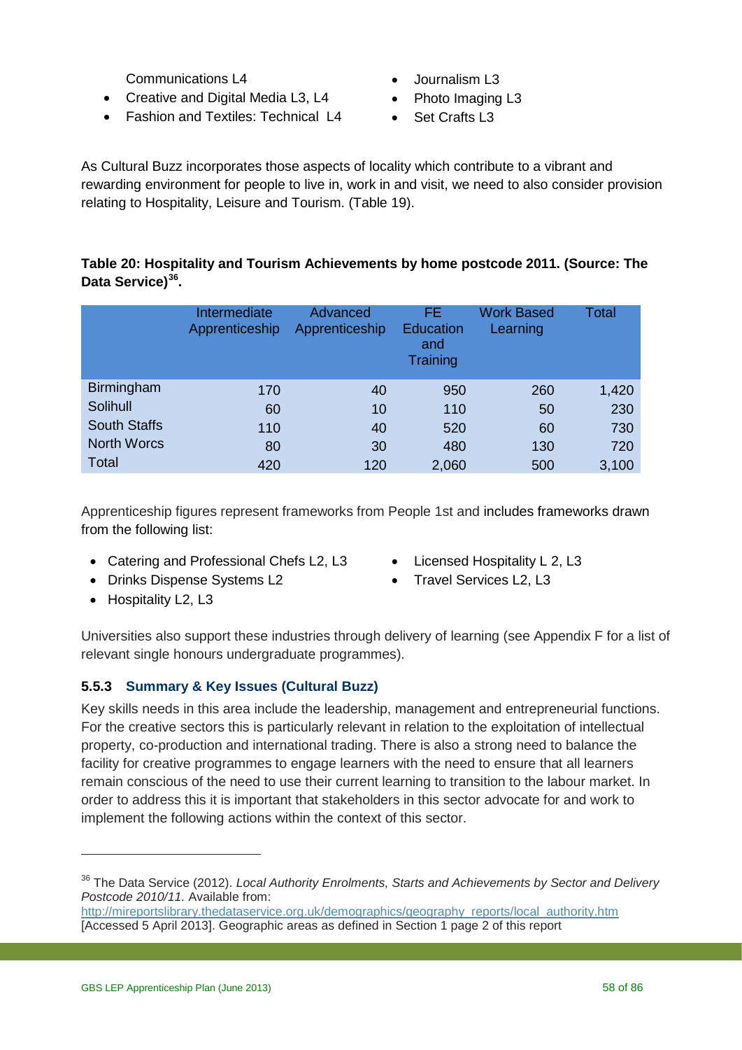Communications L4
- Creative and Digital Media L3, L4
- Fashion and Textiles: Technical L4
- Journalism L3
- Photo Imaging L3
- Set Crafts L3

As Cultural Buzz incorporates those aspects of locality which contribute to a vibrant and rewarding environment for people to live in, work in and visit, we need to also consider provision relating to Hospitality, Leisure and Tourism. (Table 19).

**Table 20: Hospitality and Tourism Achievements by home postcode 2011. (Source: The Data Service)[36].**

| | Intermediate Apprenticeship | Advanced Apprenticeship | FE Education and Training | Work Based Learning | Total |
|---|---|---|---|---|---|
| Birmingham | 170 | 40 | 950 | 260 | 1,420 |
| Solihull | 60 | 10 | 110 | 50 | 230 |
| South Staffs | 110 | 40 | 520 | 60 | 730 |
| North Worcs | 80 | 30 | 480 | 130 | 720 |
| Total | 420 | 120 | 2,060 | 500 | 3,100 |

Apprenticeship figures represent frameworks from People 1st and includes frameworks drawn from the following list:

- Catering and Professional Chefs L2, L3
- Drinks Dispense Systems L2
- Hospitality L2, L3
- Licensed Hospitality L 2, L3
- Travel Services L2, L3

Universities also support these industries through delivery of learning (see Appendix F for a list of relevant single honours undergraduate programmes).

### 5.5.3 Summary & Key Issues (Cultural Buzz)

Key skills needs in this area include the leadership, management and entrepreneurial functions. For the creative sectors this is particularly relevant in relation to the exploitation of intellectual property, co-production and international trading. There is also a strong need to balance the facility for creative programmes to engage learners with the need to ensure that all learners remain conscious of the need to use their current learning to transition to the labour market. In order to address this it is important that stakeholders in this sector advocate for and work to implement the following actions within the context of this sector.

---

[36] The Data Service (2012). *Local Authority Enrolments, Starts and Achievements by Sector and Delivery Postcode 2010/11.* Available from: http://mireportslibrary.thedataservice.org.uk/demographics/geography_reports/local_authority.htm [Accessed 5 April 2013]. Geographic areas as defined in Section 1 page 2 of this report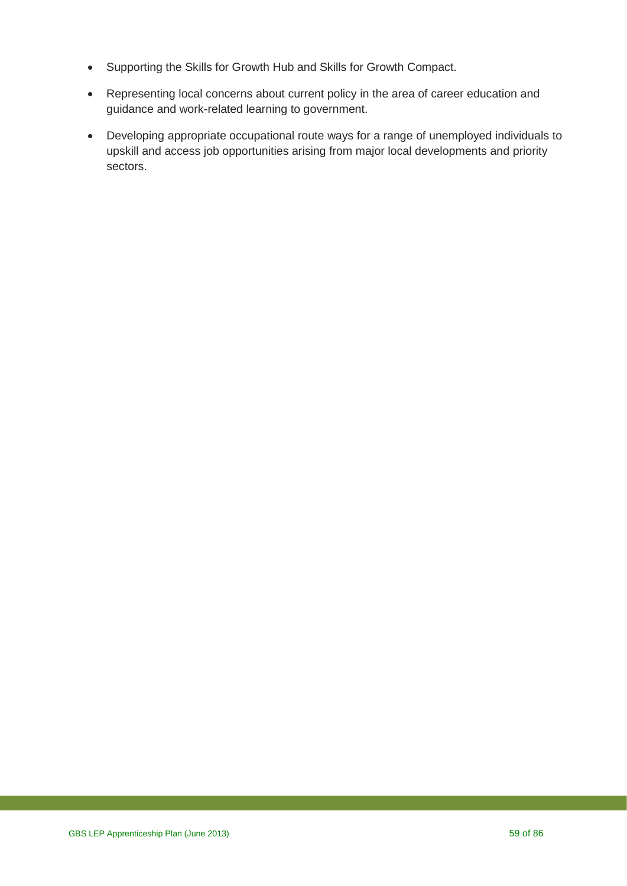- Supporting the Skills for Growth Hub and Skills for Growth Compact.
- Representing local concerns about current policy in the area of career education and guidance and work-related learning to government.
- Developing appropriate occupational route ways for a range of unemployed individuals to upskill and access job opportunities arising from major local developments and priority sectors.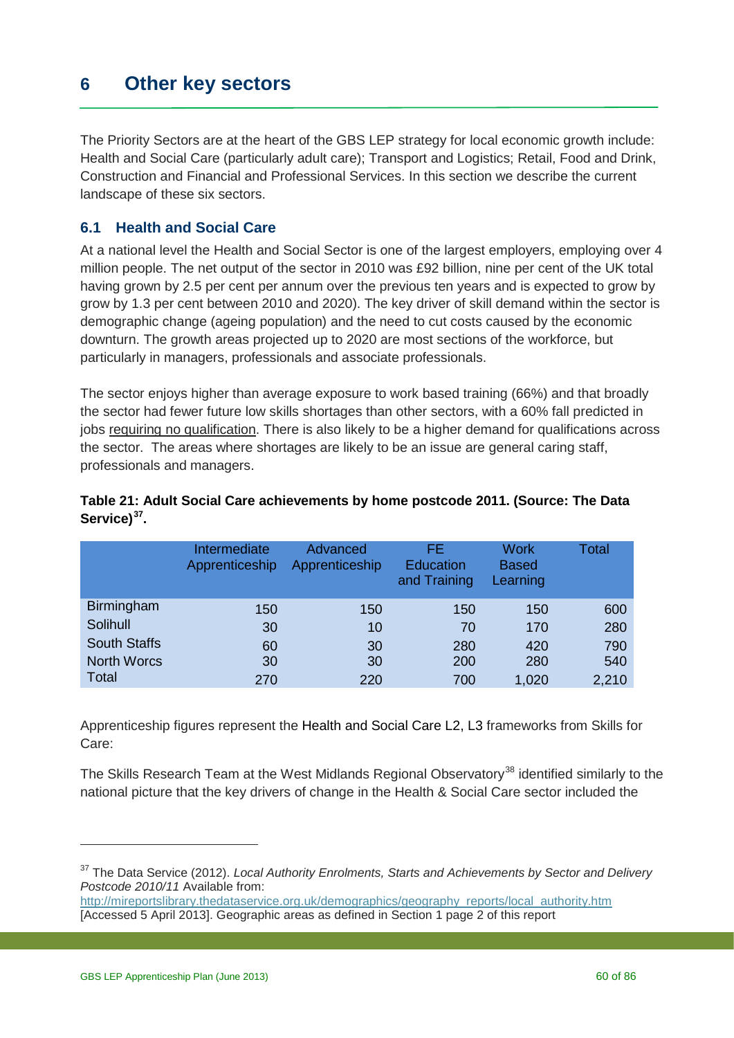# 6 Other key sectors

The Priority Sectors are at the heart of the GBS LEP strategy for local economic growth include: Health and Social Care (particularly adult care); Transport and Logistics; Retail, Food and Drink, Construction and Financial and Professional Services. In this section we describe the current landscape of these six sectors.

## 6.1 Health and Social Care

At a national level the Health and Social Sector is one of the largest employers, employing over 4 million people. The net output of the sector in 2010 was £92 billion, nine per cent of the UK total having grown by 2.5 per cent per annum over the previous ten years and is expected to grow by grow by 1.3 per cent between 2010 and 2020). The key driver of skill demand within the sector is demographic change (ageing population) and the need to cut costs caused by the economic downturn. The growth areas projected up to 2020 are most sections of the workforce, but particularly in managers, professionals and associate professionals.

The sector enjoys higher than average exposure to work based training (66%) and that broadly the sector had fewer future low skills shortages than other sectors, with a 60% fall predicted in jobs requiring no qualification. There is also likely to be a higher demand for qualifications across the sector. The areas where shortages are likely to be an issue are general caring staff, professionals and managers.

**Table 21: Adult Social Care achievements by home postcode 2011. (Source: The Data Service)[37].**

| | Intermediate Apprenticeship | Advanced Apprenticeship | FE Education and Training | Work Based Learning | Total |
|---|---|---|---|---|---|
| Birmingham | 150 | 150 | 150 | 150 | 600 |
| Solihull | 30 | 10 | 70 | 170 | 280 |
| South Staffs | 60 | 30 | 280 | 420 | 790 |
| North Worcs | 30 | 30 | 200 | 280 | 540 |
| Total | 270 | 220 | 700 | 1,020 | 2,210 |

Apprenticeship figures represent the Health and Social Care L2, L3 frameworks from Skills for Care:

The Skills Research Team at the West Midlands Regional Observatory[38] identified similarly to the national picture that the key drivers of change in the Health & Social Care sector included the

[37] The Data Service (2012). *Local Authority Enrolments, Starts and Achievements by Sector and Delivery Postcode 2010/11* Available from: http://mireportslibrary.thedataservice.org.uk/demographics/geography_reports/local_authority.htm [Accessed 5 April 2013]. Geographic areas as defined in Section 1 page 2 of this report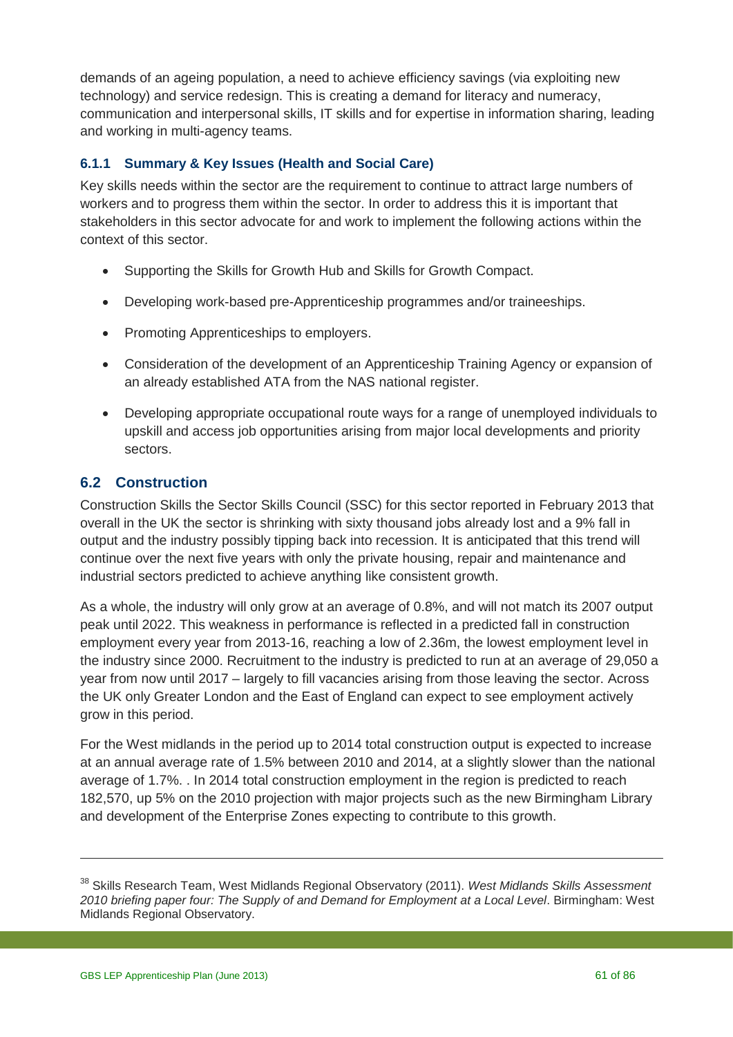demands of an ageing population, a need to achieve efficiency savings (via exploiting new technology) and service redesign. This is creating a demand for literacy and numeracy, communication and interpersonal skills, IT skills and for expertise in information sharing, leading and working in multi-agency teams.

### 6.1.1 Summary & Key Issues (Health and Social Care)

Key skills needs within the sector are the requirement to continue to attract large numbers of workers and to progress them within the sector. In order to address this it is important that stakeholders in this sector advocate for and work to implement the following actions within the context of this sector.

- Supporting the Skills for Growth Hub and Skills for Growth Compact.
- Developing work-based pre-Apprenticeship programmes and/or traineeships.
- Promoting Apprenticeships to employers.
- Consideration of the development of an Apprenticeship Training Agency or expansion of an already established ATA from the NAS national register.
- Developing appropriate occupational route ways for a range of unemployed individuals to upskill and access job opportunities arising from major local developments and priority sectors.

## 6.2 Construction

Construction Skills the Sector Skills Council (SSC) for this sector reported in February 2013 that overall in the UK the sector is shrinking with sixty thousand jobs already lost and a 9% fall in output and the industry possibly tipping back into recession. It is anticipated that this trend will continue over the next five years with only the private housing, repair and maintenance and industrial sectors predicted to achieve anything like consistent growth.

As a whole, the industry will only grow at an average of 0.8%, and will not match its 2007 output peak until 2022. This weakness in performance is reflected in a predicted fall in construction employment every year from 2013-16, reaching a low of 2.36m, the lowest employment level in the industry since 2000. Recruitment to the industry is predicted to run at an average of 29,050 a year from now until 2017 – largely to fill vacancies arising from those leaving the sector. Across the UK only Greater London and the East of England can expect to see employment actively grow in this period.

For the West midlands in the period up to 2014 total construction output is expected to increase at an annual average rate of 1.5% between 2010 and 2014, at a slightly slower than the national average of 1.7%. . In 2014 total construction employment in the region is predicted to reach 182,570, up 5% on the 2010 projection with major projects such as the new Birmingham Library and development of the Enterprise Zones expecting to contribute to this growth.

---

[38] Skills Research Team, West Midlands Regional Observatory (2011). *West Midlands Skills Assessment 2010 briefing paper four: The Supply of and Demand for Employment at a Local Level*. Birmingham: West Midlands Regional Observatory.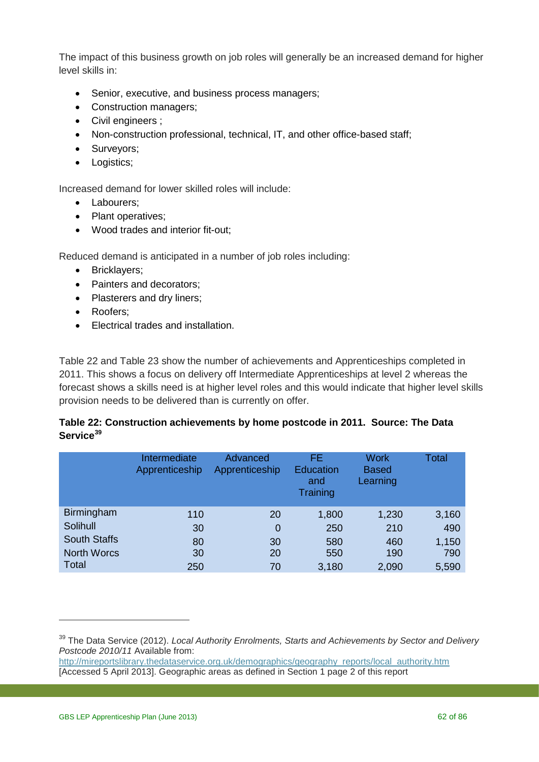The impact of this business growth on job roles will generally be an increased demand for higher level skills in:

- Senior, executive, and business process managers;
- Construction managers;
- Civil engineers ;
- Non-construction professional, technical, IT, and other office-based staff;
- Surveyors;
- Logistics;

Increased demand for lower skilled roles will include:

- Labourers;
- Plant operatives;
- Wood trades and interior fit-out;

Reduced demand is anticipated in a number of job roles including:

- Bricklayers;
- Painters and decorators;
- Plasterers and dry liners;
- Roofers;
- Electrical trades and installation.

Table 22 and Table 23 show the number of achievements and Apprenticeships completed in 2011. This shows a focus on delivery off Intermediate Apprenticeships at level 2 whereas the forecast shows a skills need is at higher level roles and this would indicate that higher level skills provision needs to be delivered than is currently on offer.

**Table 22: Construction achievements by home postcode in 2011. Source: The Data Service[39]**

| | Intermediate Apprenticeship | Advanced Apprenticeship | FE Education and Training | Work Based Learning | Total |
|---|---|---|---|---|---|
| Birmingham | 110 | 20 | 1,800 | 1,230 | 3,160 |
| Solihull | 30 | 0 | 250 | 210 | 490 |
| South Staffs | 80 | 30 | 580 | 460 | 1,150 |
| North Worcs | 30 | 20 | 550 | 190 | 790 |
| Total | 250 | 70 | 3,180 | 2,090 | 5,590 |

[39] The Data Service (2012). *Local Authority Enrolments, Starts and Achievements by Sector and Delivery Postcode 2010/11* Available from: http://mireportslibrary.thedataservice.org.uk/demographics/geography_reports/local_authority.htm [Accessed 5 April 2013]. Geographic areas as defined in Section 1 page 2 of this report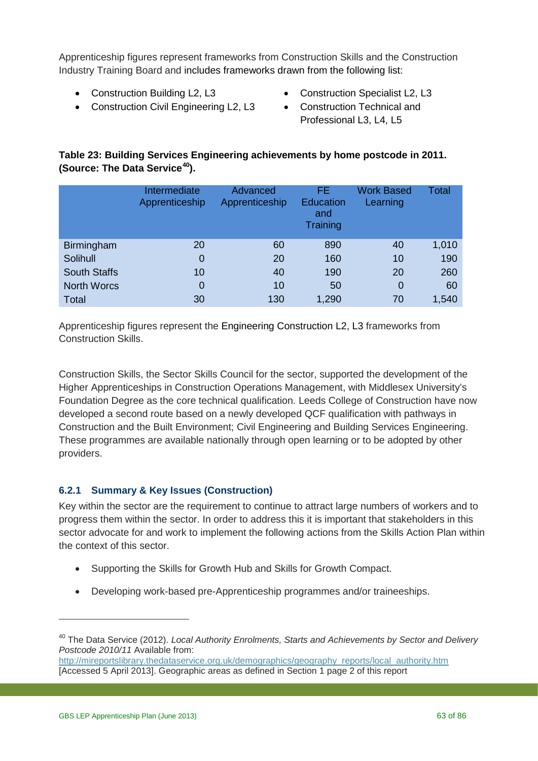Apprenticeship figures represent frameworks from Construction Skills and the Construction Industry Training Board and includes frameworks drawn from the following list:

- Construction Building L2, L3
- Construction Civil Engineering L2, L3
- Construction Specialist L2, L3
- Construction Technical and Professional L3, L4, L5

**Table 23: Building Services Engineering achievements by home postcode in 2011. (Source: The Data Service[40]).**

| | Intermediate Apprenticeship | Advanced Apprenticeship | FE Education and Training | Work Based Learning | Total |
|---|---|---|---|---|---|
| Birmingham | 20 | 60 | 890 | 40 | 1,010 |
| Solihull | 0 | 20 | 160 | 10 | 190 |
| South Staffs | 10 | 40 | 190 | 20 | 260 |
| North Worcs | 0 | 10 | 50 | 0 | 60 |
| Total | 30 | 130 | 1,290 | 70 | 1,540 |

Apprenticeship figures represent the Engineering Construction L2, L3 frameworks from Construction Skills.

Construction Skills, the Sector Skills Council for the sector, supported the development of the Higher Apprenticeships in Construction Operations Management, with Middlesex University's Foundation Degree as the core technical qualification. Leeds College of Construction have now developed a second route based on a newly developed QCF qualification with pathways in Construction and the Built Environment; Civil Engineering and Building Services Engineering. These programmes are available nationally through open learning or to be adopted by other providers.

### 6.2.1 Summary & Key Issues (Construction)

Key within the sector are the requirement to continue to attract large numbers of workers and to progress them within the sector. In order to address this it is important that stakeholders in this sector advocate for and work to implement the following actions from the Skills Action Plan within the context of this sector.

- Supporting the Skills for Growth Hub and Skills for Growth Compact.
- Developing work-based pre-Apprenticeship programmes and/or traineeships.

---

[40] The Data Service (2012). *Local Authority Enrolments, Starts and Achievements by Sector and Delivery Postcode 2010/11* Available from: http://mireportslibrary.thedataservice.org.uk/demographics/geography_reports/local_authority.htm [Accessed 5 April 2013]. Geographic areas as defined in Section 1 page 2 of this report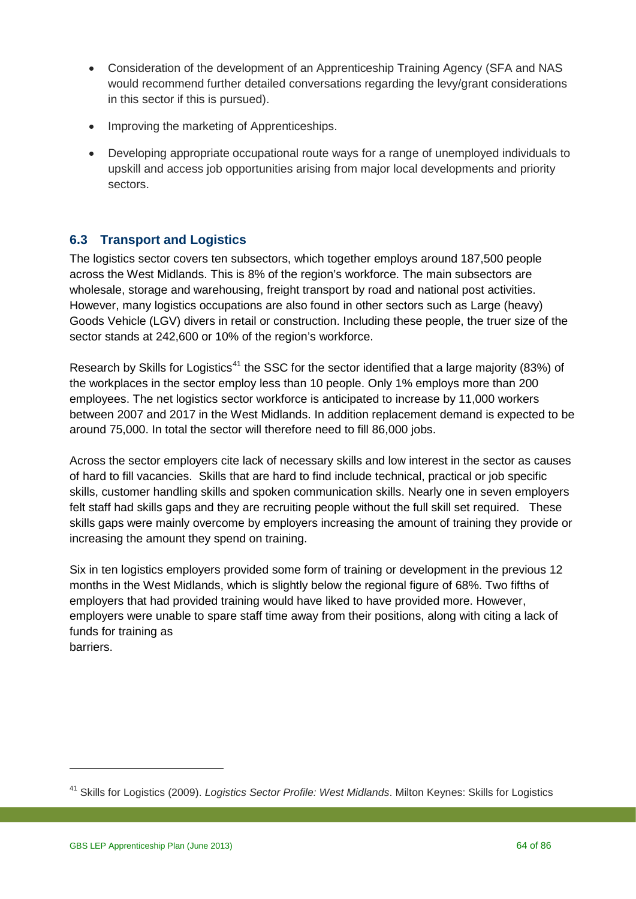- Consideration of the development of an Apprenticeship Training Agency (SFA and NAS would recommend further detailed conversations regarding the levy/grant considerations in this sector if this is pursued).
- Improving the marketing of Apprenticeships.
- Developing appropriate occupational route ways for a range of unemployed individuals to upskill and access job opportunities arising from major local developments and priority sectors.

## 6.3 Transport and Logistics

The logistics sector covers ten subsectors, which together employs around 187,500 people across the West Midlands. This is 8% of the region's workforce. The main subsectors are wholesale, storage and warehousing, freight transport by road and national post activities. However, many logistics occupations are also found in other sectors such as Large (heavy) Goods Vehicle (LGV) divers in retail or construction. Including these people, the truer size of the sector stands at 242,600 or 10% of the region's workforce.

Research by Skills for Logistics[41] the SSC for the sector identified that a large majority (83%) of the workplaces in the sector employ less than 10 people. Only 1% employs more than 200 employees. The net logistics sector workforce is anticipated to increase by 11,000 workers between 2007 and 2017 in the West Midlands. In addition replacement demand is expected to be around 75,000. In total the sector will therefore need to fill 86,000 jobs.

Across the sector employers cite lack of necessary skills and low interest in the sector as causes of hard to fill vacancies. Skills that are hard to find include technical, practical or job specific skills, customer handling skills and spoken communication skills. Nearly one in seven employers felt staff had skills gaps and they are recruiting people without the full skill set required. These skills gaps were mainly overcome by employers increasing the amount of training they provide or increasing the amount they spend on training.

Six in ten logistics employers provided some form of training or development in the previous 12 months in the West Midlands, which is slightly below the regional figure of 68%. Two fifths of employers that had provided training would have liked to have provided more. However, employers were unable to spare staff time away from their positions, along with citing a lack of funds for training as barriers.

[41] Skills for Logistics (2009). *Logistics Sector Profile: West Midlands*. Milton Keynes: Skills for Logistics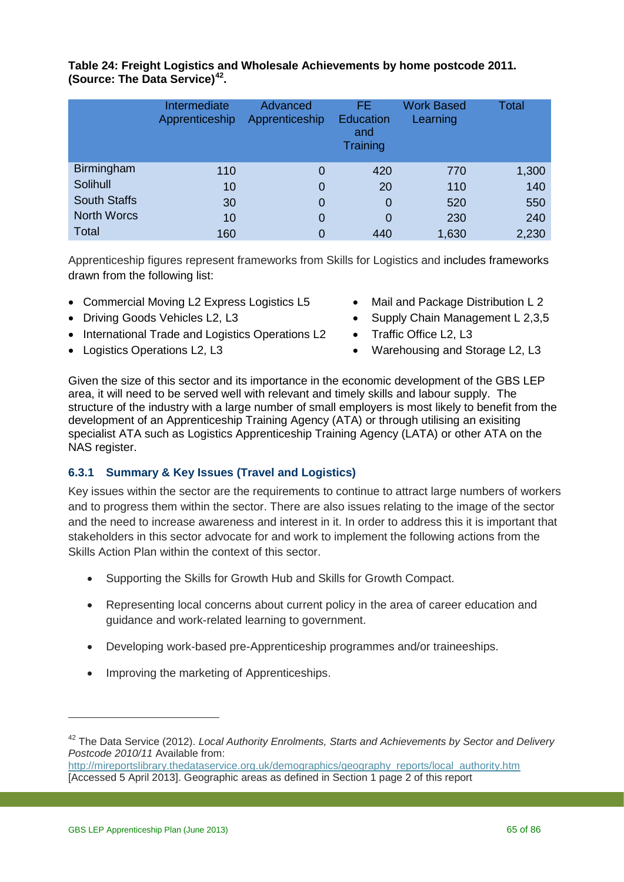**Table 24: Freight Logistics and Wholesale Achievements by home postcode 2011. (Source: The Data Service)[42].**

| | Intermediate Apprenticeship | Advanced Apprenticeship | FE Education and Training | Work Based Learning | Total |
|---|---|---|---|---|---|
| Birmingham | 110 | 0 | 420 | 770 | 1,300 |
| Solihull | 10 | 0 | 20 | 110 | 140 |
| South Staffs | 30 | 0 | 0 | 520 | 550 |
| North Worcs | 10 | 0 | 0 | 230 | 240 |
| Total | 160 | 0 | 440 | 1,630 | 2,230 |

Apprenticeship figures represent frameworks from Skills for Logistics and includes frameworks drawn from the following list:

- Commercial Moving L2 Express Logistics L5
- Driving Goods Vehicles L2, L3
- International Trade and Logistics Operations L2
- Logistics Operations L2, L3
- Mail and Package Distribution L 2
- Supply Chain Management L 2,3,5
- Traffic Office L2, L3
- Warehousing and Storage L2, L3

Given the size of this sector and its importance in the economic development of the GBS LEP area, it will need to be served well with relevant and timely skills and labour supply. The structure of the industry with a large number of small employers is most likely to benefit from the development of an Apprenticeship Training Agency (ATA) or through utilising an exisiting specialist ATA such as Logistics Apprenticeship Training Agency (LATA) or other ATA on the NAS register.

### 6.3.1 Summary & Key Issues (Travel and Logistics)

Key issues within the sector are the requirements to continue to attract large numbers of workers and to progress them within the sector. There are also issues relating to the image of the sector and the need to increase awareness and interest in it. In order to address this it is important that stakeholders in this sector advocate for and work to implement the following actions from the Skills Action Plan within the context of this sector.

- Supporting the Skills for Growth Hub and Skills for Growth Compact.
- Representing local concerns about current policy in the area of career education and guidance and work-related learning to government.
- Developing work-based pre-Apprenticeship programmes and/or traineeships.
- Improving the marketing of Apprenticeships.

---

[42] The Data Service (2012). *Local Authority Enrolments, Starts and Achievements by Sector and Delivery Postcode 2010/11* Available from: http://mireportslibrary.thedataservice.org.uk/demographics/geography_reports/local_authority.htm [Accessed 5 April 2013]. Geographic areas as defined in Section 1 page 2 of this report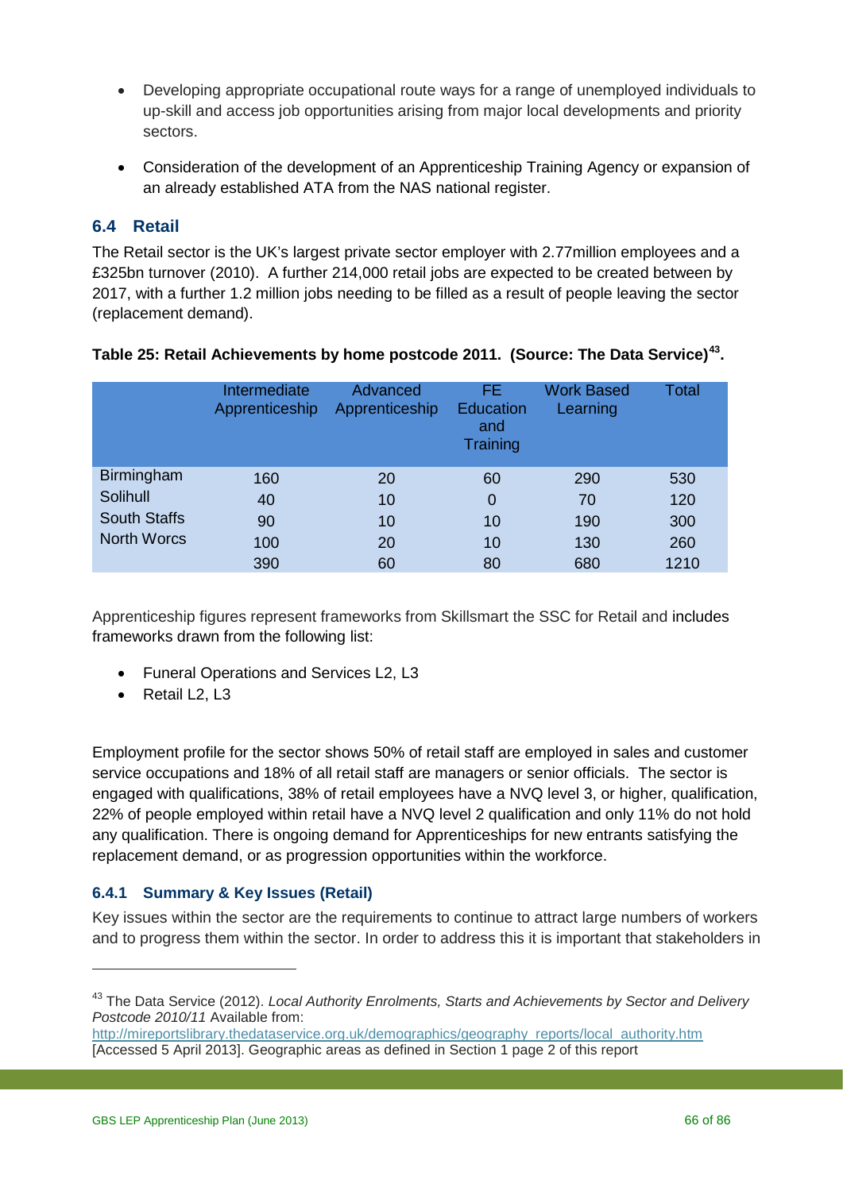- Developing appropriate occupational route ways for a range of unemployed individuals to up-skill and access job opportunities arising from major local developments and priority sectors.

- Consideration of the development of an Apprenticeship Training Agency or expansion of an already established ATA from the NAS national register.

## 6.4 Retail

The Retail sector is the UK's largest private sector employer with 2.77million employees and a £325bn turnover (2010). A further 214,000 retail jobs are expected to be created between by 2017, with a further 1.2 million jobs needing to be filled as a result of people leaving the sector (replacement demand).

**Table 25: Retail Achievements by home postcode 2011. (Source: The Data Service)[43].**

| | Intermediate Apprenticeship | Advanced Apprenticeship | FE Education and Training | Work Based Learning | Total |
|---|---|---|---|---|---|
| Birmingham | 160 | 20 | 60 | 290 | 530 |
| Solihull | 40 | 10 | 0 | 70 | 120 |
| South Staffs | 90 | 10 | 10 | 190 | 300 |
| North Worcs | 100 | 20 | 10 | 130 | 260 |
| | 390 | 60 | 80 | 680 | 1210 |

Apprenticeship figures represent frameworks from Skillsmart the SSC for Retail and includes frameworks drawn from the following list:

- Funeral Operations and Services L2, L3
- Retail L2, L3

Employment profile for the sector shows 50% of retail staff are employed in sales and customer service occupations and 18% of all retail staff are managers or senior officials. The sector is engaged with qualifications, 38% of retail employees have a NVQ level 3, or higher, qualification, 22% of people employed within retail have a NVQ level 2 qualification and only 11% do not hold any qualification. There is ongoing demand for Apprenticeships for new entrants satisfying the replacement demand, or as progression opportunities within the workforce.

### 6.4.1 Summary & Key Issues (Retail)

Key issues within the sector are the requirements to continue to attract large numbers of workers and to progress them within the sector. In order to address this it is important that stakeholders in

---

[43] The Data Service (2012). *Local Authority Enrolments, Starts and Achievements by Sector and Delivery Postcode 2010/11* Available from: http://mireportslibrary.thedataservice.org.uk/demographics/geography_reports/local_authority.htm [Accessed 5 April 2013]. Geographic areas as defined in Section 1 page 2 of this report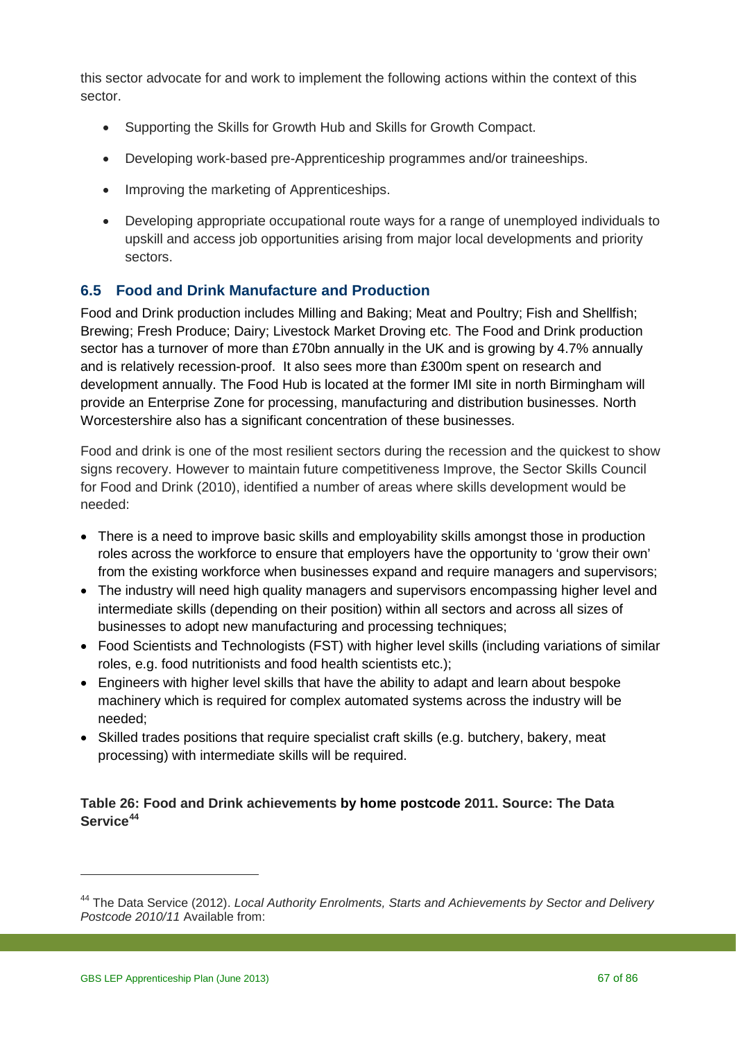this sector advocate for and work to implement the following actions within the context of this sector.

- Supporting the Skills for Growth Hub and Skills for Growth Compact.
- Developing work-based pre-Apprenticeship programmes and/or traineeships.
- Improving the marketing of Apprenticeships.
- Developing appropriate occupational route ways for a range of unemployed individuals to upskill and access job opportunities arising from major local developments and priority sectors.

## 6.5 Food and Drink Manufacture and Production

Food and Drink production includes Milling and Baking; Meat and Poultry; Fish and Shellfish; Brewing; Fresh Produce; Dairy; Livestock Market Droving etc. The Food and Drink production sector has a turnover of more than £70bn annually in the UK and is growing by 4.7% annually and is relatively recession-proof. It also sees more than £300m spent on research and development annually. The Food Hub is located at the former IMI site in north Birmingham will provide an Enterprise Zone for processing, manufacturing and distribution businesses. North Worcestershire also has a significant concentration of these businesses.

Food and drink is one of the most resilient sectors during the recession and the quickest to show signs recovery. However to maintain future competitiveness Improve, the Sector Skills Council for Food and Drink (2010), identified a number of areas where skills development would be needed:

- There is a need to improve basic skills and employability skills amongst those in production roles across the workforce to ensure that employers have the opportunity to 'grow their own' from the existing workforce when businesses expand and require managers and supervisors;
- The industry will need high quality managers and supervisors encompassing higher level and intermediate skills (depending on their position) within all sectors and across all sizes of businesses to adopt new manufacturing and processing techniques;
- Food Scientists and Technologists (FST) with higher level skills (including variations of similar roles, e.g. food nutritionists and food health scientists etc.);
- Engineers with higher level skills that have the ability to adapt and learn about bespoke machinery which is required for complex automated systems across the industry will be needed;
- Skilled trades positions that require specialist craft skills (e.g. butchery, bakery, meat processing) with intermediate skills will be required.

**Table 26: Food and Drink achievements by home postcode 2011. Source: The Data Service[44]**

[44] The Data Service (2012). *Local Authority Enrolments, Starts and Achievements by Sector and Delivery Postcode 2010/11* Available from: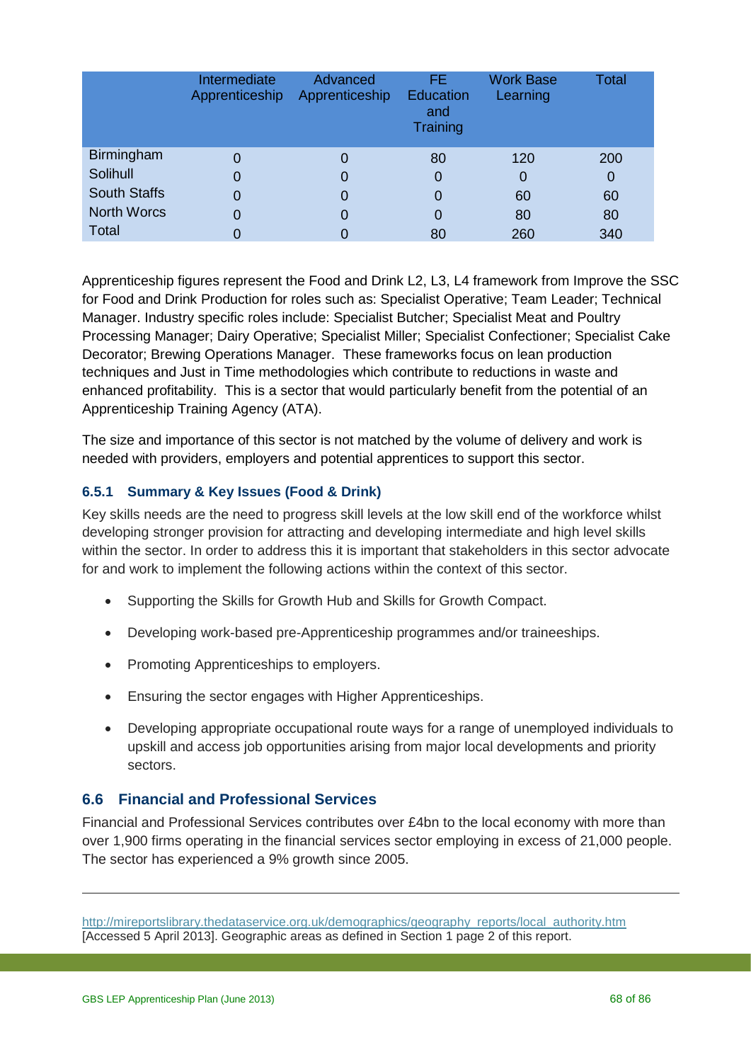| | Intermediate Apprenticeship | Advanced Apprenticeship | FE Education and Training | Work Base Learning | Total |
|---|---|---|---|---|---|
| Birmingham | 0 | 0 | 80 | 120 | 200 |
| Solihull | 0 | 0 | 0 | 0 | 0 |
| South Staffs | 0 | 0 | 0 | 60 | 60 |
| North Worcs | 0 | 0 | 0 | 80 | 80 |
| Total | 0 | 0 | 80 | 260 | 340 |

Apprenticeship figures represent the Food and Drink L2, L3, L4 framework from Improve the SSC for Food and Drink Production for roles such as: Specialist Operative; Team Leader; Technical Manager. Industry specific roles include: Specialist Butcher; Specialist Meat and Poultry Processing Manager; Dairy Operative; Specialist Miller; Specialist Confectioner; Specialist Cake Decorator; Brewing Operations Manager. These frameworks focus on lean production techniques and Just in Time methodologies which contribute to reductions in waste and enhanced profitability. This is a sector that would particularly benefit from the potential of an Apprenticeship Training Agency (ATA).

The size and importance of this sector is not matched by the volume of delivery and work is needed with providers, employers and potential apprentices to support this sector.

### 6.5.1 Summary & Key Issues (Food & Drink)

Key skills needs are the need to progress skill levels at the low skill end of the workforce whilst developing stronger provision for attracting and developing intermediate and high level skills within the sector. In order to address this it is important that stakeholders in this sector advocate for and work to implement the following actions within the context of this sector.

- Supporting the Skills for Growth Hub and Skills for Growth Compact.
- Developing work-based pre-Apprenticeship programmes and/or traineeships.
- Promoting Apprenticeships to employers.
- Ensuring the sector engages with Higher Apprenticeships.
- Developing appropriate occupational route ways for a range of unemployed individuals to upskill and access job opportunities arising from major local developments and priority sectors.

## 6.6 Financial and Professional Services

Financial and Professional Services contributes over £4bn to the local economy with more than over 1,900 firms operating in the financial services sector employing in excess of 21,000 people. The sector has experienced a 9% growth since 2005.

---

http://mireportslibrary.thedataservice.org.uk/demographics/geography_reports/local_authority.htm [Accessed 5 April 2013]. Geographic areas as defined in Section 1 page 2 of this report.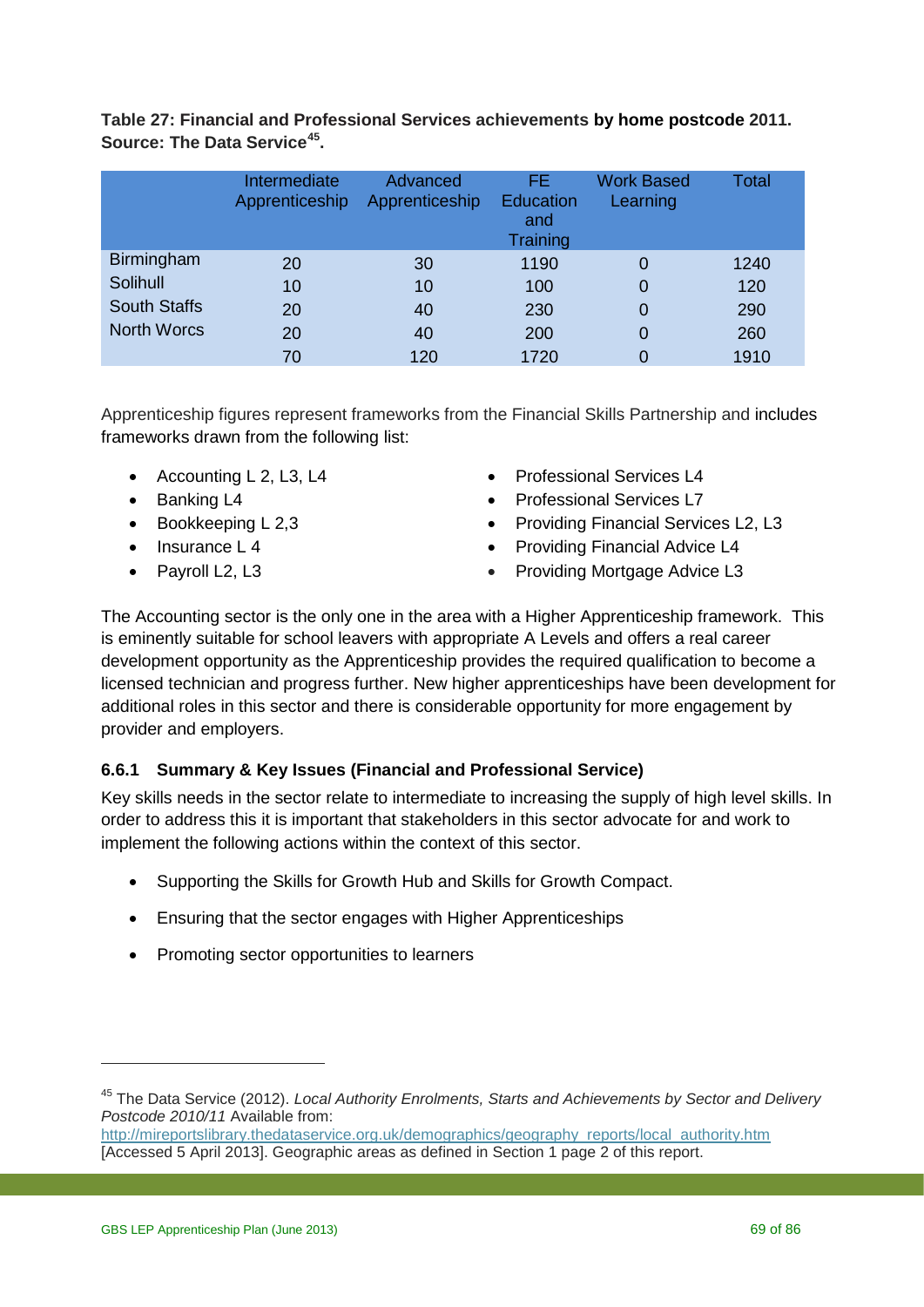**Table 27: Financial and Professional Services achievements by home postcode 2011. Source: The Data Service[45].**

| | Intermediate Apprenticeship | Advanced Apprenticeship | FE Education and Training | Work Based Learning | Total |
|---|---|---|---|---|---|
| Birmingham | 20 | 30 | 1190 | 0 | 1240 |
| Solihull | 10 | 10 | 100 | 0 | 120 |
| South Staffs | 20 | 40 | 230 | 0 | 290 |
| North Worcs | 20 | 40 | 200 | 0 | 260 |
| | 70 | 120 | 1720 | 0 | 1910 |

Apprenticeship figures represent frameworks from the Financial Skills Partnership and includes frameworks drawn from the following list:

- Accounting L 2, L3, L4
- Banking L4
- Bookkeeping L 2,3
- Insurance L 4
- Payroll L2, L3
- Professional Services L4
- Professional Services L7
- Providing Financial Services L2, L3
- Providing Financial Advice L4
- Providing Mortgage Advice L3

The Accounting sector is the only one in the area with a Higher Apprenticeship framework. This is eminently suitable for school leavers with appropriate A Levels and offers a real career development opportunity as the Apprenticeship provides the required qualification to become a licensed technician and progress further. New higher apprenticeships have been development for additional roles in this sector and there is considerable opportunity for more engagement by provider and employers.

### 6.6.1 Summary & Key Issues (Financial and Professional Service)

Key skills needs in the sector relate to intermediate to increasing the supply of high level skills. In order to address this it is important that stakeholders in this sector advocate for and work to implement the following actions within the context of this sector.

- Supporting the Skills for Growth Hub and Skills for Growth Compact.
- Ensuring that the sector engages with Higher Apprenticeships
- Promoting sector opportunities to learners

---

[45] The Data Service (2012). *Local Authority Enrolments, Starts and Achievements by Sector and Delivery Postcode 2010/11* Available from: http://mireportslibrary.thedataservice.org.uk/demographics/geography_reports/local_authority.htm [Accessed 5 April 2013]. Geographic areas as defined in Section 1 page 2 of this report.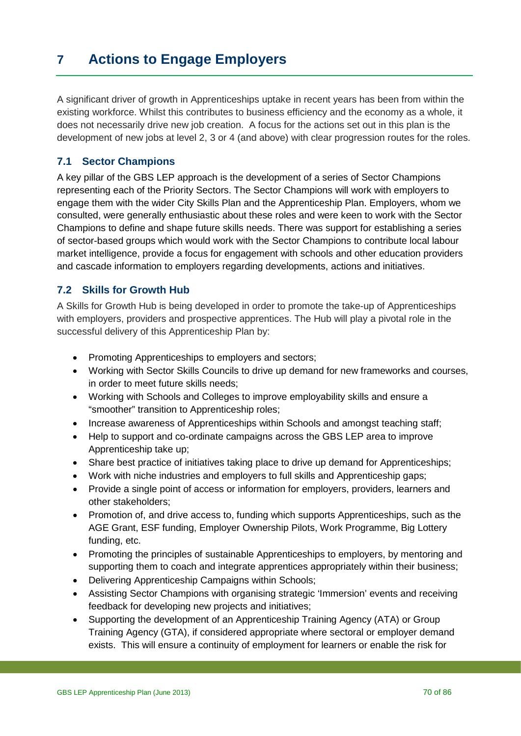# 7 Actions to Engage Employers

A significant driver of growth in Apprenticeships uptake in recent years has been from within the existing workforce. Whilst this contributes to business efficiency and the economy as a whole, it does not necessarily drive new job creation. A focus for the actions set out in this plan is the development of new jobs at level 2, 3 or 4 (and above) with clear progression routes for the roles.

## 7.1 Sector Champions

A key pillar of the GBS LEP approach is the development of a series of Sector Champions representing each of the Priority Sectors. The Sector Champions will work with employers to engage them with the wider City Skills Plan and the Apprenticeship Plan. Employers, whom we consulted, were generally enthusiastic about these roles and were keen to work with the Sector Champions to define and shape future skills needs. There was support for establishing a series of sector-based groups which would work with the Sector Champions to contribute local labour market intelligence, provide a focus for engagement with schools and other education providers and cascade information to employers regarding developments, actions and initiatives.

## 7.2 Skills for Growth Hub

A Skills for Growth Hub is being developed in order to promote the take-up of Apprenticeships with employers, providers and prospective apprentices. The Hub will play a pivotal role in the successful delivery of this Apprenticeship Plan by:

- Promoting Apprenticeships to employers and sectors;
- Working with Sector Skills Councils to drive up demand for new frameworks and courses, in order to meet future skills needs;
- Working with Schools and Colleges to improve employability skills and ensure a "smoother" transition to Apprenticeship roles;
- Increase awareness of Apprenticeships within Schools and amongst teaching staff;
- Help to support and co-ordinate campaigns across the GBS LEP area to improve Apprenticeship take up;
- Share best practice of initiatives taking place to drive up demand for Apprenticeships;
- Work with niche industries and employers to full skills and Apprenticeship gaps;
- Provide a single point of access or information for employers, providers, learners and other stakeholders;
- Promotion of, and drive access to, funding which supports Apprenticeships, such as the AGE Grant, ESF funding, Employer Ownership Pilots, Work Programme, Big Lottery funding, etc.
- Promoting the principles of sustainable Apprenticeships to employers, by mentoring and supporting them to coach and integrate apprentices appropriately within their business;
- Delivering Apprenticeship Campaigns within Schools;
- Assisting Sector Champions with organising strategic 'Immersion' events and receiving feedback for developing new projects and initiatives;
- Supporting the development of an Apprenticeship Training Agency (ATA) or Group Training Agency (GTA), if considered appropriate where sectoral or employer demand exists. This will ensure a continuity of employment for learners or enable the risk for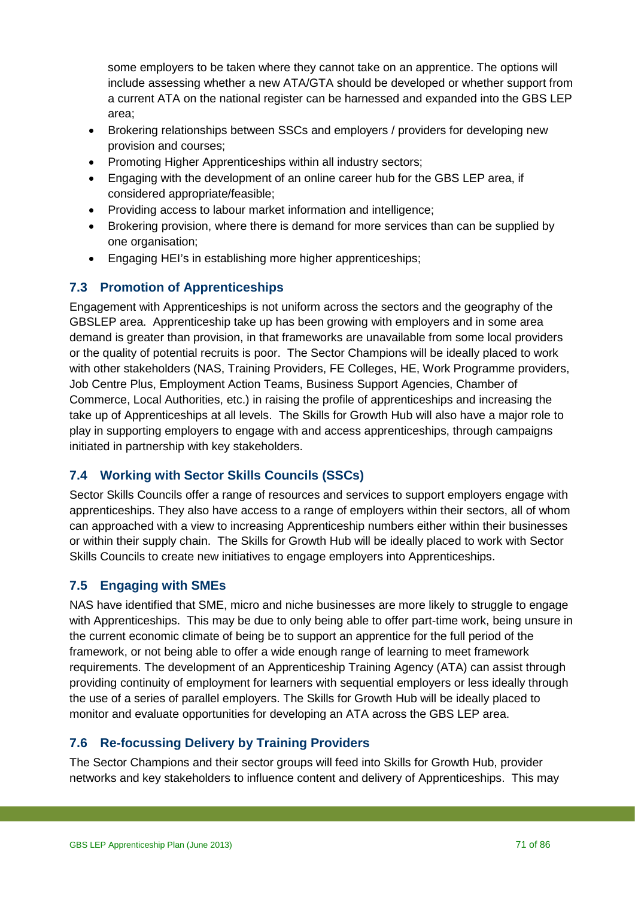some employers to be taken where they cannot take on an apprentice. The options will include assessing whether a new ATA/GTA should be developed or whether support from a current ATA on the national register can be harnessed and expanded into the GBS LEP area;

- Brokering relationships between SSCs and employers / providers for developing new provision and courses;
- Promoting Higher Apprenticeships within all industry sectors;
- Engaging with the development of an online career hub for the GBS LEP area, if considered appropriate/feasible;
- Providing access to labour market information and intelligence;
- Brokering provision, where there is demand for more services than can be supplied by one organisation;
- Engaging HEI's in establishing more higher apprenticeships;

## 7.3 Promotion of Apprenticeships

Engagement with Apprenticeships is not uniform across the sectors and the geography of the GBSLEP area. Apprenticeship take up has been growing with employers and in some area demand is greater than provision, in that frameworks are unavailable from some local providers or the quality of potential recruits is poor. The Sector Champions will be ideally placed to work with other stakeholders (NAS, Training Providers, FE Colleges, HE, Work Programme providers, Job Centre Plus, Employment Action Teams, Business Support Agencies, Chamber of Commerce, Local Authorities, etc.) in raising the profile of apprenticeships and increasing the take up of Apprenticeships at all levels. The Skills for Growth Hub will also have a major role to play in supporting employers to engage with and access apprenticeships, through campaigns initiated in partnership with key stakeholders.

## 7.4 Working with Sector Skills Councils (SSCs)

Sector Skills Councils offer a range of resources and services to support employers engage with apprenticeships. They also have access to a range of employers within their sectors, all of whom can approached with a view to increasing Apprenticeship numbers either within their businesses or within their supply chain. The Skills for Growth Hub will be ideally placed to work with Sector Skills Councils to create new initiatives to engage employers into Apprenticeships.

## 7.5 Engaging with SMEs

NAS have identified that SME, micro and niche businesses are more likely to struggle to engage with Apprenticeships. This may be due to only being able to offer part-time work, being unsure in the current economic climate of being be to support an apprentice for the full period of the framework, or not being able to offer a wide enough range of learning to meet framework requirements. The development of an Apprenticeship Training Agency (ATA) can assist through providing continuity of employment for learners with sequential employers or less ideally through the use of a series of parallel employers. The Skills for Growth Hub will be ideally placed to monitor and evaluate opportunities for developing an ATA across the GBS LEP area.

## 7.6 Re-focussing Delivery by Training Providers

The Sector Champions and their sector groups will feed into Skills for Growth Hub, provider networks and key stakeholders to influence content and delivery of Apprenticeships. This may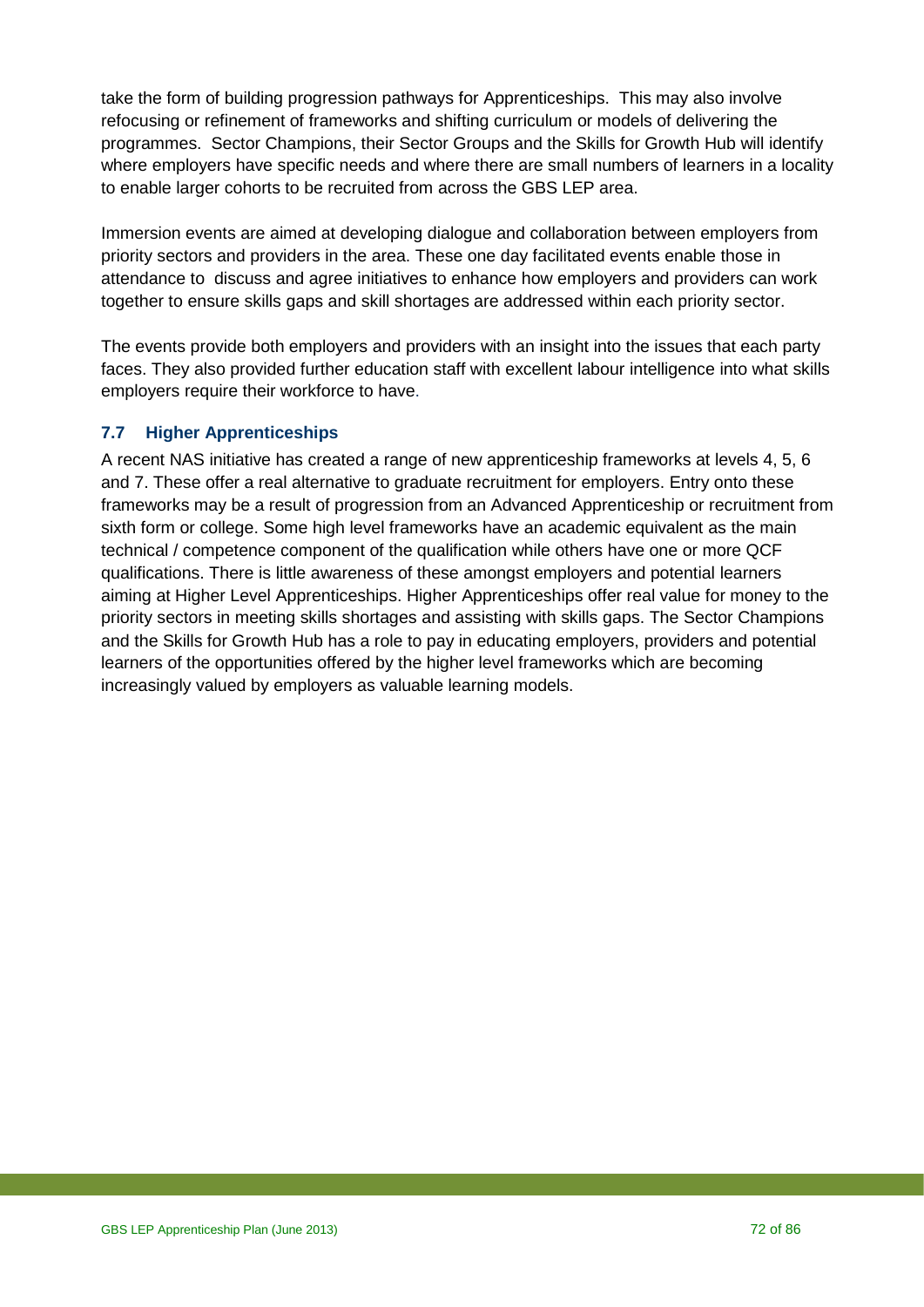take the form of building progression pathways for Apprenticeships. This may also involve refocusing or refinement of frameworks and shifting curriculum or models of delivering the programmes. Sector Champions, their Sector Groups and the Skills for Growth Hub will identify where employers have specific needs and where there are small numbers of learners in a locality to enable larger cohorts to be recruited from across the GBS LEP area.

Immersion events are aimed at developing dialogue and collaboration between employers from priority sectors and providers in the area. These one day facilitated events enable those in attendance to discuss and agree initiatives to enhance how employers and providers can work together to ensure skills gaps and skill shortages are addressed within each priority sector.

The events provide both employers and providers with an insight into the issues that each party faces. They also provided further education staff with excellent labour intelligence into what skills employers require their workforce to have.

### 7.7 Higher Apprenticeships

A recent NAS initiative has created a range of new apprenticeship frameworks at levels 4, 5, 6 and 7. These offer a real alternative to graduate recruitment for employers. Entry onto these frameworks may be a result of progression from an Advanced Apprenticeship or recruitment from sixth form or college. Some high level frameworks have an academic equivalent as the main technical / competence component of the qualification while others have one or more QCF qualifications. There is little awareness of these amongst employers and potential learners aiming at Higher Level Apprenticeships. Higher Apprenticeships offer real value for money to the priority sectors in meeting skills shortages and assisting with skills gaps. The Sector Champions and the Skills for Growth Hub has a role to pay in educating employers, providers and potential learners of the opportunities offered by the higher level frameworks which are becoming increasingly valued by employers as valuable learning models.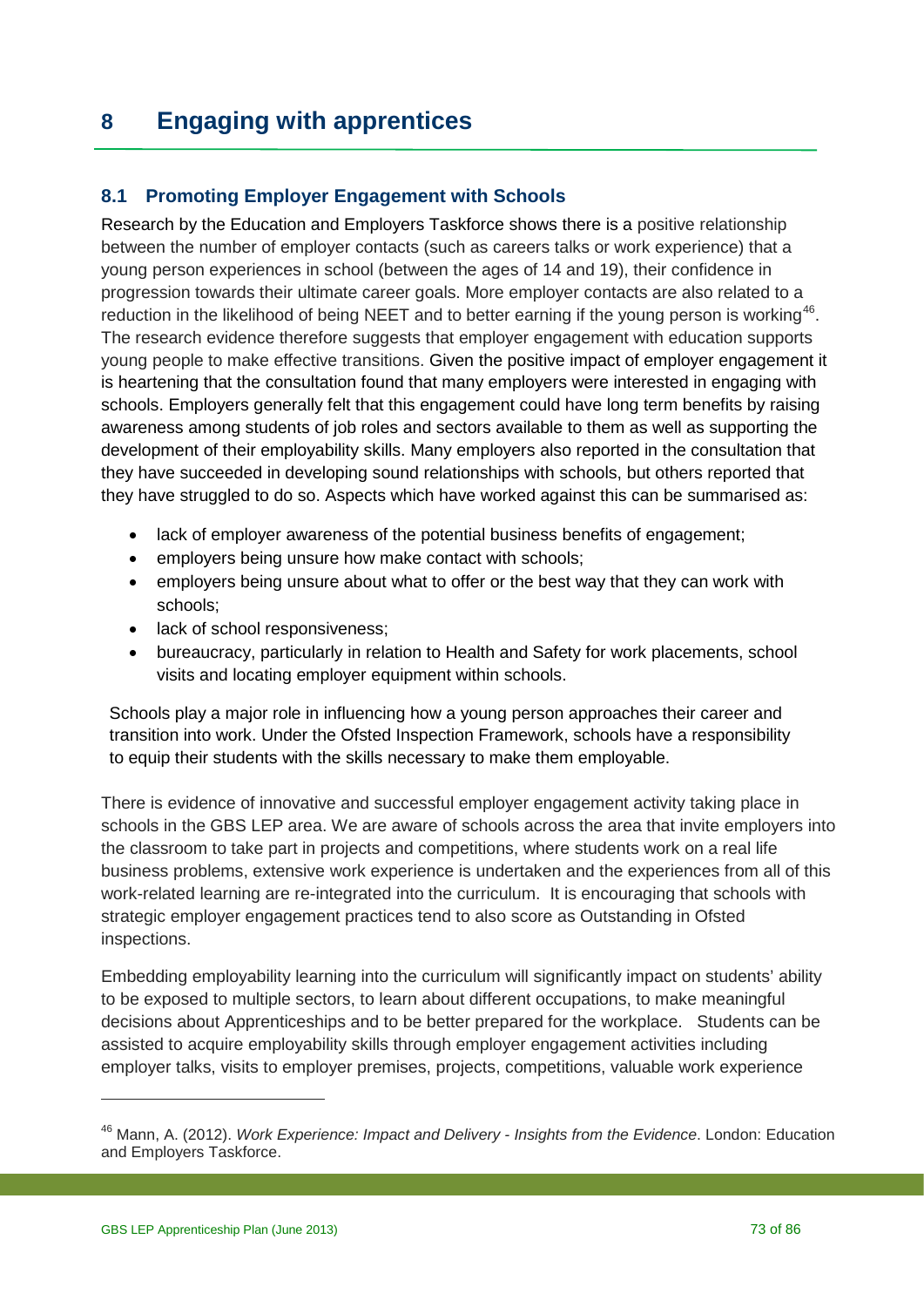# 8 Engaging with apprentices

## 8.1 Promoting Employer Engagement with Schools

Research by the Education and Employers Taskforce shows there is a positive relationship between the number of employer contacts (such as careers talks or work experience) that a young person experiences in school (between the ages of 14 and 19), their confidence in progression towards their ultimate career goals. More employer contacts are also related to a reduction in the likelihood of being NEET and to better earning if the young person is working[46]. The research evidence therefore suggests that employer engagement with education supports young people to make effective transitions. Given the positive impact of employer engagement it is heartening that the consultation found that many employers were interested in engaging with schools. Employers generally felt that this engagement could have long term benefits by raising awareness among students of job roles and sectors available to them as well as supporting the development of their employability skills. Many employers also reported in the consultation that they have succeeded in developing sound relationships with schools, but others reported that they have struggled to do so. Aspects which have worked against this can be summarised as:

- lack of employer awareness of the potential business benefits of engagement;
- employers being unsure how make contact with schools;
- employers being unsure about what to offer or the best way that they can work with schools;
- lack of school responsiveness;
- bureaucracy, particularly in relation to Health and Safety for work placements, school visits and locating employer equipment within schools.

Schools play a major role in influencing how a young person approaches their career and transition into work. Under the Ofsted Inspection Framework, schools have a responsibility to equip their students with the skills necessary to make them employable.

There is evidence of innovative and successful employer engagement activity taking place in schools in the GBS LEP area. We are aware of schools across the area that invite employers into the classroom to take part in projects and competitions, where students work on a real life business problems, extensive work experience is undertaken and the experiences from all of this work-related learning are re-integrated into the curriculum. It is encouraging that schools with strategic employer engagement practices tend to also score as Outstanding in Ofsted inspections.

Embedding employability learning into the curriculum will significantly impact on students' ability to be exposed to multiple sectors, to learn about different occupations, to make meaningful decisions about Apprenticeships and to be better prepared for the workplace. Students can be assisted to acquire employability skills through employer engagement activities including employer talks, visits to employer premises, projects, competitions, valuable work experience

---

[46] Mann, A. (2012). *Work Experience: Impact and Delivery - Insights from the Evidence*. London: Education and Employers Taskforce.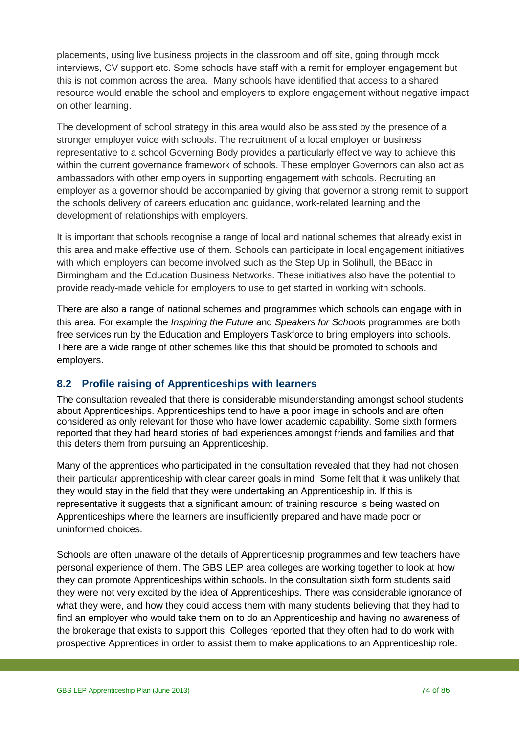placements, using live business projects in the classroom and off site, going through mock interviews, CV support etc. Some schools have staff with a remit for employer engagement but this is not common across the area. Many schools have identified that access to a shared resource would enable the school and employers to explore engagement without negative impact on other learning.

The development of school strategy in this area would also be assisted by the presence of a stronger employer voice with schools. The recruitment of a local employer or business representative to a school Governing Body provides a particularly effective way to achieve this within the current governance framework of schools. These employer Governors can also act as ambassadors with other employers in supporting engagement with schools. Recruiting an employer as a governor should be accompanied by giving that governor a strong remit to support the schools delivery of careers education and guidance, work-related learning and the development of relationships with employers.

It is important that schools recognise a range of local and national schemes that already exist in this area and make effective use of them. Schools can participate in local engagement initiatives with which employers can become involved such as the Step Up in Solihull, the BBacc in Birmingham and the Education Business Networks. These initiatives also have the potential to provide ready-made vehicle for employers to use to get started in working with schools.

There are also a range of national schemes and programmes which schools can engage with in this area. For example the *Inspiring the Future* and *Speakers for Schools* programmes are both free services run by the Education and Employers Taskforce to bring employers into schools. There are a wide range of other schemes like this that should be promoted to schools and employers.

## 8.2 Profile raising of Apprenticeships with learners

The consultation revealed that there is considerable misunderstanding amongst school students about Apprenticeships. Apprenticeships tend to have a poor image in schools and are often considered as only relevant for those who have lower academic capability. Some sixth formers reported that they had heard stories of bad experiences amongst friends and families and that this deters them from pursuing an Apprenticeship.

Many of the apprentices who participated in the consultation revealed that they had not chosen their particular apprenticeship with clear career goals in mind. Some felt that it was unlikely that they would stay in the field that they were undertaking an Apprenticeship in. If this is representative it suggests that a significant amount of training resource is being wasted on Apprenticeships where the learners are insufficiently prepared and have made poor or uninformed choices.

Schools are often unaware of the details of Apprenticeship programmes and few teachers have personal experience of them. The GBS LEP area colleges are working together to look at how they can promote Apprenticeships within schools. In the consultation sixth form students said they were not very excited by the idea of Apprenticeships. There was considerable ignorance of what they were, and how they could access them with many students believing that they had to find an employer who would take them on to do an Apprenticeship and having no awareness of the brokerage that exists to support this. Colleges reported that they often had to do work with prospective Apprentices in order to assist them to make applications to an Apprenticeship role.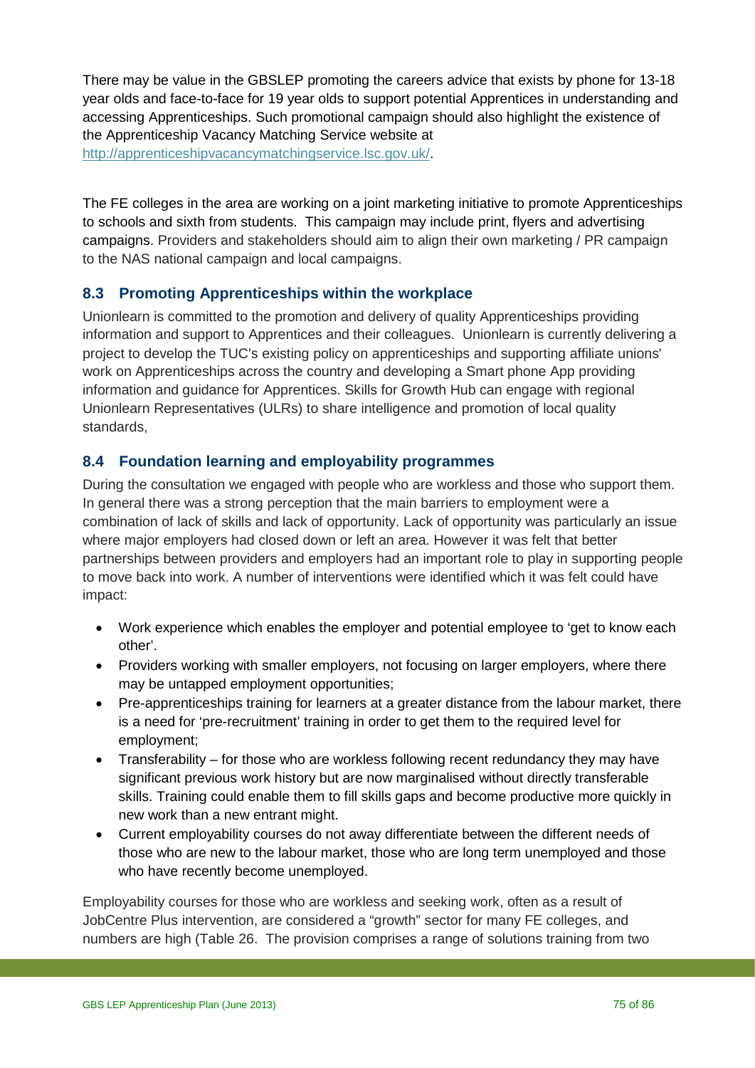There may be value in the GBSLEP promoting the careers advice that exists by phone for 13-18 year olds and face-to-face for 19 year olds to support potential Apprentices in understanding and accessing Apprenticeships. Such promotional campaign should also highlight the existence of the Apprenticeship Vacancy Matching Service website at http://apprenticeshipvacancymatchingservice.lsc.gov.uk/.

The FE colleges in the area are working on a joint marketing initiative to promote Apprenticeships to schools and sixth from students. This campaign may include print, flyers and advertising campaigns. Providers and stakeholders should aim to align their own marketing / PR campaign to the NAS national campaign and local campaigns.

## 8.3 Promoting Apprenticeships within the workplace

Unionlearn is committed to the promotion and delivery of quality Apprenticeships providing information and support to Apprentices and their colleagues. Unionlearn is currently delivering a project to develop the TUC's existing policy on apprenticeships and supporting affiliate unions' work on Apprenticeships across the country and developing a Smart phone App providing information and guidance for Apprentices. Skills for Growth Hub can engage with regional Unionlearn Representatives (ULRs) to share intelligence and promotion of local quality standards,

## 8.4 Foundation learning and employability programmes

During the consultation we engaged with people who are workless and those who support them. In general there was a strong perception that the main barriers to employment were a combination of lack of skills and lack of opportunity. Lack of opportunity was particularly an issue where major employers had closed down or left an area. However it was felt that better partnerships between providers and employers had an important role to play in supporting people to move back into work. A number of interventions were identified which it was felt could have impact:

- Work experience which enables the employer and potential employee to 'get to know each other'.
- Providers working with smaller employers, not focusing on larger employers, where there may be untapped employment opportunities;
- Pre-apprenticeships training for learners at a greater distance from the labour market, there is a need for 'pre-recruitment' training in order to get them to the required level for employment;
- Transferability – for those who are workless following recent redundancy they may have significant previous work history but are now marginalised without directly transferable skills. Training could enable them to fill skills gaps and become productive more quickly in new work than a new entrant might.
- Current employability courses do not away differentiate between the different needs of those who are new to the labour market, those who are long term unemployed and those who have recently become unemployed.

Employability courses for those who are workless and seeking work, often as a result of JobCentre Plus intervention, are considered a "growth" sector for many FE colleges, and numbers are high (Table 26. The provision comprises a range of solutions training from two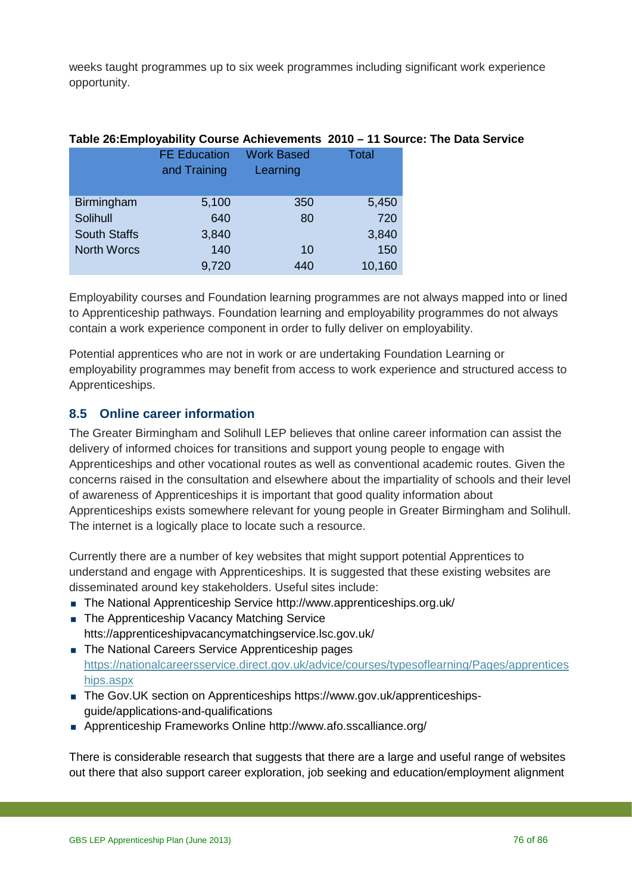weeks taught programmes up to six week programmes including significant work experience opportunity.

**Table 26:Employability Course Achievements 2010 – 11 Source: The Data Service**

| | FE Education and Training | Work Based Learning | Total |
|---|---|---|---|
| Birmingham | 5,100 | 350 | 5,450 |
| Solihull | 640 | 80 | 720 |
| South Staffs | 3,840 | | 3,840 |
| North Worcs | 140 | 10 | 150 |
| | 9,720 | 440 | 10,160 |

Employability courses and Foundation learning programmes are not always mapped into or lined to Apprenticeship pathways. Foundation learning and employability programmes do not always contain a work experience component in order to fully deliver on employability.

Potential apprentices who are not in work or are undertaking Foundation Learning or employability programmes may benefit from access to work experience and structured access to Apprenticeships.

## 8.5 Online career information

The Greater Birmingham and Solihull LEP believes that online career information can assist the delivery of informed choices for transitions and support young people to engage with Apprenticeships and other vocational routes as well as conventional academic routes. Given the concerns raised in the consultation and elsewhere about the impartiality of schools and their level of awareness of Apprenticeships it is important that good quality information about Apprenticeships exists somewhere relevant for young people in Greater Birmingham and Solihull. The internet is a logically place to locate such a resource.

Currently there are a number of key websites that might support potential Apprentices to understand and engage with Apprenticeships. It is suggested that these existing websites are disseminated around key stakeholders. Useful sites include:

- The National Apprenticeship Service http://www.apprenticeships.org.uk/
- The Apprenticeship Vacancy Matching Service https://apprenticeshipvacancymatchingservice.lsc.gov.uk/
- The National Careers Service Apprenticeship pages https://nationalcareersservice.direct.gov.uk/advice/courses/typesoflearning/Pages/apprenticeships.aspx
- The Gov.UK section on Apprenticeships https://www.gov.uk/apprenticeships-guide/applications-and-qualifications
- Apprenticeship Frameworks Online http://www.afo.sscalliance.org/

There is considerable research that suggests that there are a large and useful range of websites out there that also support career exploration, job seeking and education/employment alignment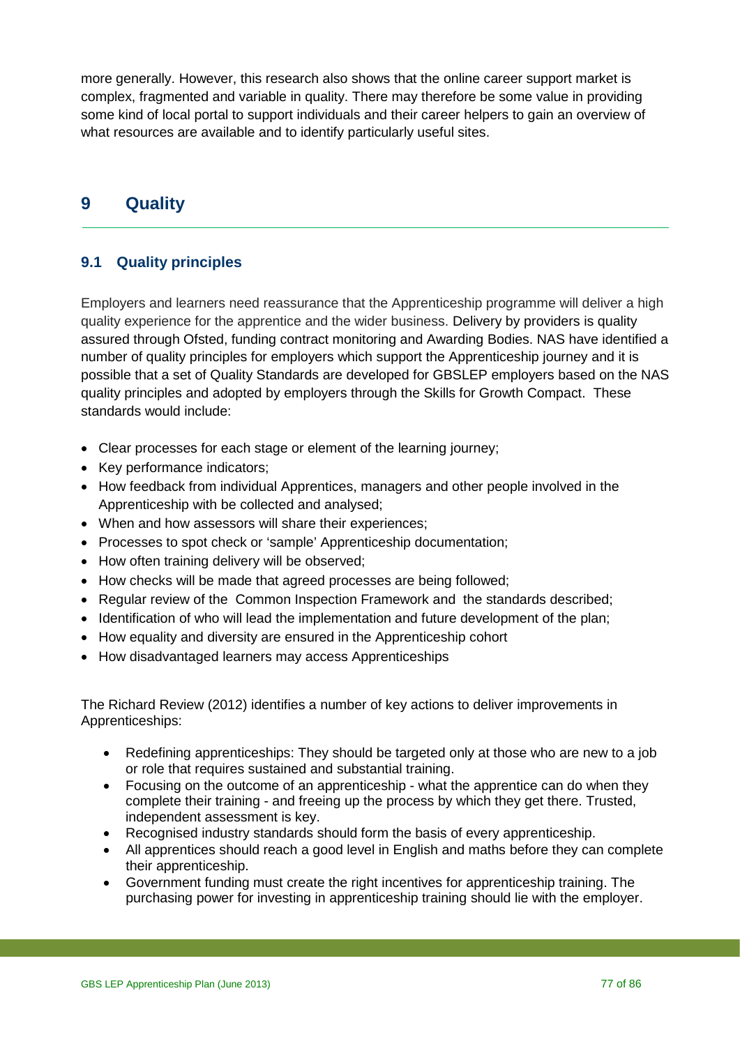more generally. However, this research also shows that the online career support market is complex, fragmented and variable in quality. There may therefore be some value in providing some kind of local portal to support individuals and their career helpers to gain an overview of what resources are available and to identify particularly useful sites.

# 9 Quality

## 9.1 Quality principles

Employers and learners need reassurance that the Apprenticeship programme will deliver a high quality experience for the apprentice and the wider business. Delivery by providers is quality assured through Ofsted, funding contract monitoring and Awarding Bodies. NAS have identified a number of quality principles for employers which support the Apprenticeship journey and it is possible that a set of Quality Standards are developed for GBSLEP employers based on the NAS quality principles and adopted by employers through the Skills for Growth Compact. These standards would include:

- Clear processes for each stage or element of the learning journey;
- Key performance indicators;
- How feedback from individual Apprentices, managers and other people involved in the Apprenticeship with be collected and analysed;
- When and how assessors will share their experiences;
- Processes to spot check or 'sample' Apprenticeship documentation;
- How often training delivery will be observed;
- How checks will be made that agreed processes are being followed;
- Regular review of the Common Inspection Framework and the standards described;
- Identification of who will lead the implementation and future development of the plan;
- How equality and diversity are ensured in the Apprenticeship cohort
- How disadvantaged learners may access Apprenticeships

The Richard Review (2012) identifies a number of key actions to deliver improvements in Apprenticeships:

- Redefining apprenticeships: They should be targeted only at those who are new to a job or role that requires sustained and substantial training.
- Focusing on the outcome of an apprenticeship - what the apprentice can do when they complete their training - and freeing up the process by which they get there. Trusted, independent assessment is key.
- Recognised industry standards should form the basis of every apprenticeship.
- All apprentices should reach a good level in English and maths before they can complete their apprenticeship.
- Government funding must create the right incentives for apprenticeship training. The purchasing power for investing in apprenticeship training should lie with the employer.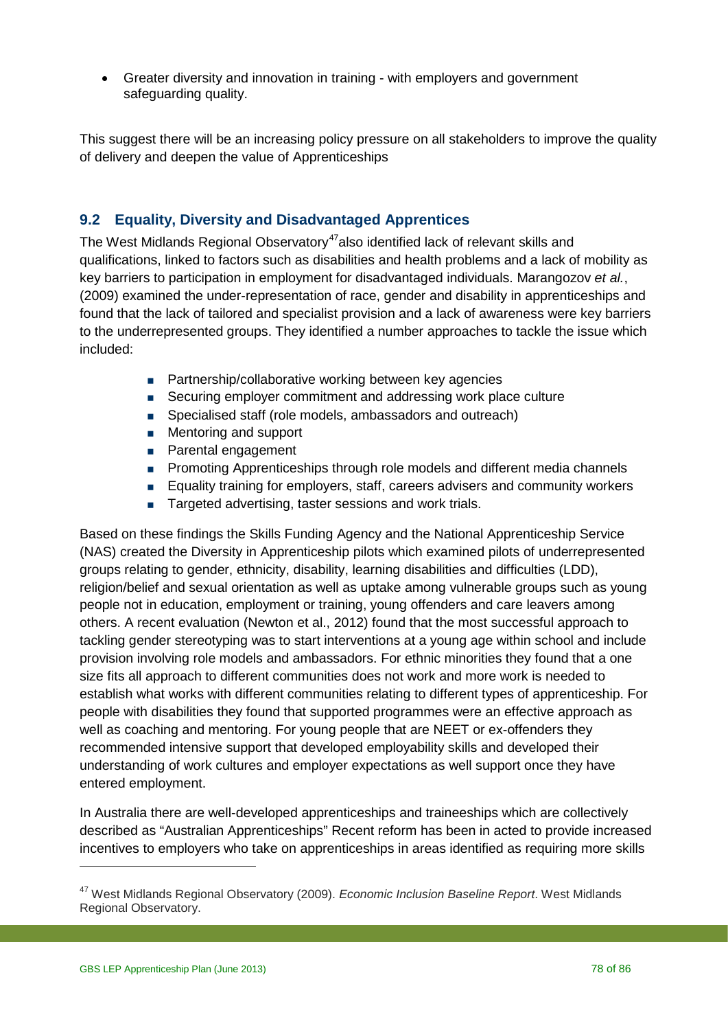- Greater diversity and innovation in training - with employers and government safeguarding quality.

This suggest there will be an increasing policy pressure on all stakeholders to improve the quality of delivery and deepen the value of Apprenticeships

## 9.2 Equality, Diversity and Disadvantaged Apprentices

The West Midlands Regional Observatory[47]also identified lack of relevant skills and qualifications, linked to factors such as disabilities and health problems and a lack of mobility as key barriers to participation in employment for disadvantaged individuals. Marangozov *et al.*, (2009) examined the under-representation of race, gender and disability in apprenticeships and found that the lack of tailored and specialist provision and a lack of awareness were key barriers to the underrepresented groups. They identified a number approaches to tackle the issue which included:

- Partnership/collaborative working between key agencies
- Securing employer commitment and addressing work place culture
- Specialised staff (role models, ambassadors and outreach)
- Mentoring and support
- Parental engagement
- Promoting Apprenticeships through role models and different media channels
- Equality training for employers, staff, careers advisers and community workers
- Targeted advertising, taster sessions and work trials.

Based on these findings the Skills Funding Agency and the National Apprenticeship Service (NAS) created the Diversity in Apprenticeship pilots which examined pilots of underrepresented groups relating to gender, ethnicity, disability, learning disabilities and difficulties (LDD), religion/belief and sexual orientation as well as uptake among vulnerable groups such as young people not in education, employment or training, young offenders and care leavers among others. A recent evaluation (Newton et al., 2012) found that the most successful approach to tackling gender stereotyping was to start interventions at a young age within school and include provision involving role models and ambassadors. For ethnic minorities they found that a one size fits all approach to different communities does not work and more work is needed to establish what works with different communities relating to different types of apprenticeship. For people with disabilities they found that supported programmes were an effective approach as well as coaching and mentoring. For young people that are NEET or ex-offenders they recommended intensive support that developed employability skills and developed their understanding of work cultures and employer expectations as well support once they have entered employment.

In Australia there are well-developed apprenticeships and traineeships which are collectively described as "Australian Apprenticeships" Recent reform has been in acted to provide increased incentives to employers who take on apprenticeships in areas identified as requiring more skills

---

[47] West Midlands Regional Observatory (2009). *Economic Inclusion Baseline Report*. West Midlands Regional Observatory.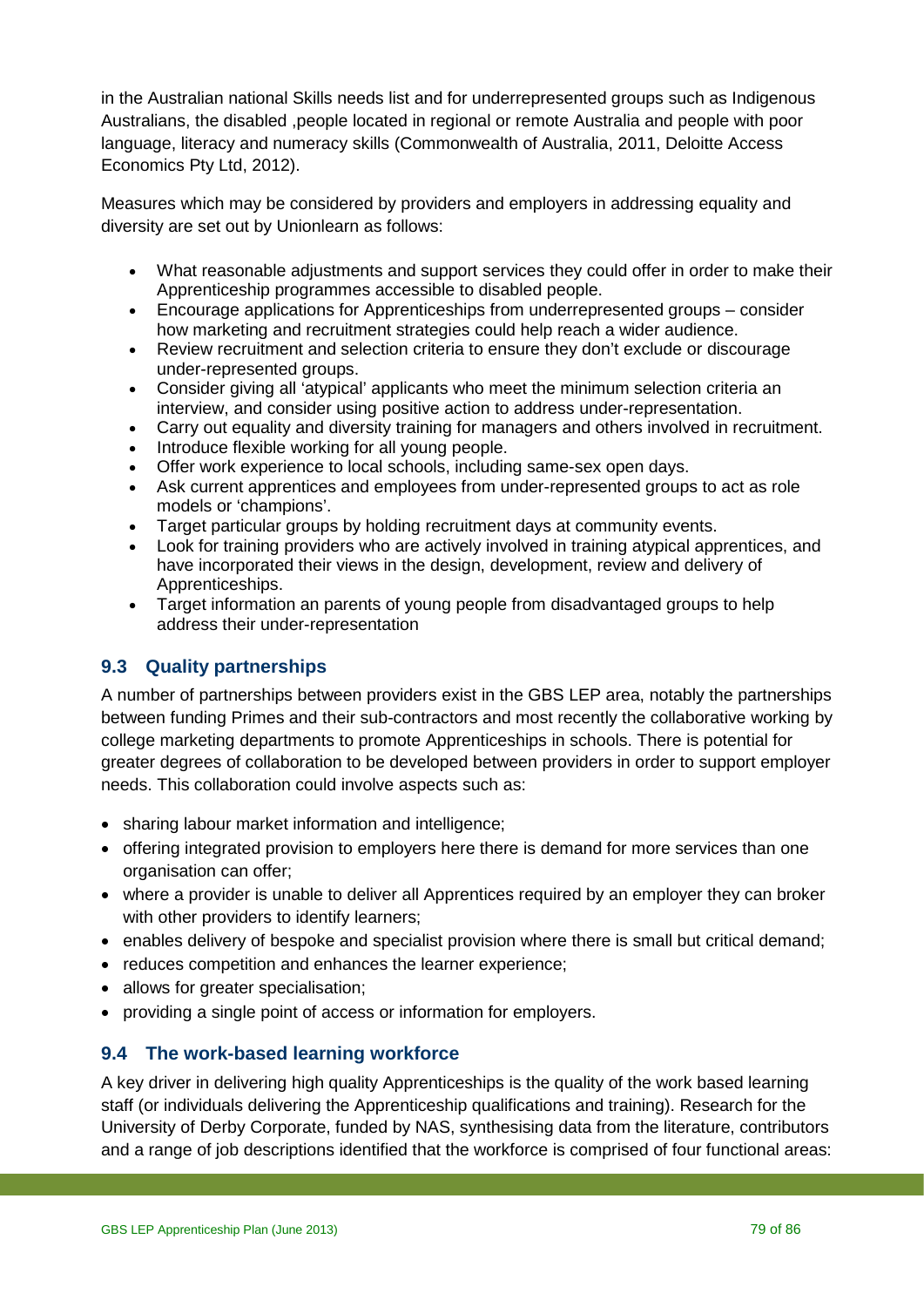in the Australian national Skills needs list and for underrepresented groups such as Indigenous Australians, the disabled ,people located in regional or remote Australia and people with poor language, literacy and numeracy skills (Commonwealth of Australia, 2011, Deloitte Access Economics Pty Ltd, 2012).

Measures which may be considered by providers and employers in addressing equality and diversity are set out by Unionlearn as follows:

- What reasonable adjustments and support services they could offer in order to make their Apprenticeship programmes accessible to disabled people.
- Encourage applications for Apprenticeships from underrepresented groups – consider how marketing and recruitment strategies could help reach a wider audience.
- Review recruitment and selection criteria to ensure they don't exclude or discourage under-represented groups.
- Consider giving all 'atypical' applicants who meet the minimum selection criteria an interview, and consider using positive action to address under-representation.
- Carry out equality and diversity training for managers and others involved in recruitment.
- Introduce flexible working for all young people.
- Offer work experience to local schools, including same-sex open days.
- Ask current apprentices and employees from under-represented groups to act as role models or 'champions'.
- Target particular groups by holding recruitment days at community events.
- Look for training providers who are actively involved in training atypical apprentices, and have incorporated their views in the design, development, review and delivery of Apprenticeships.
- Target information an parents of young people from disadvantaged groups to help address their under-representation

## 9.3 Quality partnerships

A number of partnerships between providers exist in the GBS LEP area, notably the partnerships between funding Primes and their sub-contractors and most recently the collaborative working by college marketing departments to promote Apprenticeships in schools. There is potential for greater degrees of collaboration to be developed between providers in order to support employer needs. This collaboration could involve aspects such as:

- sharing labour market information and intelligence;
- offering integrated provision to employers here there is demand for more services than one organisation can offer;
- where a provider is unable to deliver all Apprentices required by an employer they can broker with other providers to identify learners;
- enables delivery of bespoke and specialist provision where there is small but critical demand;
- reduces competition and enhances the learner experience;
- allows for greater specialisation;
- providing a single point of access or information for employers.

## 9.4 The work-based learning workforce

A key driver in delivering high quality Apprenticeships is the quality of the work based learning staff (or individuals delivering the Apprenticeship qualifications and training). Research for the University of Derby Corporate, funded by NAS, synthesising data from the literature, contributors and a range of job descriptions identified that the workforce is comprised of four functional areas: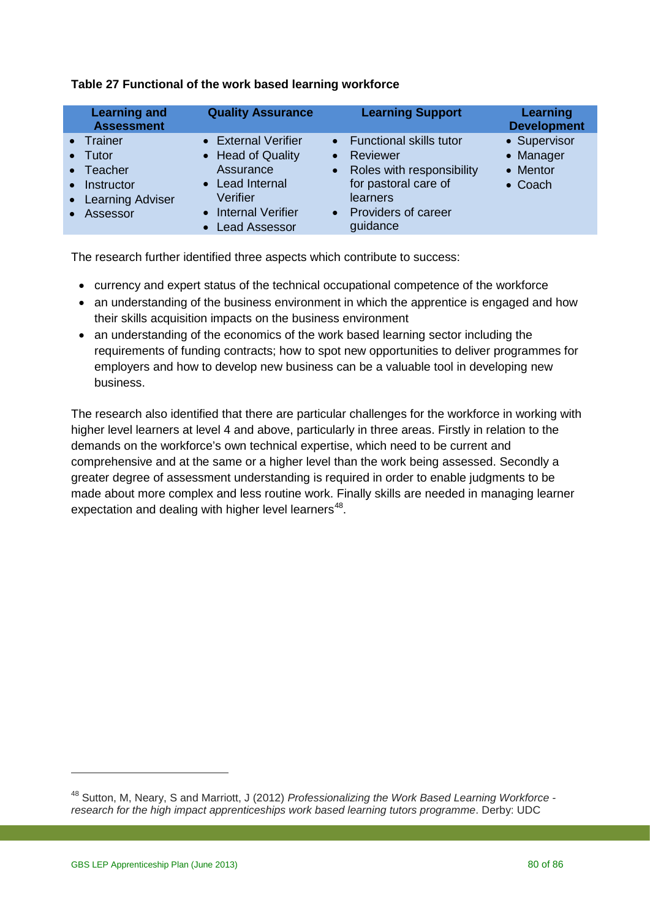**Table 27 Functional of the work based learning workforce**

| Learning and Assessment | Quality Assurance | Learning Support | Learning Development |
|---|---|---|---|
| • Trainer<br>• Tutor<br>• Teacher<br>• Instructor<br>• Learning Adviser<br>• Assessor | • External Verifier<br>• Head of Quality Assurance<br>• Lead Internal Verifier<br>• Internal Verifier<br>• Lead Assessor | • Functional skills tutor<br>• Reviewer<br>• Roles with responsibility for pastoral care of learners<br>• Providers of career guidance | • Supervisor<br>• Manager<br>• Mentor<br>• Coach |

The research further identified three aspects which contribute to success:

- currency and expert status of the technical occupational competence of the workforce
- an understanding of the business environment in which the apprentice is engaged and how their skills acquisition impacts on the business environment
- an understanding of the economics of the work based learning sector including the requirements of funding contracts; how to spot new opportunities to deliver programmes for employers and how to develop new business can be a valuable tool in developing new business.

The research also identified that there are particular challenges for the workforce in working with higher level learners at level 4 and above, particularly in three areas. Firstly in relation to the demands on the workforce's own technical expertise, which need to be current and comprehensive and at the same or a higher level than the work being assessed. Secondly a greater degree of assessment understanding is required in order to enable judgments to be made about more complex and less routine work. Finally skills are needed in managing learner expectation and dealing with higher level learners[48].

---

[48] Sutton, M, Neary, S and Marriott, J (2012) *Professionalizing the Work Based Learning Workforce - research for the high impact apprenticeships work based learning tutors programme*. Derby: UDC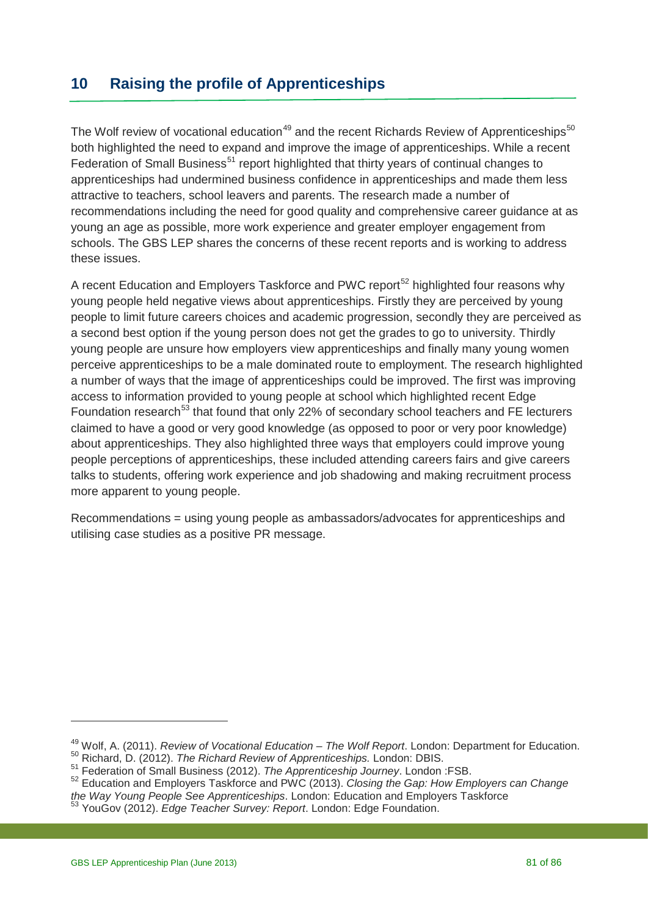## 10 Raising the profile of Apprenticeships

The Wolf review of vocational education[49] and the recent Richards Review of Apprenticeships[50] both highlighted the need to expand and improve the image of apprenticeships. While a recent Federation of Small Business[51] report highlighted that thirty years of continual changes to apprenticeships had undermined business confidence in apprenticeships and made them less attractive to teachers, school leavers and parents. The research made a number of recommendations including the need for good quality and comprehensive career guidance at as young an age as possible, more work experience and greater employer engagement from schools. The GBS LEP shares the concerns of these recent reports and is working to address these issues.

A recent Education and Employers Taskforce and PWC report[52] highlighted four reasons why young people held negative views about apprenticeships. Firstly they are perceived by young people to limit future careers choices and academic progression, secondly they are perceived as a second best option if the young person does not get the grades to go to university. Thirdly young people are unsure how employers view apprenticeships and finally many young women perceive apprenticeships to be a male dominated route to employment. The research highlighted a number of ways that the image of apprenticeships could be improved. The first was improving access to information provided to young people at school which highlighted recent Edge Foundation research[53] that found that only 22% of secondary school teachers and FE lecturers claimed to have a good or very good knowledge (as opposed to poor or very poor knowledge) about apprenticeships. They also highlighted three ways that employers could improve young people perceptions of apprenticeships, these included attending careers fairs and give careers talks to students, offering work experience and job shadowing and making recruitment process more apparent to young people.

Recommendations = using young people as ambassadors/advocates for apprenticeships and utilising case studies as a positive PR message.

---

[49] Wolf, A. (2011). *Review of Vocational Education – The Wolf Report*. London: Department for Education.

[50] Richard, D. (2012). *The Richard Review of Apprenticeships.* London: DBIS.

[51] Federation of Small Business (2012). *The Apprenticeship Journey*. London :FSB.

[52] Education and Employers Taskforce and PWC (2013). *Closing the Gap: How Employers can Change the Way Young People See Apprenticeships*. London: Education and Employers Taskforce

[53] YouGov (2012). *Edge Teacher Survey: Report*. London: Edge Foundation.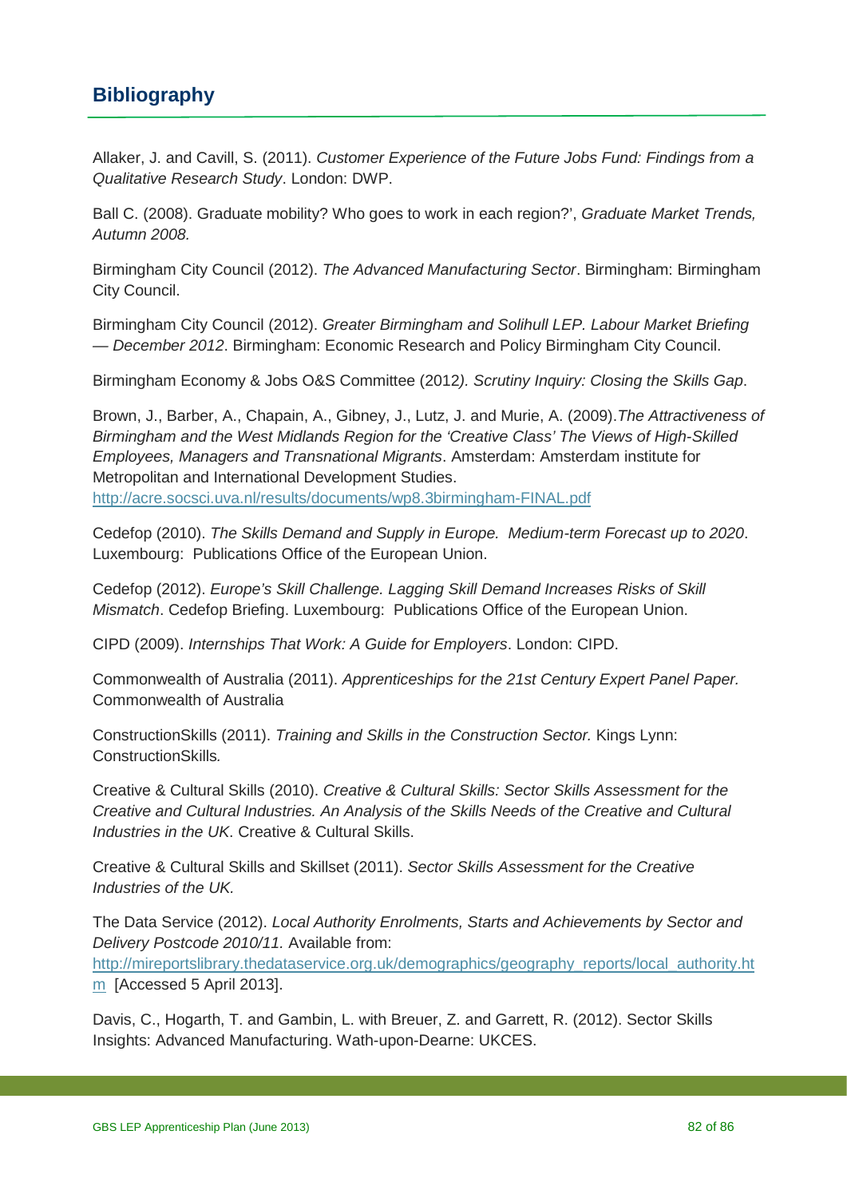## Bibliography

Allaker, J. and Cavill, S. (2011). *Customer Experience of the Future Jobs Fund: Findings from a Qualitative Research Study*. London: DWP.

Ball C. (2008). Graduate mobility? Who goes to work in each region?', *Graduate Market Trends, Autumn 2008.*

Birmingham City Council (2012). *The Advanced Manufacturing Sector*. Birmingham: Birmingham City Council.

Birmingham City Council (2012). *Greater Birmingham and Solihull LEP. Labour Market Briefing — December 2012*. Birmingham: Economic Research and Policy Birmingham City Council.

Birmingham Economy & Jobs O&S Committee (2012*). Scrutiny Inquiry: Closing the Skills Gap*.

Brown, J., Barber, A., Chapain, A., Gibney, J., Lutz, J. and Murie, A. (2009).*The Attractiveness of Birmingham and the West Midlands Region for the 'Creative Class' The Views of High-Skilled Employees, Managers and Transnational Migrants*. Amsterdam: Amsterdam institute for Metropolitan and International Development Studies. http://acre.socsci.uva.nl/results/documents/wp8.3birmingham-FINAL.pdf

Cedefop (2010). *The Skills Demand and Supply in Europe. Medium-term Forecast up to 2020*. Luxembourg: Publications Office of the European Union.

Cedefop (2012). *Europe's Skill Challenge. Lagging Skill Demand Increases Risks of Skill Mismatch*. Cedefop Briefing. Luxembourg: Publications Office of the European Union.

CIPD (2009). *Internships That Work: A Guide for Employers*. London: CIPD.

Commonwealth of Australia (2011). *Apprenticeships for the 21st Century Expert Panel Paper.* Commonwealth of Australia

ConstructionSkills (2011). *Training and Skills in the Construction Sector.* Kings Lynn: ConstructionSkills*.*

Creative & Cultural Skills (2010). *Creative & Cultural Skills: Sector Skills Assessment for the Creative and Cultural Industries. An Analysis of the Skills Needs of the Creative and Cultural Industries in the UK*. Creative & Cultural Skills.

Creative & Cultural Skills and Skillset (2011). *Sector Skills Assessment for the Creative Industries of the UK.*

The Data Service (2012). *Local Authority Enrolments, Starts and Achievements by Sector and Delivery Postcode 2010/11.* Available from: http://mireportslibrary.thedataservice.org.uk/demographics/geography_reports/local_authority.htm [Accessed 5 April 2013].

Davis, C., Hogarth, T. and Gambin, L. with Breuer, Z. and Garrett, R. (2012). Sector Skills Insights: Advanced Manufacturing. Wath-upon-Dearne: UKCES.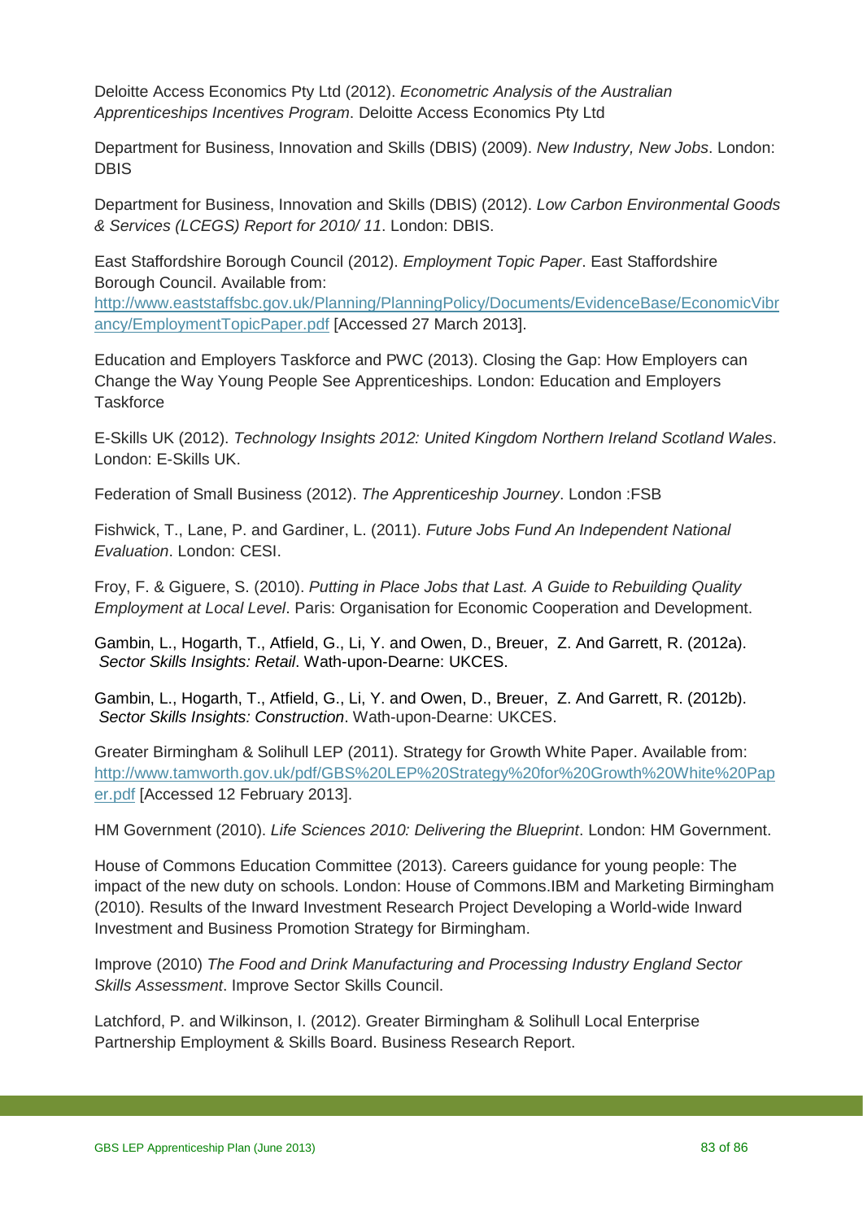Deloitte Access Economics Pty Ltd (2012). *Econometric Analysis of the Australian Apprenticeships Incentives Program*. Deloitte Access Economics Pty Ltd

Department for Business, Innovation and Skills (DBIS) (2009). *New Industry, New Jobs*. London: DBIS

Department for Business, Innovation and Skills (DBIS) (2012). *Low Carbon Environmental Goods & Services (LCEGS) Report for 2010/ 11*. London: DBIS.

East Staffordshire Borough Council (2012). *Employment Topic Paper*. East Staffordshire Borough Council. Available from: http://www.eaststaffsbc.gov.uk/Planning/PlanningPolicy/Documents/EvidenceBase/EconomicVibrancy/EmploymentTopicPaper.pdf [Accessed 27 March 2013].

Education and Employers Taskforce and PWC (2013). Closing the Gap: How Employers can Change the Way Young People See Apprenticeships. London: Education and Employers Taskforce

E-Skills UK (2012). *Technology Insights 2012: United Kingdom Northern Ireland Scotland Wales*. London: E-Skills UK.

Federation of Small Business (2012). *The Apprenticeship Journey*. London :FSB

Fishwick, T., Lane, P. and Gardiner, L. (2011). *Future Jobs Fund An Independent National Evaluation*. London: CESI.

Froy, F. & Giguere, S. (2010). *Putting in Place Jobs that Last. A Guide to Rebuilding Quality Employment at Local Level*. Paris: Organisation for Economic Cooperation and Development.

Gambin, L., Hogarth, T., Atfield, G., Li, Y. and Owen, D., Breuer, Z. And Garrett, R. (2012a). *Sector Skills Insights: Retail*. Wath-upon-Dearne: UKCES.

Gambin, L., Hogarth, T., Atfield, G., Li, Y. and Owen, D., Breuer, Z. And Garrett, R. (2012b). *Sector Skills Insights: Construction*. Wath-upon-Dearne: UKCES.

Greater Birmingham & Solihull LEP (2011). Strategy for Growth White Paper. Available from: http://www.tamworth.gov.uk/pdf/GBS%20LEP%20Strategy%20for%20Growth%20White%20Paper.pdf [Accessed 12 February 2013].

HM Government (2010). *Life Sciences 2010: Delivering the Blueprint*. London: HM Government.

House of Commons Education Committee (2013). Careers guidance for young people: The impact of the new duty on schools. London: House of Commons.IBM and Marketing Birmingham (2010). Results of the Inward Investment Research Project Developing a World-wide Inward Investment and Business Promotion Strategy for Birmingham.

Improve (2010) *The Food and Drink Manufacturing and Processing Industry England Sector Skills Assessment*. Improve Sector Skills Council.

Latchford, P. and Wilkinson, I. (2012). Greater Birmingham & Solihull Local Enterprise Partnership Employment & Skills Board. Business Research Report.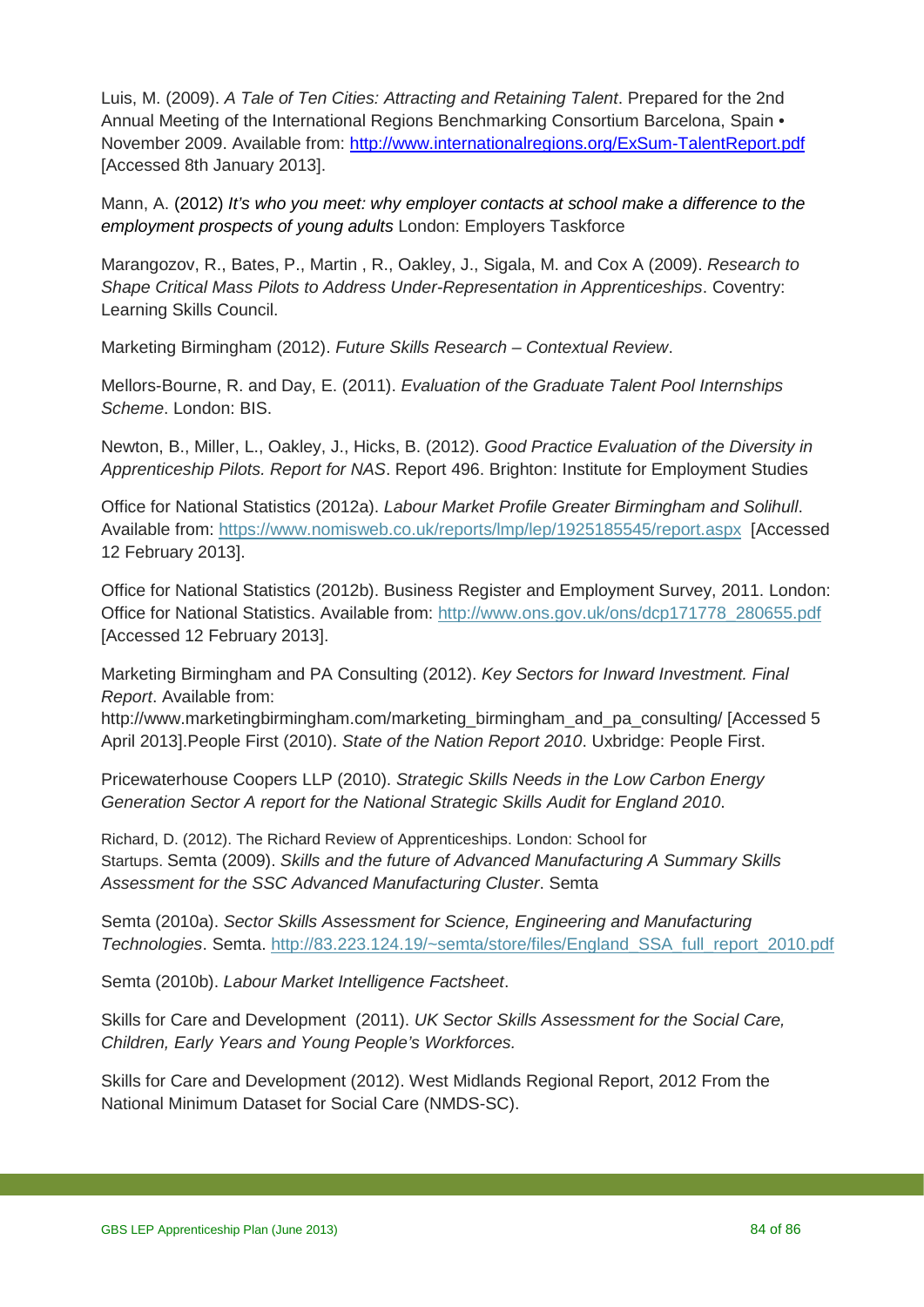Luis, M. (2009). *A Tale of Ten Cities: Attracting and Retaining Talent*. Prepared for the 2nd Annual Meeting of the International Regions Benchmarking Consortium Barcelona, Spain • November 2009. Available from: http://www.internationalregions.org/ExSum-TalentReport.pdf [Accessed 8th January 2013].

Mann, A. (2012) *It's who you meet: why employer contacts at school make a difference to the employment prospects of young adults* London: Employers Taskforce

Marangozov, R., Bates, P., Martin , R., Oakley, J., Sigala, M. and Cox A (2009). *Research to Shape Critical Mass Pilots to Address Under-Representation in Apprenticeships*. Coventry: Learning Skills Council.

Marketing Birmingham (2012). *Future Skills Research – Contextual Review*.

Mellors-Bourne, R. and Day, E. (2011). *Evaluation of the Graduate Talent Pool Internships Scheme*. London: BIS.

Newton, B., Miller, L., Oakley, J., Hicks, B. (2012). *Good Practice Evaluation of the Diversity in Apprenticeship Pilots. Report for NAS*. Report 496. Brighton: Institute for Employment Studies

Office for National Statistics (2012a). *Labour Market Profile Greater Birmingham and Solihull*. Available from: https://www.nomisweb.co.uk/reports/lmp/lep/1925185545/report.aspx [Accessed 12 February 2013].

Office for National Statistics (2012b). Business Register and Employment Survey, 2011. London: Office for National Statistics. Available from: http://www.ons.gov.uk/ons/dcp171778_280655.pdf [Accessed 12 February 2013].

Marketing Birmingham and PA Consulting (2012). *Key Sectors for Inward Investment. Final Report*. Available from: http://www.marketingbirmingham.com/marketing_birmingham_and_pa_consulting/ [Accessed 5 April 2013].People First (2010). *State of the Nation Report 2010*. Uxbridge: People First.

Pricewaterhouse Coopers LLP (2010). *Strategic Skills Needs in the Low Carbon Energy Generation Sector A report for the National Strategic Skills Audit for England 2010*.

Richard, D. (2012). The Richard Review of Apprenticeships. London: School for Startups. Semta (2009). *Skills and the future of Advanced Manufacturing A Summary Skills Assessment for the SSC Advanced Manufacturing Cluster*. Semta

Semta (2010a). *Sector Skills Assessment for Science, Engineering and Manufacturing Technologies*. Semta. http://83.223.124.19/~semta/store/files/England_SSA_full_report_2010.pdf

Semta (2010b). *Labour Market Intelligence Factsheet*.

Skills for Care and Development (2011). *UK Sector Skills Assessment for the Social Care, Children, Early Years and Young People's Workforces.*

Skills for Care and Development (2012). West Midlands Regional Report, 2012 From the National Minimum Dataset for Social Care (NMDS-SC).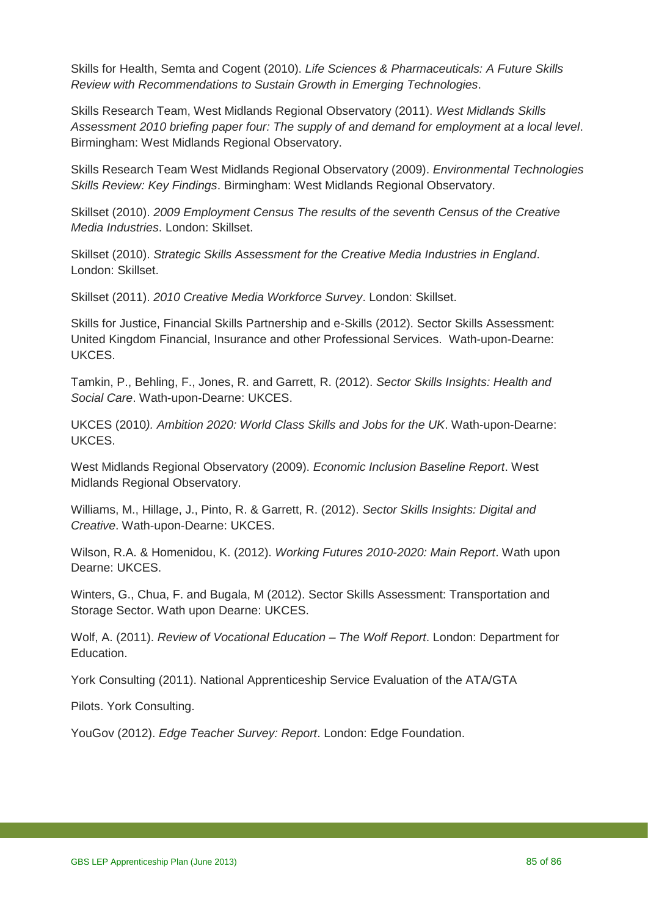Skills for Health, Semta and Cogent (2010). *Life Sciences & Pharmaceuticals: A Future Skills Review with Recommendations to Sustain Growth in Emerging Technologies*.

Skills Research Team, West Midlands Regional Observatory (2011). *West Midlands Skills Assessment 2010 briefing paper four: The supply of and demand for employment at a local level*. Birmingham: West Midlands Regional Observatory.

Skills Research Team West Midlands Regional Observatory (2009). *Environmental Technologies Skills Review: Key Findings*. Birmingham: West Midlands Regional Observatory.

Skillset (2010). *2009 Employment Census The results of the seventh Census of the Creative Media Industries*. London: Skillset.

Skillset (2010). *Strategic Skills Assessment for the Creative Media Industries in England*. London: Skillset.

Skillset (2011). *2010 Creative Media Workforce Survey*. London: Skillset.

Skills for Justice, Financial Skills Partnership and e-Skills (2012). Sector Skills Assessment: United Kingdom Financial, Insurance and other Professional Services. Wath-upon-Dearne: UKCES.

Tamkin, P., Behling, F., Jones, R. and Garrett, R. (2012). *Sector Skills Insights: Health and Social Care*. Wath-upon-Dearne: UKCES.

UKCES (2010*). Ambition 2020: World Class Skills and Jobs for the UK*. Wath-upon-Dearne: UKCES.

West Midlands Regional Observatory (2009). *Economic Inclusion Baseline Report*. West Midlands Regional Observatory.

Williams, M., Hillage, J., Pinto, R. & Garrett, R. (2012). *Sector Skills Insights: Digital and Creative*. Wath-upon-Dearne: UKCES.

Wilson, R.A. & Homenidou, K. (2012). *Working Futures 2010-2020: Main Report*. Wath upon Dearne: UKCES.

Winters, G., Chua, F. and Bugala, M (2012). Sector Skills Assessment: Transportation and Storage Sector. Wath upon Dearne: UKCES.

Wolf, A. (2011). *Review of Vocational Education – The Wolf Report*. London: Department for Education.

York Consulting (2011). National Apprenticeship Service Evaluation of the ATA/GTA

Pilots. York Consulting.

YouGov (2012). *Edge Teacher Survey: Report*. London: Edge Foundation.